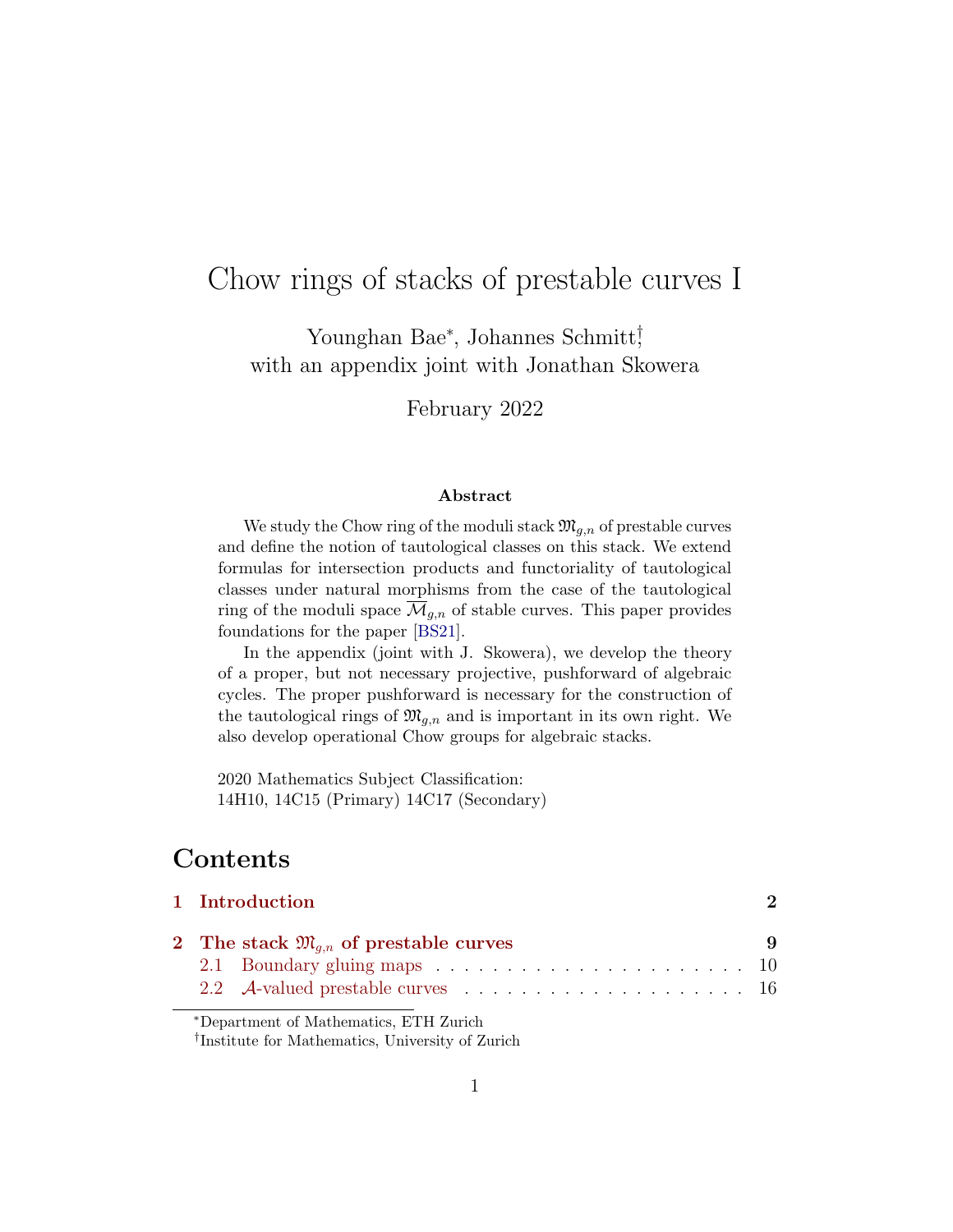# Chow rings of stacks of prestable curves I

Younghan Bae[*], Johannes Schmitt[†]
with an appendix joint with Jonathan Skowera

February 2022

**Abstract**

We study the Chow ring of the moduli stack $\mathfrak{M}_{g,n}$ of prestable curves and define the notion of tautological classes on this stack. We extend formulas for intersection products and functoriality of tautological classes under natural morphisms from the case of the tautological ring of the moduli space $\overline{\mathcal{M}}_{g,n}$ of stable curves. This paper provides foundations for the paper [BS21].

In the appendix (joint with J. Skowera), we develop the theory of a proper, but not necessary projective, pushforward of algebraic cycles. The proper pushforward is necessary for the construction of the tautological rings of $\mathfrak{M}_{g,n}$ and is important in its own right. We also develop operational Chow groups for algebraic stacks.

2020 Mathematics Subject Classification:
14H10, 14C15 (Primary) 14C17 (Secondary)

## Contents

**1 Introduction** 2

**2 The stack $\mathfrak{M}_{g,n}$ of prestable curves** 9

2.1 Boundary gluing maps . . . . . . . . . . . . . . . . . . . . . . 10

2.2 $\mathcal{A}$-valued prestable curves . . . . . . . . . . . . . . . . . . . . 16

---

[*]Department of Mathematics, ETH Zurich

[†]Institute for Mathematics, University of Zurich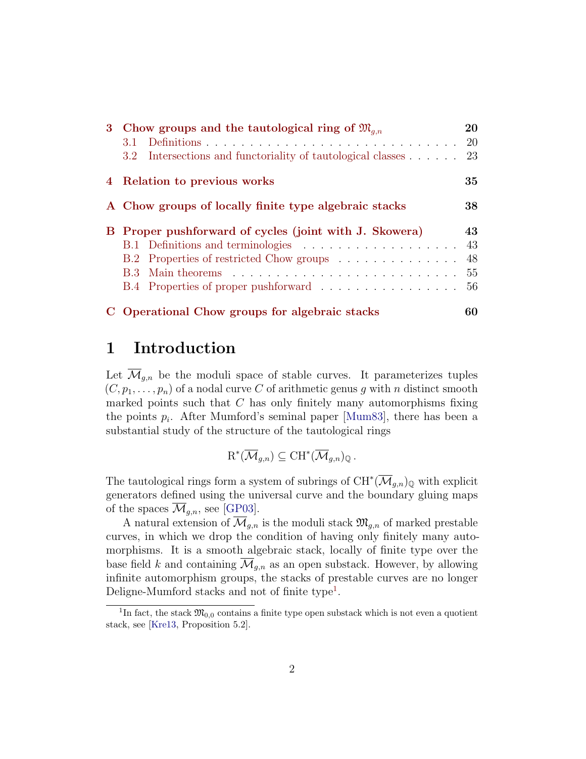- **3 Chow groups and the tautological ring of $\mathfrak{M}_{g,n}$** — 20
  - 3.1 Definitions — 20
  - 3.2 Intersections and functoriality of tautological classes — 23
- **4 Relation to previous works** — 35
- **A Chow groups of locally finite type algebraic stacks** — 38
- **B Proper pushforward of cycles (joint with J. Skowera)** — 43
  - B.1 Definitions and terminologies — 43
  - B.2 Properties of restricted Chow groups — 48
  - B.3 Main theorems — 55
  - B.4 Properties of proper pushforward — 56
- **C Operational Chow groups for algebraic stacks** — 60

# 1 Introduction

Let $\overline{\mathcal{M}}_{g,n}$ be the moduli space of stable curves. It parameterizes tuples $(C, p_1, \ldots, p_n)$ of a nodal curve $C$ of arithmetic genus $g$ with $n$ distinct smooth marked points such that $C$ has only finitely many automorphisms fixing the points $p_i$. After Mumford's seminal paper [Mum83], there has been a substantial study of the structure of the tautological rings

$$\mathrm{R}^*(\overline{\mathcal{M}}_{g,n}) \subseteq \mathrm{CH}^*(\overline{\mathcal{M}}_{g,n})_{\mathbb{Q}}\,.$$

The tautological rings form a system of subrings of $\mathrm{CH}^*(\overline{\mathcal{M}}_{g,n})_{\mathbb{Q}}$ with explicit generators defined using the universal curve and the boundary gluing maps of the spaces $\overline{\mathcal{M}}_{g,n}$, see [GP03].

A natural extension of $\overline{\mathcal{M}}_{g,n}$ is the moduli stack $\mathfrak{M}_{g,n}$ of marked prestable curves, in which we drop the condition of having only finitely many automorphisms. It is a smooth algebraic stack, locally of finite type over the base field $k$ and containing $\overline{\mathcal{M}}_{g,n}$ as an open substack. However, by allowing infinite automorphism groups, the stacks of prestable curves are no longer Deligne-Mumford stacks and not of finite type[1].

[1] In fact, the stack $\mathfrak{M}_{0,0}$ contains a finite type open substack which is not even a quotient stack, see [Kre13, Proposition 5.2].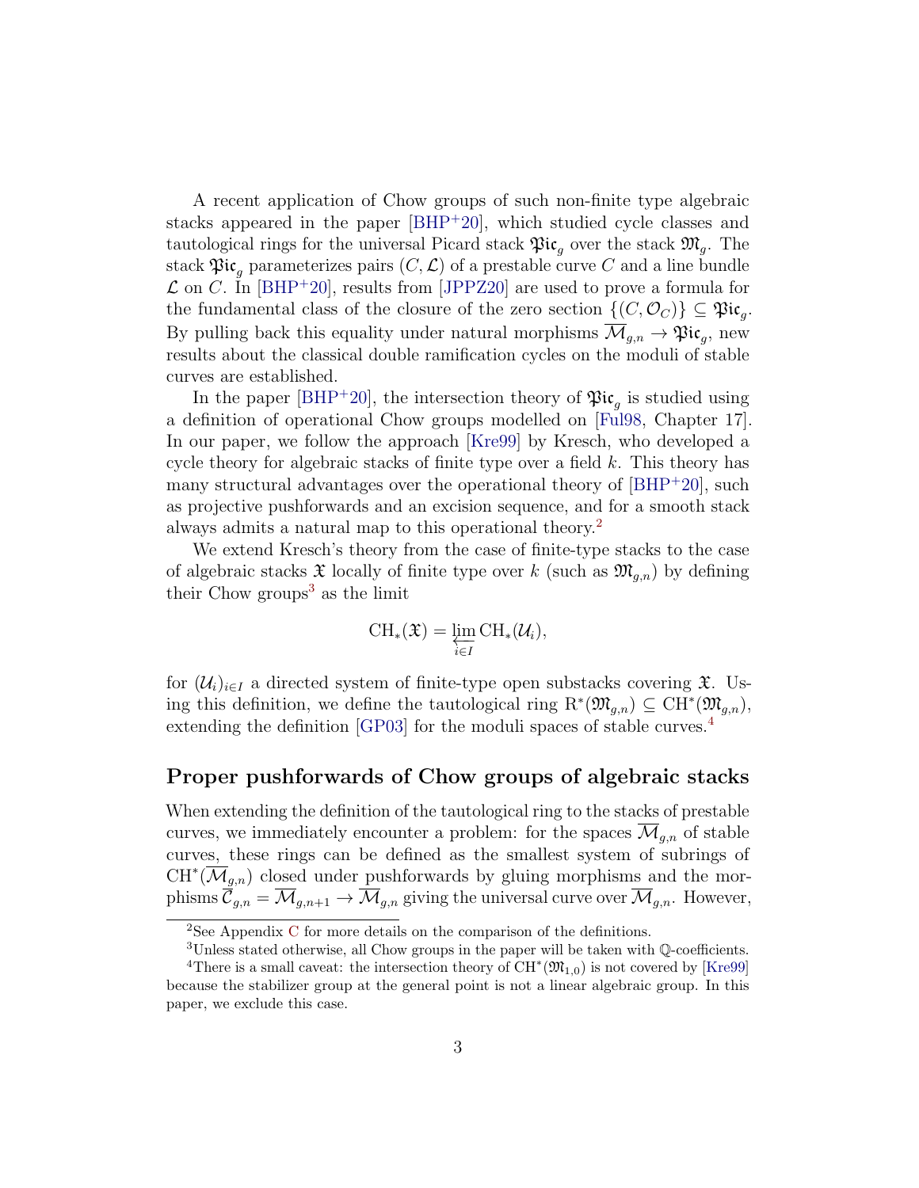A recent application of Chow groups of such non-finite type algebraic stacks appeared in the paper [BHP+20], which studied cycle classes and tautological rings for the universal Picard stack $\mathfrak{Pic}_g$ over the stack $\mathfrak{M}_g$. The stack $\mathfrak{Pic}_g$ parameterizes pairs $(C, \mathcal{L})$ of a prestable curve $C$ and a line bundle $\mathcal{L}$ on $C$. In [BHP+20], results from [JPPZ20] are used to prove a formula for the fundamental class of the closure of the zero section $\{(C, \mathcal{O}_C)\} \subseteq \mathfrak{Pic}_g$. By pulling back this equality under natural morphisms $\overline{\mathcal{M}}_{g,n} \to \mathfrak{Pic}_g$, new results about the classical double ramification cycles on the moduli of stable curves are established.

In the paper [BHP+20], the intersection theory of $\mathfrak{Pic}_g$ is studied using a definition of operational Chow groups modelled on [Ful98, Chapter 17]. In our paper, we follow the approach [Kre99] by Kresch, who developed a cycle theory for algebraic stacks of finite type over a field $k$. This theory has many structural advantages over the operational theory of [BHP+20], such as projective pushforwards and an excision sequence, and for a smooth stack always admits a natural map to this operational theory.[2]

We extend Kresch's theory from the case of finite-type stacks to the case of algebraic stacks $\mathfrak{X}$ locally of finite type over $k$ (such as $\mathfrak{M}_{g,n}$) by defining their Chow groups[3] as the limit

$$\mathrm{CH}_*(\mathfrak{X}) = \varprojlim_{i \in I} \mathrm{CH}_*(\mathcal{U}_i),$$

for $(\mathcal{U}_i)_{i \in I}$ a directed system of finite-type open substacks covering $\mathfrak{X}$. Using this definition, we define the tautological ring $\mathrm{R}^*(\mathfrak{M}_{g,n}) \subseteq \mathrm{CH}^*(\mathfrak{M}_{g,n})$, extending the definition [GP03] for the moduli spaces of stable curves.[4]

## Proper pushforwards of Chow groups of algebraic stacks

When extending the definition of the tautological ring to the stacks of prestable curves, we immediately encounter a problem: for the spaces $\overline{\mathcal{M}}_{g,n}$ of stable curves, these rings can be defined as the smallest system of subrings of $\mathrm{CH}^*(\overline{\mathcal{M}}_{g,n})$ closed under pushforwards by gluing morphisms and the morphisms $\overline{\mathcal{C}}_{g,n} = \overline{\mathcal{M}}_{g,n+1} \to \overline{\mathcal{M}}_{g,n}$ giving the universal curve over $\overline{\mathcal{M}}_{g,n}$. However,

[2] See Appendix C for more details on the comparison of the definitions.

[3] Unless stated otherwise, all Chow groups in the paper will be taken with $\mathbb{Q}$-coefficients.

[4] There is a small caveat: the intersection theory of $\mathrm{CH}^*(\mathfrak{M}_{1,0})$ is not covered by [Kre99] because the stabilizer group at the general point is not a linear algebraic group. In this paper, we exclude this case.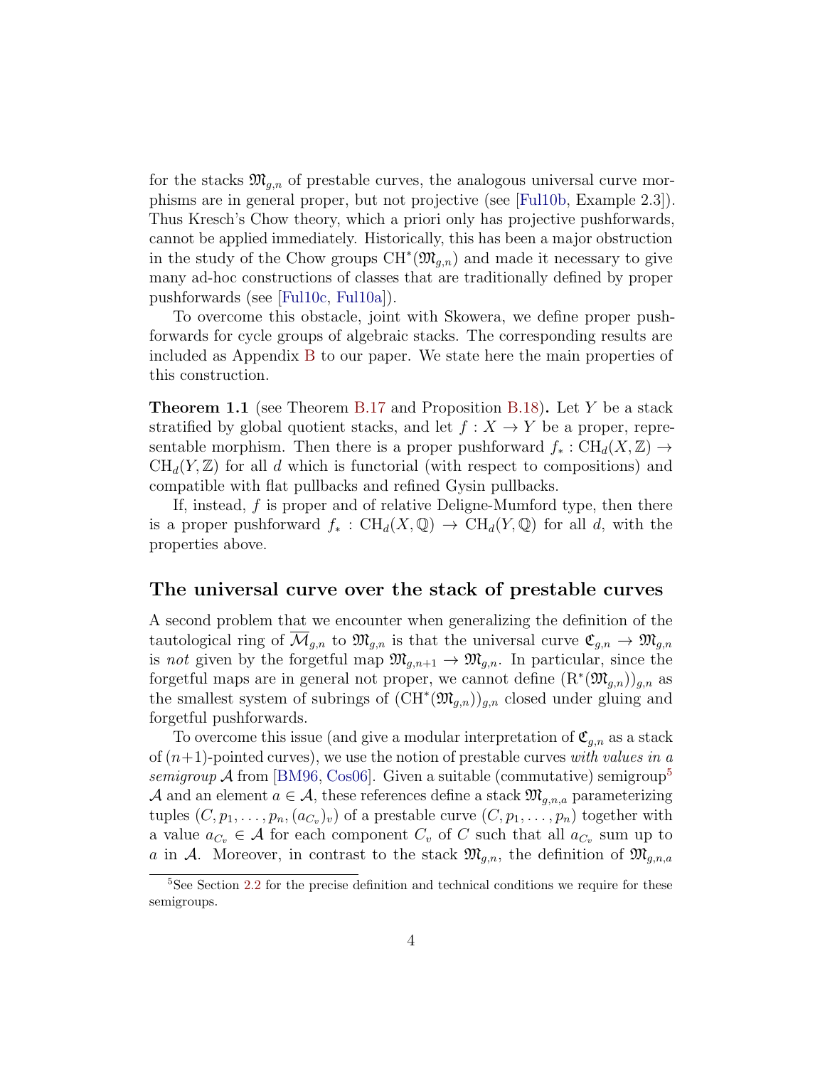for the stacks $\mathfrak{M}_{g,n}$ of prestable curves, the analogous universal curve morphisms are in general proper, but not projective (see [Ful10b, Example 2.3]). Thus Kresch's Chow theory, which a priori only has projective pushforwards, cannot be applied immediately. Historically, this has been a major obstruction in the study of the Chow groups $\mathrm{CH}^*(\mathfrak{M}_{g,n})$ and made it necessary to give many ad-hoc constructions of classes that are traditionally defined by proper pushforwards (see [Ful10c, Ful10a]).

To overcome this obstacle, joint with Skowera, we define proper pushforwards for cycle groups of algebraic stacks. The corresponding results are included as Appendix B to our paper. We state here the main properties of this construction.

**Theorem 1.1** (see Theorem B.17 and Proposition B.18)**.** Let $Y$ be a stack stratified by global quotient stacks, and let $f : X \to Y$ be a proper, representable morphism. Then there is a proper pushforward $f_* : \mathrm{CH}_d(X, \mathbb{Z}) \to \mathrm{CH}_d(Y, \mathbb{Z})$ for all $d$ which is functorial (with respect to compositions) and compatible with flat pullbacks and refined Gysin pullbacks.

If, instead, $f$ is proper and of relative Deligne-Mumford type, then there is a proper pushforward $f_* : \mathrm{CH}_d(X, \mathbb{Q}) \to \mathrm{CH}_d(Y, \mathbb{Q})$ for all $d$, with the properties above.

## The universal curve over the stack of prestable curves

A second problem that we encounter when generalizing the definition of the tautological ring of $\overline{\mathcal{M}}_{g,n}$ to $\mathfrak{M}_{g,n}$ is that the universal curve $\mathfrak{C}_{g,n} \to \mathfrak{M}_{g,n}$ is *not* given by the forgetful map $\mathfrak{M}_{g,n+1} \to \mathfrak{M}_{g,n}$. In particular, since the forgetful maps are in general not proper, we cannot define $(\mathrm{R}^*(\mathfrak{M}_{g,n}))_{g,n}$ as the smallest system of subrings of $(\mathrm{CH}^*(\mathfrak{M}_{g,n}))_{g,n}$ closed under gluing and forgetful pushforwards.

To overcome this issue (and give a modular interpretation of $\mathfrak{C}_{g,n}$ as a stack of $(n+1)$-pointed curves), we use the notion of prestable curves *with values in a semigroup* $\mathcal{A}$ from [BM96, Cos06]. Given a suitable (commutative) semigroup[5] $\mathcal{A}$ and an element $a \in \mathcal{A}$, these references define a stack $\mathfrak{M}_{g,n,a}$ parameterizing tuples $(C, p_1, \ldots, p_n, (a_{C_v})_v)$ of a prestable curve $(C, p_1, \ldots, p_n)$ together with a value $a_{C_v} \in \mathcal{A}$ for each component $C_v$ of $C$ such that all $a_{C_v}$ sum up to $a$ in $\mathcal{A}$. Moreover, in contrast to the stack $\mathfrak{M}_{g,n}$, the definition of $\mathfrak{M}_{g,n,a}$

[5] See Section 2.2 for the precise definition and technical conditions we require for these semigroups.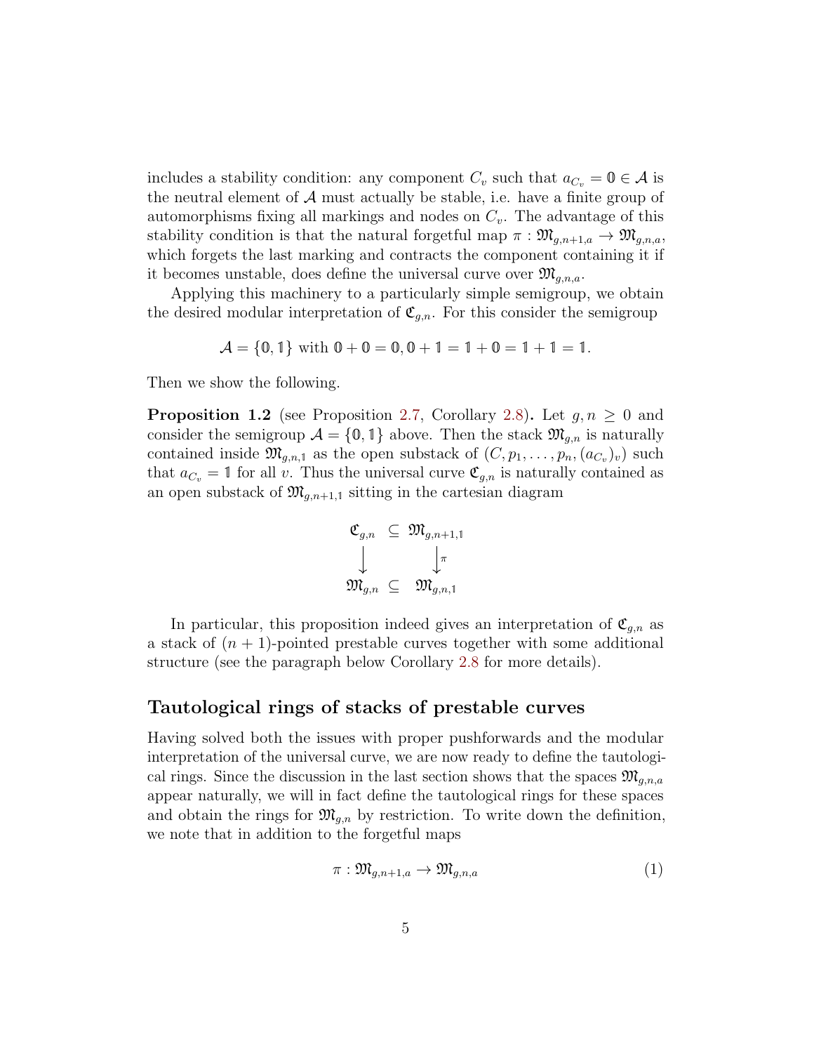includes a stability condition: any component $C_v$ such that $a_{C_v} = \mathbb{0} \in \mathcal{A}$ is the neutral element of $\mathcal{A}$ must actually be stable, i.e. have a finite group of automorphisms fixing all markings and nodes on $C_v$. The advantage of this stability condition is that the natural forgetful map $\pi : \mathfrak{M}_{g,n+1,a} \to \mathfrak{M}_{g,n,a}$, which forgets the last marking and contracts the component containing it if it becomes unstable, does define the universal curve over $\mathfrak{M}_{g,n,a}$.

Applying this machinery to a particularly simple semigroup, we obtain the desired modular interpretation of $\mathfrak{C}_{g,n}$. For this consider the semigroup

$$\mathcal{A} = \{\mathbb{0}, \mathbb{1}\} \text{ with } \mathbb{0} + \mathbb{0} = \mathbb{0}, \mathbb{0} + \mathbb{1} = \mathbb{1} + \mathbb{0} = \mathbb{1} + \mathbb{1} = \mathbb{1}.$$

Then we show the following.

**Proposition 1.2** (see Proposition 2.7, Corollary 2.8)**.** Let $g, n \geq 0$ and consider the semigroup $\mathcal{A} = \{\mathbb{0}, \mathbb{1}\}$ above. Then the stack $\mathfrak{M}_{g,n}$ is naturally contained inside $\mathfrak{M}_{g,n,\mathbb{1}}$ as the open substack of $(C, p_1, \ldots, p_n, (a_{C_v})_v)$ such that $a_{C_v} = \mathbb{1}$ for all $v$. Thus the universal curve $\mathfrak{C}_{g,n}$ is naturally contained as an open substack of $\mathfrak{M}_{g,n+1,\mathbb{1}}$ sitting in the cartesian diagram

$$\begin{array}{ccc} \mathfrak{C}_{g,n} & \subseteq & \mathfrak{M}_{g,n+1,\mathbb{1}} \\ \downarrow & & \downarrow \pi \\ \mathfrak{M}_{g,n} & \subseteq & \mathfrak{M}_{g,n,\mathbb{1}} \end{array}$$

In particular, this proposition indeed gives an interpretation of $\mathfrak{C}_{g,n}$ as a stack of $(n+1)$-pointed prestable curves together with some additional structure (see the paragraph below Corollary 2.8 for more details).

## Tautological rings of stacks of prestable curves

Having solved both the issues with proper pushforwards and the modular interpretation of the universal curve, we are now ready to define the tautological rings. Since the discussion in the last section shows that the spaces $\mathfrak{M}_{g,n,a}$ appear naturally, we will in fact define the tautological rings for these spaces and obtain the rings for $\mathfrak{M}_{g,n}$ by restriction. To write down the definition, we note that in addition to the forgetful maps

$$\pi : \mathfrak{M}_{g,n+1,a} \to \mathfrak{M}_{g,n,a} \tag{1}$$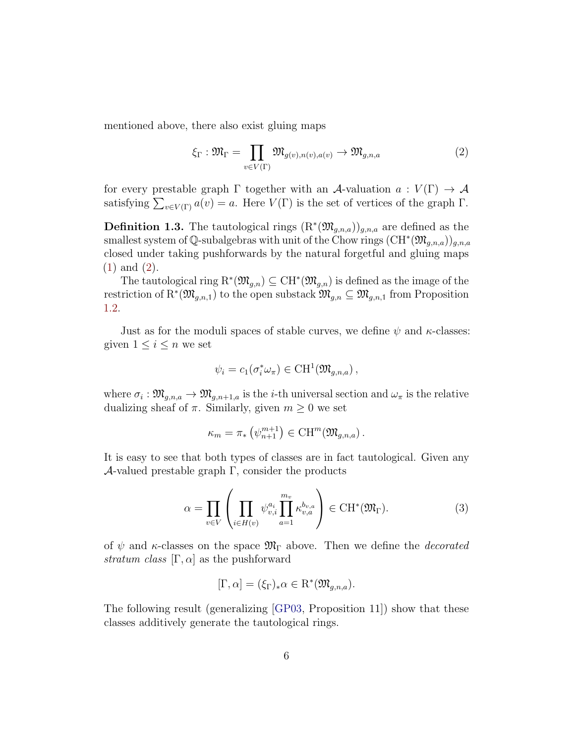mentioned above, there also exist gluing maps

$$\xi_\Gamma : \mathfrak{M}_\Gamma = \prod_{v \in V(\Gamma)} \mathfrak{M}_{g(v),n(v),a(v)} \to \mathfrak{M}_{g,n,a} \tag{2}$$

for every prestable graph $\Gamma$ together with an $\mathcal{A}$-valuation $a : V(\Gamma) \to \mathcal{A}$ satisfying $\sum_{v \in V(\Gamma)} a(v) = a$. Here $V(\Gamma)$ is the set of vertices of the graph $\Gamma$.

**Definition 1.3.** The tautological rings $(\mathrm{R}^*(\mathfrak{M}_{g,n,a}))_{g,n,a}$ are defined as the smallest system of $\mathbb{Q}$-subalgebras with unit of the Chow rings $(\mathrm{CH}^*(\mathfrak{M}_{g,n,a}))_{g,n,a}$ closed under taking pushforwards by the natural forgetful and gluing maps (1) and (2).

The tautological ring $\mathrm{R}^*(\mathfrak{M}_{g,n}) \subseteq \mathrm{CH}^*(\mathfrak{M}_{g,n})$ is defined as the image of the restriction of $\mathrm{R}^*(\mathfrak{M}_{g,n,1})$ to the open substack $\mathfrak{M}_{g,n} \subseteq \mathfrak{M}_{g,n,1}$ from Proposition 1.2.

Just as for the moduli spaces of stable curves, we define $\psi$ and $\kappa$-classes: given $1 \leq i \leq n$ we set

$$\psi_i = c_1(\sigma_i^* \omega_\pi) \in \mathrm{CH}^1(\mathfrak{M}_{g,n,a}),$$

where $\sigma_i : \mathfrak{M}_{g,n,a} \to \mathfrak{M}_{g,n+1,a}$ is the $i$-th universal section and $\omega_\pi$ is the relative dualizing sheaf of $\pi$. Similarly, given $m \geq 0$ we set

$$\kappa_m = \pi_* \left(\psi_{n+1}^{m+1}\right) \in \mathrm{CH}^m(\mathfrak{M}_{g,n,a}).$$

It is easy to see that both types of classes are in fact tautological. Given any $\mathcal{A}$-valued prestable graph $\Gamma$, consider the products

$$\alpha = \prod_{v \in V} \left( \prod_{i \in H(v)} \psi_{v,i}^{a_i} \prod_{a=1}^{m_v} \kappa_{v,a}^{b_{v,a}} \right) \in \mathrm{CH}^*(\mathfrak{M}_\Gamma). \tag{3}$$

of $\psi$ and $\kappa$-classes on the space $\mathfrak{M}_\Gamma$ above. Then we define the *decorated stratum class* $[\Gamma, \alpha]$ as the pushforward

$$[\Gamma, \alpha] = (\xi_\Gamma)_* \alpha \in \mathrm{R}^*(\mathfrak{M}_{g,n,a}).$$

The following result (generalizing [GP03, Proposition 11]) show that these classes additively generate the tautological rings.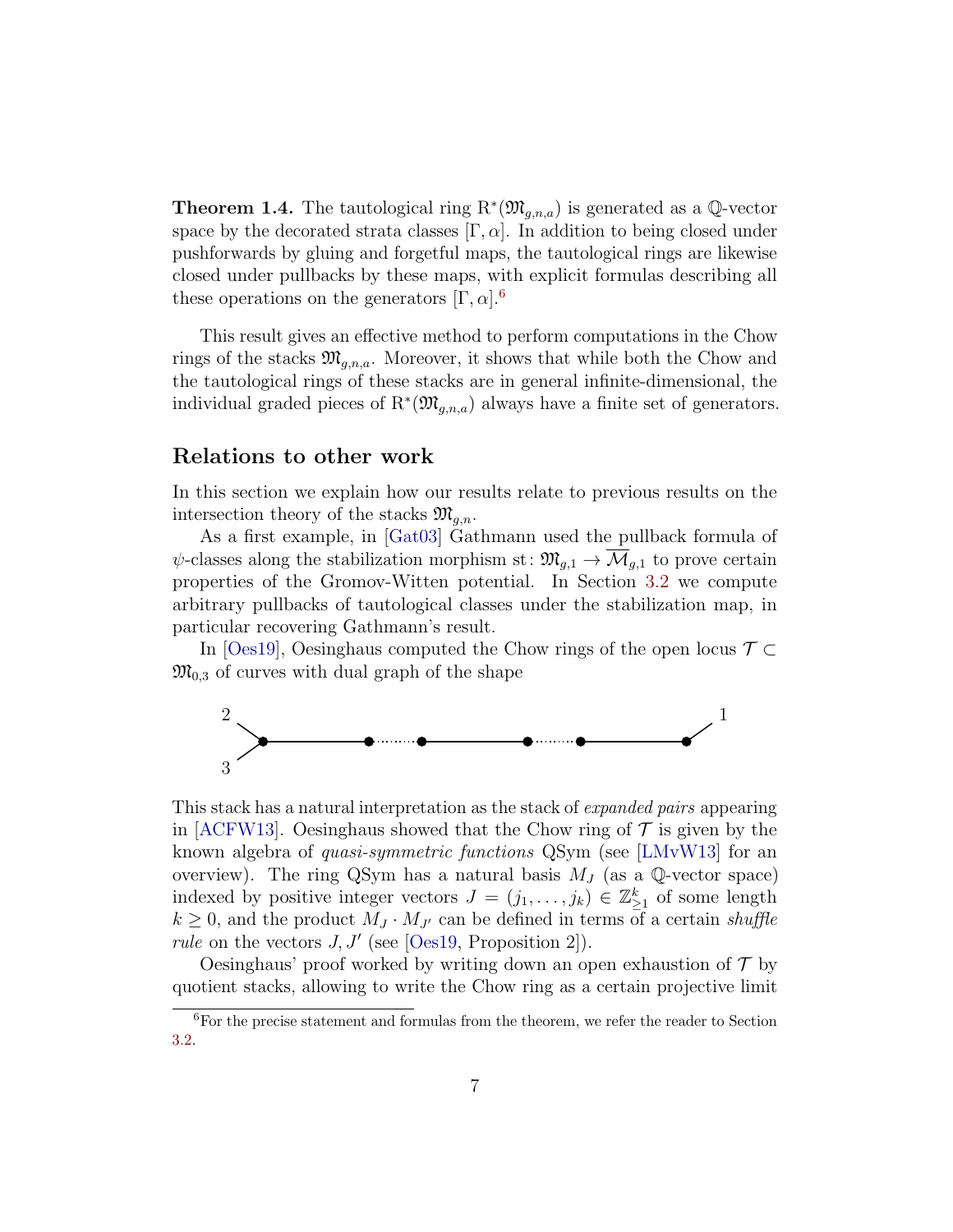**Theorem 1.4.** The tautological ring $\mathrm{R}^*(\mathfrak{M}_{g,n,a})$ is generated as a $\mathbb{Q}$-vector space by the decorated strata classes $[\Gamma, \alpha]$. In addition to being closed under pushforwards by gluing and forgetful maps, the tautological rings are likewise closed under pullbacks by these maps, with explicit formulas describing all these operations on the generators $[\Gamma, \alpha]$.[6]

This result gives an effective method to perform computations in the Chow rings of the stacks $\mathfrak{M}_{g,n,a}$. Moreover, it shows that while both the Chow and the tautological rings of these stacks are in general infinite-dimensional, the individual graded pieces of $\mathrm{R}^*(\mathfrak{M}_{g,n,a})$ always have a finite set of generators.

## Relations to other work

In this section we explain how our results relate to previous results on the intersection theory of the stacks $\mathfrak{M}_{g,n}$.

As a first example, in [Gat03] Gathmann used the pullback formula of $\psi$-classes along the stabilization morphism $\mathrm{st}\colon \mathfrak{M}_{g,1} \to \overline{\mathcal{M}}_{g,1}$ to prove certain properties of the Gromov-Witten potential. In Section 3.2 we compute arbitrary pullbacks of tautological classes under the stabilization map, in particular recovering Gathmann's result.

In [Oes19], Oesinghaus computed the Chow rings of the open locus $\mathcal{T} \subset \mathfrak{M}_{0,3}$ of curves with dual graph of the shape

2, 3 ⟩—•—•⋯•—•—•⋯•—•—• ⟨ 1

This stack has a natural interpretation as the stack of *expanded pairs* appearing in [ACFW13]. Oesinghaus showed that the Chow ring of $\mathcal{T}$ is given by the known algebra of *quasi-symmetric functions* QSym (see [LMvW13] for an overview). The ring QSym has a natural basis $M_J$ (as a $\mathbb{Q}$-vector space) indexed by positive integer vectors $J = (j_1, \ldots, j_k) \in \mathbb{Z}_{\geq 1}^k$ of some length $k \geq 0$, and the product $M_J \cdot M_{J'}$ can be defined in terms of a certain *shuffle rule* on the vectors $J, J'$ (see [Oes19, Proposition 2]).

Oesinghaus' proof worked by writing down an open exhaustion of $\mathcal{T}$ by quotient stacks, allowing to write the Chow ring as a certain projective limit

[6] For the precise statement and formulas from the theorem, we refer the reader to Section 3.2.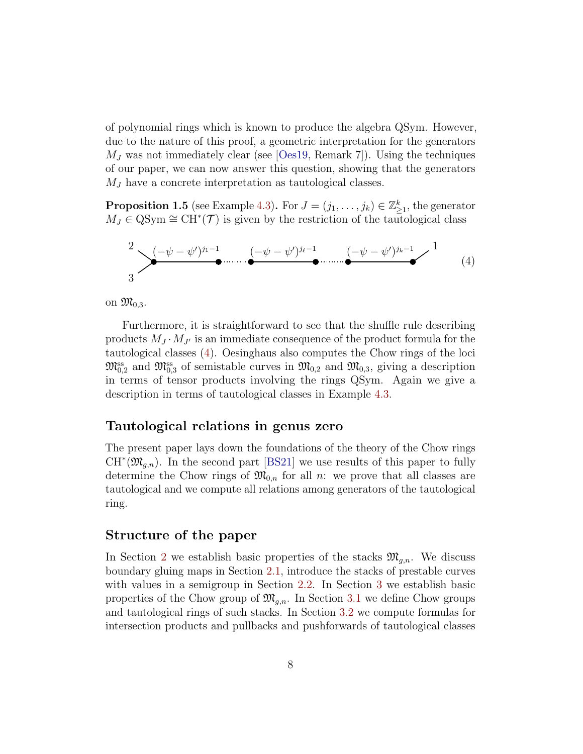of polynomial rings which is known to produce the algebra QSym. However, due to the nature of this proof, a geometric interpretation for the generators $M_J$ was not immediately clear (see [Oes19, Remark 7]). Using the techniques of our paper, we can now answer this question, showing that the generators $M_J$ have a concrete interpretation as tautological classes.

**Proposition 1.5** (see Example 4.3)**.** For $J = (j_1, \ldots, j_k) \in \mathbb{Z}_{\geq 1}^k$, the generator $M_J \in \mathrm{QSym} \cong \mathrm{CH}^*(\mathcal{T})$ is given by the restriction of the tautological class

$$
\begin{array}{c}
2 \\ 3
\end{array}
\!\!\!>\!\bullet\!\!\overset{(-\psi-\psi')^{j_1-1}}{\longrightarrow}\!\!\bullet \cdots \bullet\!\!\overset{(-\psi-\psi')^{j_\ell-1}}{\longrightarrow}\!\!\bullet \cdots \bullet\!\!\overset{(-\psi-\psi')^{j_k-1}}{\longrightarrow}\!\!\bullet\!\!-\, 1 \qquad (4)
$$

on $\mathfrak{M}_{0,3}$.

Furthermore, it is straightforward to see that the shuffle rule describing products $M_J \cdot M_{J'}$ is an immediate consequence of the product formula for the tautological classes (4). Oesinghaus also computes the Chow rings of the loci $\mathfrak{M}_{0,2}^{\mathrm{ss}}$ and $\mathfrak{M}_{0,3}^{\mathrm{ss}}$ of semistable curves in $\mathfrak{M}_{0,2}$ and $\mathfrak{M}_{0,3}$, giving a description in terms of tensor products involving the rings QSym. Again we give a description in terms of tautological classes in Example 4.3.

### Tautological relations in genus zero

The present paper lays down the foundations of the theory of the Chow rings $\mathrm{CH}^*(\mathfrak{M}_{g,n})$. In the second part [BS21] we use results of this paper to fully determine the Chow rings of $\mathfrak{M}_{0,n}$ for all $n$: we prove that all classes are tautological and we compute all relations among generators of the tautological ring.

### Structure of the paper

In Section 2 we establish basic properties of the stacks $\mathfrak{M}_{g,n}$. We discuss boundary gluing maps in Section 2.1, introduce the stacks of prestable curves with values in a semigroup in Section 2.2. In Section 3 we establish basic properties of the Chow group of $\mathfrak{M}_{g,n}$. In Section 3.1 we define Chow groups and tautological rings of such stacks. In Section 3.2 we compute formulas for intersection products and pullbacks and pushforwards of tautological classes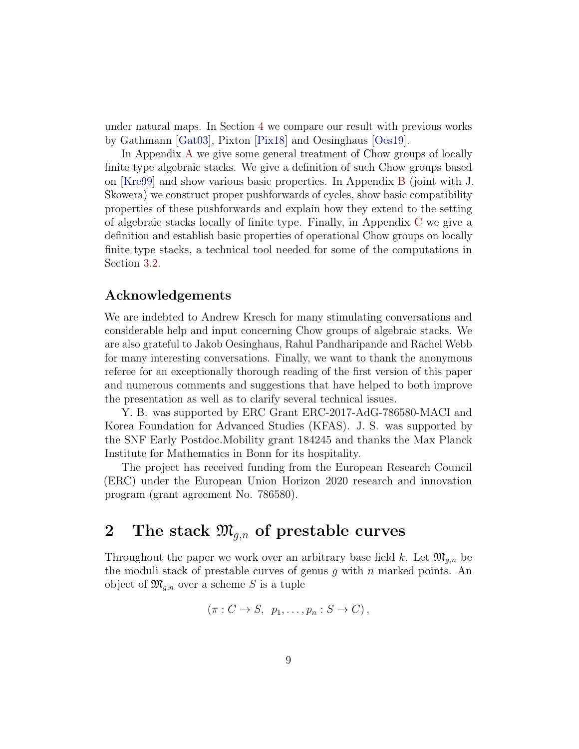under natural maps. In Section 4 we compare our result with previous works by Gathmann [Gat03], Pixton [Pix18] and Oesinghaus [Oes19].

In Appendix A we give some general treatment of Chow groups of locally finite type algebraic stacks. We give a definition of such Chow groups based on [Kre99] and show various basic properties. In Appendix B (joint with J. Skowera) we construct proper pushforwards of cycles, show basic compatibility properties of these pushforwards and explain how they extend to the setting of algebraic stacks locally of finite type. Finally, in Appendix C we give a definition and establish basic properties of operational Chow groups on locally finite type stacks, a technical tool needed for some of the computations in Section 3.2.

### Acknowledgements

We are indebted to Andrew Kresch for many stimulating conversations and considerable help and input concerning Chow groups of algebraic stacks. We are also grateful to Jakob Oesinghaus, Rahul Pandharipande and Rachel Webb for many interesting conversations. Finally, we want to thank the anonymous referee for an exceptionally thorough reading of the first version of this paper and numerous comments and suggestions that have helped to both improve the presentation as well as to clarify several technical issues.

Y. B. was supported by ERC Grant ERC-2017-AdG-786580-MACI and Korea Foundation for Advanced Studies (KFAS). J. S. was supported by the SNF Early Postdoc.Mobility grant 184245 and thanks the Max Planck Institute for Mathematics in Bonn for its hospitality.

The project has received funding from the European Research Council (ERC) under the European Union Horizon 2020 research and innovation program (grant agreement No. 786580).

## 2 The stack $\mathfrak{M}_{g,n}$ of prestable curves

Throughout the paper we work over an arbitrary base field $k$. Let $\mathfrak{M}_{g,n}$ be the moduli stack of prestable curves of genus $g$ with $n$ marked points. An object of $\mathfrak{M}_{g,n}$ over a scheme $S$ is a tuple

$$(\pi : C \to S, \; p_1, \ldots, p_n : S \to C),$$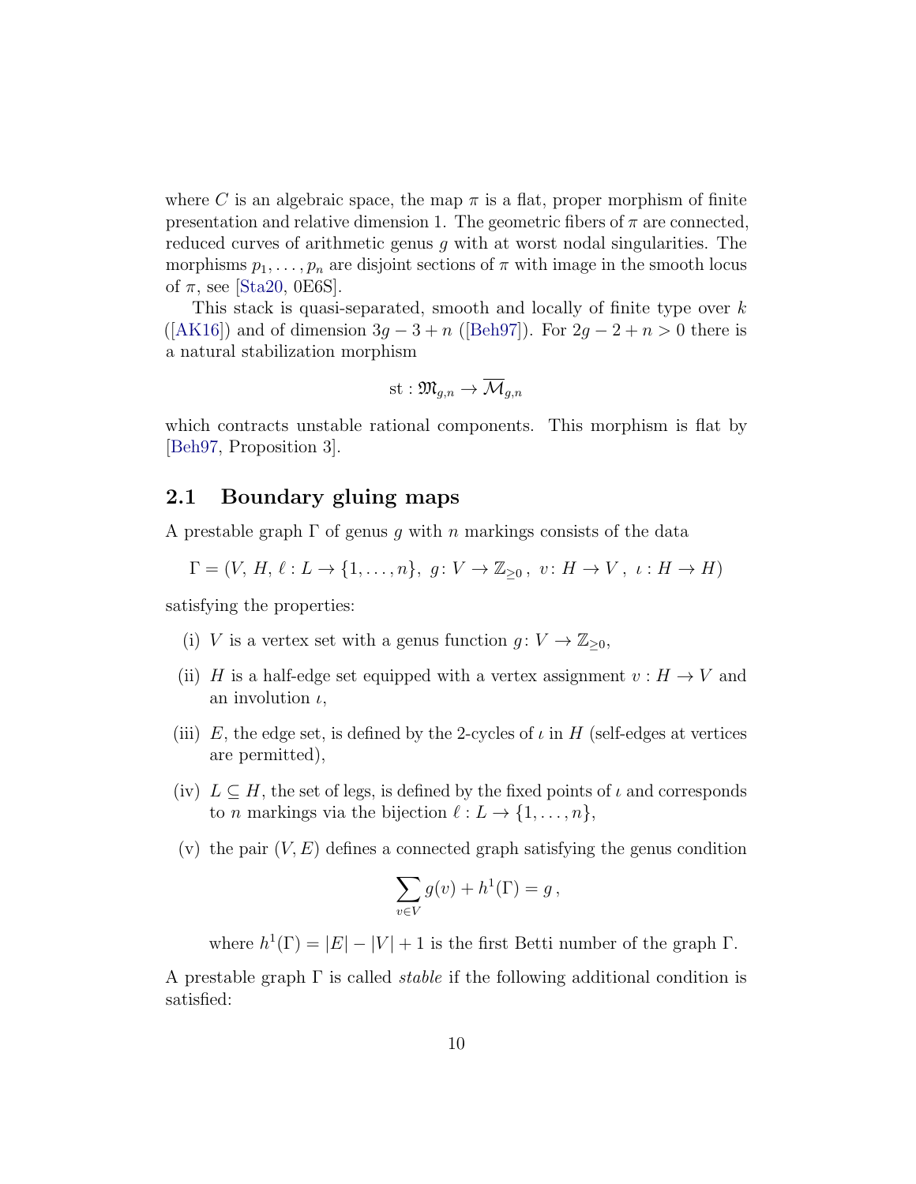where $C$ is an algebraic space, the map $\pi$ is a flat, proper morphism of finite presentation and relative dimension 1. The geometric fibers of $\pi$ are connected, reduced curves of arithmetic genus $g$ with at worst nodal singularities. The morphisms $p_1, \ldots, p_n$ are disjoint sections of $\pi$ with image in the smooth locus of $\pi$, see [Sta20, 0E6S].

This stack is quasi-separated, smooth and locally of finite type over $k$ ([AK16]) and of dimension $3g - 3 + n$ ([Beh97]). For $2g - 2 + n > 0$ there is a natural stabilization morphism

$$\mathrm{st} : \mathfrak{M}_{g,n} \to \overline{\mathcal{M}}_{g,n}$$

which contracts unstable rational components. This morphism is flat by [Beh97, Proposition 3].

## 2.1 Boundary gluing maps

A prestable graph $\Gamma$ of genus $g$ with $n$ markings consists of the data

$$\Gamma = (V,\, H,\, \ell : L \to \{1, \ldots, n\},\; g \colon V \to \mathbb{Z}_{\geq 0}\,,\; v \colon H \to V\,,\; \iota : H \to H)$$

satisfying the properties:

(i) $V$ is a vertex set with a genus function $g \colon V \to \mathbb{Z}_{\geq 0}$,

(ii) $H$ is a half-edge set equipped with a vertex assignment $v : H \to V$ and an involution $\iota$,

(iii) $E$, the edge set, is defined by the 2-cycles of $\iota$ in $H$ (self-edges at vertices are permitted),

(iv) $L \subseteq H$, the set of legs, is defined by the fixed points of $\iota$ and corresponds to $n$ markings via the bijection $\ell : L \to \{1, \ldots, n\}$,

(v) the pair $(V, E)$ defines a connected graph satisfying the genus condition

$$\sum_{v \in V} g(v) + h^1(\Gamma) = g\,,$$

where $h^1(\Gamma) = |E| - |V| + 1$ is the first Betti number of the graph $\Gamma$.

A prestable graph $\Gamma$ is called *stable* if the following additional condition is satisfied: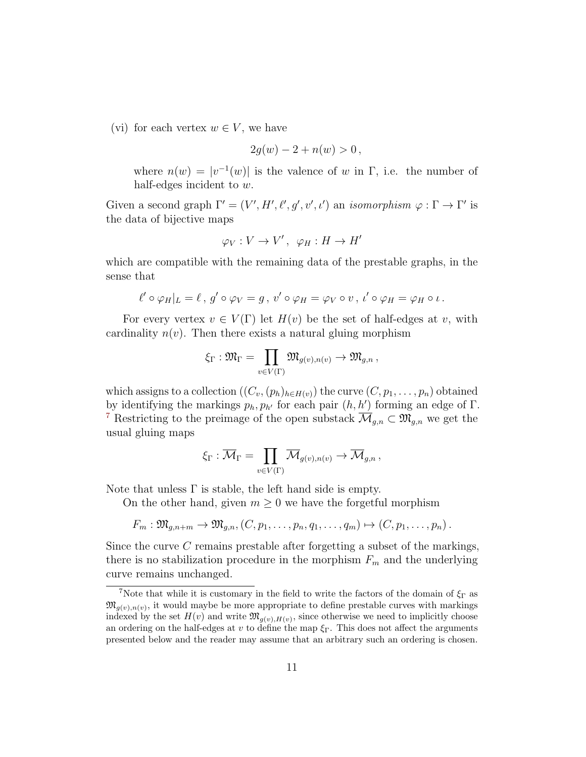(vi) for each vertex $w \in V$, we have

$$2g(w) - 2 + n(w) > 0\,,$$

where $n(w) = |v^{-1}(w)|$ is the valence of $w$ in $\Gamma$, i.e. the number of half-edges incident to $w$.

Given a second graph $\Gamma' = (V', H', \ell', g', v', \iota')$ an *isomorphism* $\varphi : \Gamma \to \Gamma'$ is the data of bijective maps

$$\varphi_V : V \to V'\,,\ \ \varphi_H : H \to H'$$

which are compatible with the remaining data of the prestable graphs, in the sense that

$$\ell' \circ \varphi_H|_L = \ell\,,\ g' \circ \varphi_V = g\,,\ v' \circ \varphi_H = \varphi_V \circ v\,,\ \iota' \circ \varphi_H = \varphi_H \circ \iota\,.$$

For every vertex $v \in V(\Gamma)$ let $H(v)$ be the set of half-edges at $v$, with cardinality $n(v)$. Then there exists a natural gluing morphism

$$\xi_\Gamma : \mathfrak{M}_\Gamma = \prod_{v \in V(\Gamma)} \mathfrak{M}_{g(v),n(v)} \to \mathfrak{M}_{g,n}\,,$$

which assigns to a collection $((C_v, (p_h)_{h \in H(v)})$ the curve $(C, p_1, \ldots, p_n)$ obtained by identifying the markings $p_h, p_{h'}$ for each pair $(h, h')$ forming an edge of $\Gamma$. [7] Restricting to the preimage of the open substack $\overline{\mathcal{M}}_{g,n} \subset \mathfrak{M}_{g,n}$ we get the usual gluing maps

$$\xi_\Gamma : \overline{\mathcal{M}}_\Gamma = \prod_{v \in V(\Gamma)} \overline{\mathcal{M}}_{g(v),n(v)} \to \overline{\mathcal{M}}_{g,n}\,,$$

Note that unless $\Gamma$ is stable, the left hand side is empty.

On the other hand, given $m \geq 0$ we have the forgetful morphism

$$F_m : \mathfrak{M}_{g,n+m} \to \mathfrak{M}_{g,n}, (C, p_1, \ldots, p_n, q_1, \ldots, q_m) \mapsto (C, p_1, \ldots, p_n)\,.$$

Since the curve $C$ remains prestable after forgetting a subset of the markings, there is no stabilization procedure in the morphism $F_m$ and the underlying curve remains unchanged.

---

[7] Note that while it is customary in the field to write the factors of the domain of $\xi_\Gamma$ as $\mathfrak{M}_{g(v),n(v)}$, it would maybe be more appropriate to define prestable curves with markings indexed by the set $H(v)$ and write $\mathfrak{M}_{g(v),H(v)}$, since otherwise we need to implicitly choose an ordering on the half-edges at $v$ to define the map $\xi_\Gamma$. This does not affect the arguments presented below and the reader may assume that an arbitrary such an ordering is chosen.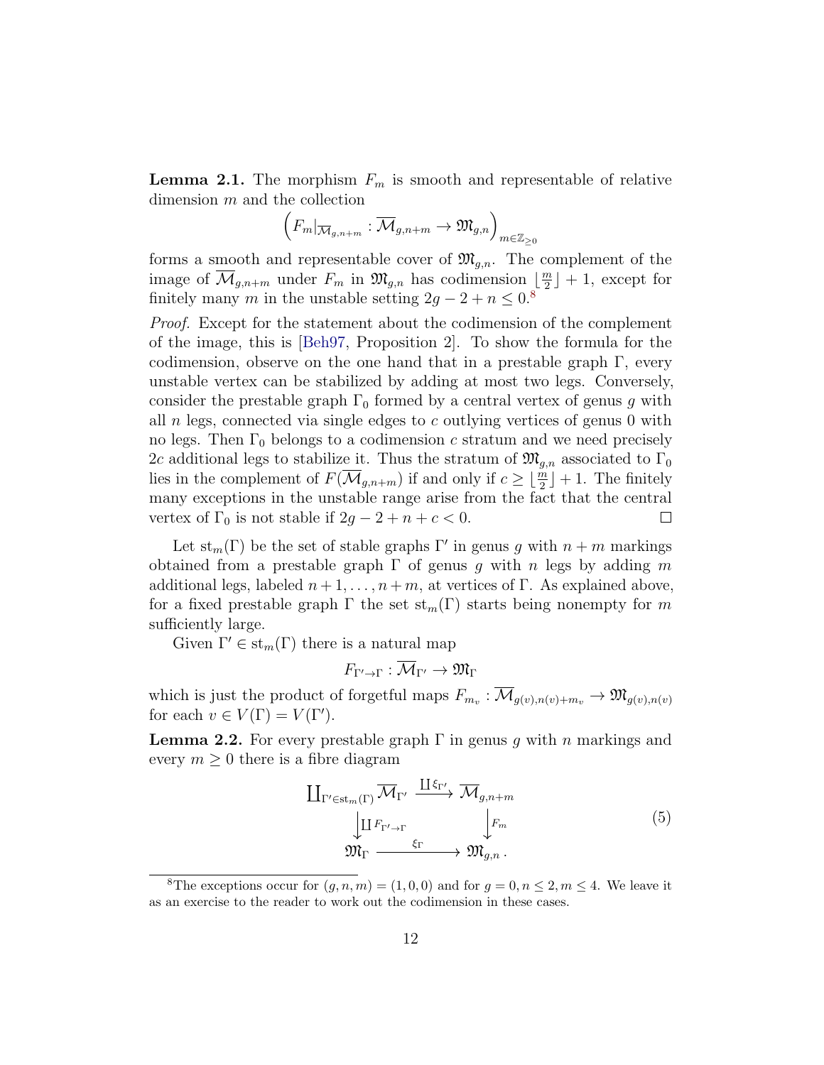**Lemma 2.1.** The morphism $F_m$ is smooth and representable of relative dimension $m$ and the collection

$$\left( F_m|_{\overline{\mathcal{M}}_{g,n+m}} : \overline{\mathcal{M}}_{g,n+m} \to \mathfrak{M}_{g,n} \right)_{m \in \mathbb{Z}_{\geq 0}}$$

forms a smooth and representable cover of $\mathfrak{M}_{g,n}$. The complement of the image of $\overline{\mathcal{M}}_{g,n+m}$ under $F_m$ in $\mathfrak{M}_{g,n}$ has codimension $\lfloor \frac{m}{2} \rfloor + 1$, except for finitely many $m$ in the unstable setting $2g - 2 + n \leq 0$.[8]

*Proof.* Except for the statement about the codimension of the complement of the image, this is [Beh97, Proposition 2]. To show the formula for the codimension, observe on the one hand that in a prestable graph $\Gamma$, every unstable vertex can be stabilized by adding at most two legs. Conversely, consider the prestable graph $\Gamma_0$ formed by a central vertex of genus $g$ with all $n$ legs, connected via single edges to $c$ outlying vertices of genus 0 with no legs. Then $\Gamma_0$ belongs to a codimension $c$ stratum and we need precisely $2c$ additional legs to stabilize it. Thus the stratum of $\mathfrak{M}_{g,n}$ associated to $\Gamma_0$ lies in the complement of $F(\overline{\mathcal{M}}_{g,n+m})$ if and only if $c \geq \lfloor \frac{m}{2} \rfloor + 1$. The finitely many exceptions in the unstable range arise from the fact that the central vertex of $\Gamma_0$ is not stable if $2g - 2 + n + c < 0$. $\square$

Let $\mathrm{st}_m(\Gamma)$ be the set of stable graphs $\Gamma'$ in genus $g$ with $n + m$ markings obtained from a prestable graph $\Gamma$ of genus $g$ with $n$ legs by adding $m$ additional legs, labeled $n + 1, \ldots, n + m$, at vertices of $\Gamma$. As explained above, for a fixed prestable graph $\Gamma$ the set $\mathrm{st}_m(\Gamma)$ starts being nonempty for $m$ sufficiently large.

Given $\Gamma' \in \mathrm{st}_m(\Gamma)$ there is a natural map

$$F_{\Gamma' \to \Gamma} : \overline{\mathcal{M}}_{\Gamma'} \to \mathfrak{M}_{\Gamma}$$

which is just the product of forgetful maps $F_{m_v} : \overline{\mathcal{M}}_{g(v),n(v)+m_v} \to \mathfrak{M}_{g(v),n(v)}$ for each $v \in V(\Gamma) = V(\Gamma')$.

**Lemma 2.2.** For every prestable graph $\Gamma$ in genus $g$ with $n$ markings and every $m \geq 0$ there is a fibre diagram

$$\begin{array}{ccc} \coprod_{\Gamma' \in \mathrm{st}_m(\Gamma)} \overline{\mathcal{M}}_{\Gamma'} & \xrightarrow{\coprod \xi_{\Gamma'}} & \overline{\mathcal{M}}_{g,n+m} \\ \Big\downarrow {\scriptstyle \coprod F_{\Gamma' \to \Gamma}} & & \Big\downarrow {\scriptstyle F_m} \\ \mathfrak{M}_{\Gamma} & \xrightarrow{\xi_{\Gamma}} & \mathfrak{M}_{g,n} \, . \end{array} \tag{5}$$

[8] The exceptions occur for $(g, n, m) = (1, 0, 0)$ and for $g = 0, n \leq 2, m \leq 4$. We leave it as an exercise to the reader to work out the codimension in these cases.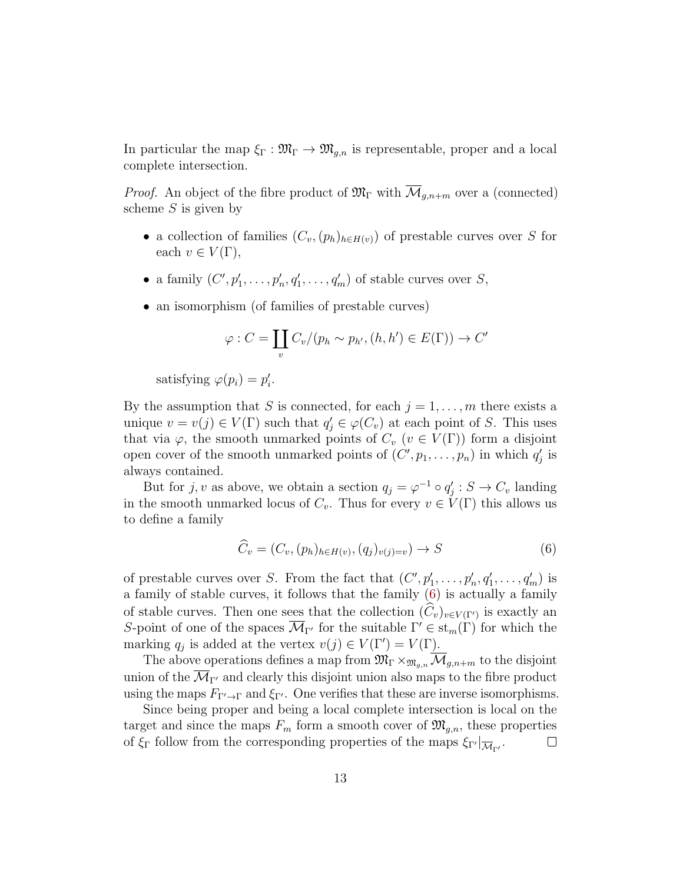In particular the map $\xi_\Gamma : \mathfrak{M}_\Gamma \to \mathfrak{M}_{g,n}$ is representable, proper and a local complete intersection.

*Proof.* An object of the fibre product of $\mathfrak{M}_\Gamma$ with $\overline{\mathcal{M}}_{g,n+m}$ over a (connected) scheme $S$ is given by

- a collection of families $(C_v, (p_h)_{h \in H(v)})$ of prestable curves over $S$ for each $v \in V(\Gamma)$,
- a family $(C', p_1', \ldots, p_n', q_1', \ldots, q_m')$ of stable curves over $S$,
- an isomorphism (of families of prestable curves)

$$\varphi : C = \coprod_v C_v / (p_h \sim p_{h'}, (h, h') \in E(\Gamma)) \to C'$$

  satisfying $\varphi(p_i) = p_i'$.

By the assumption that $S$ is connected, for each $j = 1, \ldots, m$ there exists a unique $v = v(j) \in V(\Gamma)$ such that $q_j' \in \varphi(C_v)$ at each point of $S$. This uses that via $\varphi$, the smooth unmarked points of $C_v$ ($v \in V(\Gamma)$) form a disjoint open cover of the smooth unmarked points of $(C', p_1, \ldots, p_n)$ in which $q_j'$ is always contained.

But for $j, v$ as above, we obtain a section $q_j = \varphi^{-1} \circ q_j' : S \to C_v$ landing in the smooth unmarked locus of $C_v$. Thus for every $v \in V(\Gamma)$ this allows us to define a family

$$\widehat{C}_v = (C_v, (p_h)_{h \in H(v)}, (q_j)_{v(j)=v}) \to S \tag{6}$$

of prestable curves over $S$. From the fact that $(C', p_1', \ldots, p_n', q_1', \ldots, q_m')$ is a family of stable curves, it follows that the family (6) is actually a family of stable curves. Then one sees that the collection $(\widehat{C}_v)_{v \in V(\Gamma')}$ is exactly an $S$-point of one of the spaces $\overline{\mathcal{M}}_{\Gamma'}$ for the suitable $\Gamma' \in \mathrm{st}_m(\Gamma)$ for which the marking $q_j$ is added at the vertex $v(j) \in V(\Gamma') = V(\Gamma)$.

The above operations defines a map from $\mathfrak{M}_\Gamma \times_{\mathfrak{M}_{g,n}} \overline{\mathcal{M}}_{g,n+m}$ to the disjoint union of the $\overline{\mathcal{M}}_{\Gamma'}$ and clearly this disjoint union also maps to the fibre product using the maps $F_{\Gamma' \to \Gamma}$ and $\xi_{\Gamma'}$. One verifies that these are inverse isomorphisms.

Since being proper and being a local complete intersection is local on the target and since the maps $F_m$ form a smooth cover of $\mathfrak{M}_{g,n}$, these properties of $\xi_\Gamma$ follow from the corresponding properties of the maps $\xi_{\Gamma'}|_{\overline{\mathcal{M}}_{\Gamma'}}$. $\square$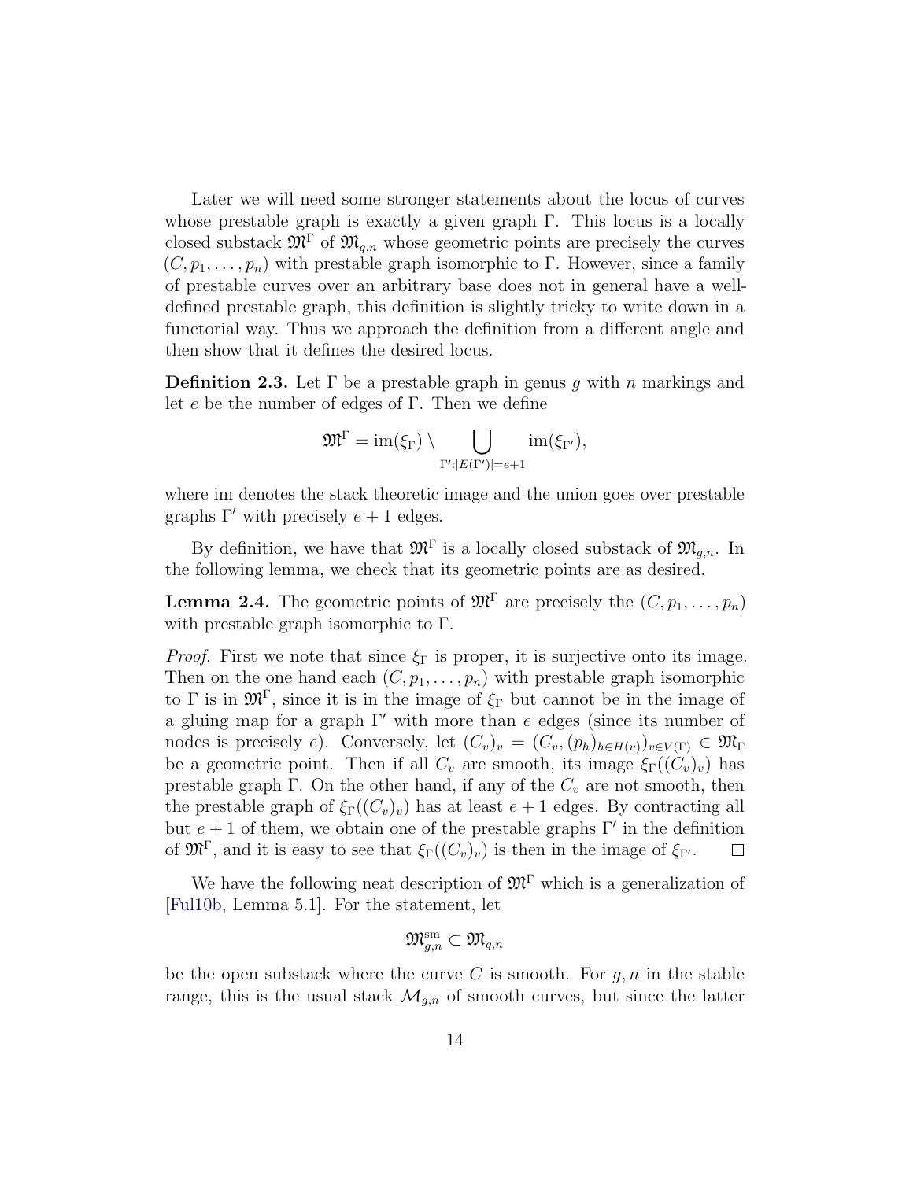Later we will need some stronger statements about the locus of curves whose prestable graph is exactly a given graph $\Gamma$. This locus is a locally closed substack $\mathfrak{M}^\Gamma$ of $\mathfrak{M}_{g,n}$ whose geometric points are precisely the curves $(C, p_1, \ldots, p_n)$ with prestable graph isomorphic to $\Gamma$. However, since a family of prestable curves over an arbitrary base does not in general have a well-defined prestable graph, this definition is slightly tricky to write down in a functorial way. Thus we approach the definition from a different angle and then show that it defines the desired locus.

**Definition 2.3.** Let $\Gamma$ be a prestable graph in genus $g$ with $n$ markings and let $e$ be the number of edges of $\Gamma$. Then we define

$$\mathfrak{M}^\Gamma = \mathrm{im}(\xi_\Gamma) \setminus \bigcup_{\Gamma' : |E(\Gamma')| = e+1} \mathrm{im}(\xi_{\Gamma'}),$$

where im denotes the stack theoretic image and the union goes over prestable graphs $\Gamma'$ with precisely $e+1$ edges.

By definition, we have that $\mathfrak{M}^\Gamma$ is a locally closed substack of $\mathfrak{M}_{g,n}$. In the following lemma, we check that its geometric points are as desired.

**Lemma 2.4.** *The geometric points of $\mathfrak{M}^\Gamma$ are precisely the $(C, p_1, \ldots, p_n)$ with prestable graph isomorphic to $\Gamma$.*

*Proof.* First we note that since $\xi_\Gamma$ is proper, it is surjective onto its image. Then on the one hand each $(C, p_1, \ldots, p_n)$ with prestable graph isomorphic to $\Gamma$ is in $\mathfrak{M}^\Gamma$, since it is in the image of $\xi_\Gamma$ but cannot be in the image of a gluing map for a graph $\Gamma'$ with more than $e$ edges (since its number of nodes is precisely $e$). Conversely, let $(C_v)_v = (C_v, (p_h)_{h \in H(v)})_{v \in V(\Gamma)} \in \mathfrak{M}_\Gamma$ be a geometric point. Then if all $C_v$ are smooth, its image $\xi_\Gamma((C_v)_v)$ has prestable graph $\Gamma$. On the other hand, if any of the $C_v$ are not smooth, then the prestable graph of $\xi_\Gamma((C_v)_v)$ has at least $e+1$ edges. By contracting all but $e+1$ of them, we obtain one of the prestable graphs $\Gamma'$ in the definition of $\mathfrak{M}^\Gamma$, and it is easy to see that $\xi_\Gamma((C_v)_v)$ is then in the image of $\xi_{\Gamma'}$. $\square$

We have the following neat description of $\mathfrak{M}^\Gamma$ which is a generalization of [Ful10b, Lemma 5.1]. For the statement, let

$$\mathfrak{M}_{g,n}^{\mathrm{sm}} \subset \mathfrak{M}_{g,n}$$

be the open substack where the curve $C$ is smooth. For $g, n$ in the stable range, this is the usual stack $\mathcal{M}_{g,n}$ of smooth curves, but since the latter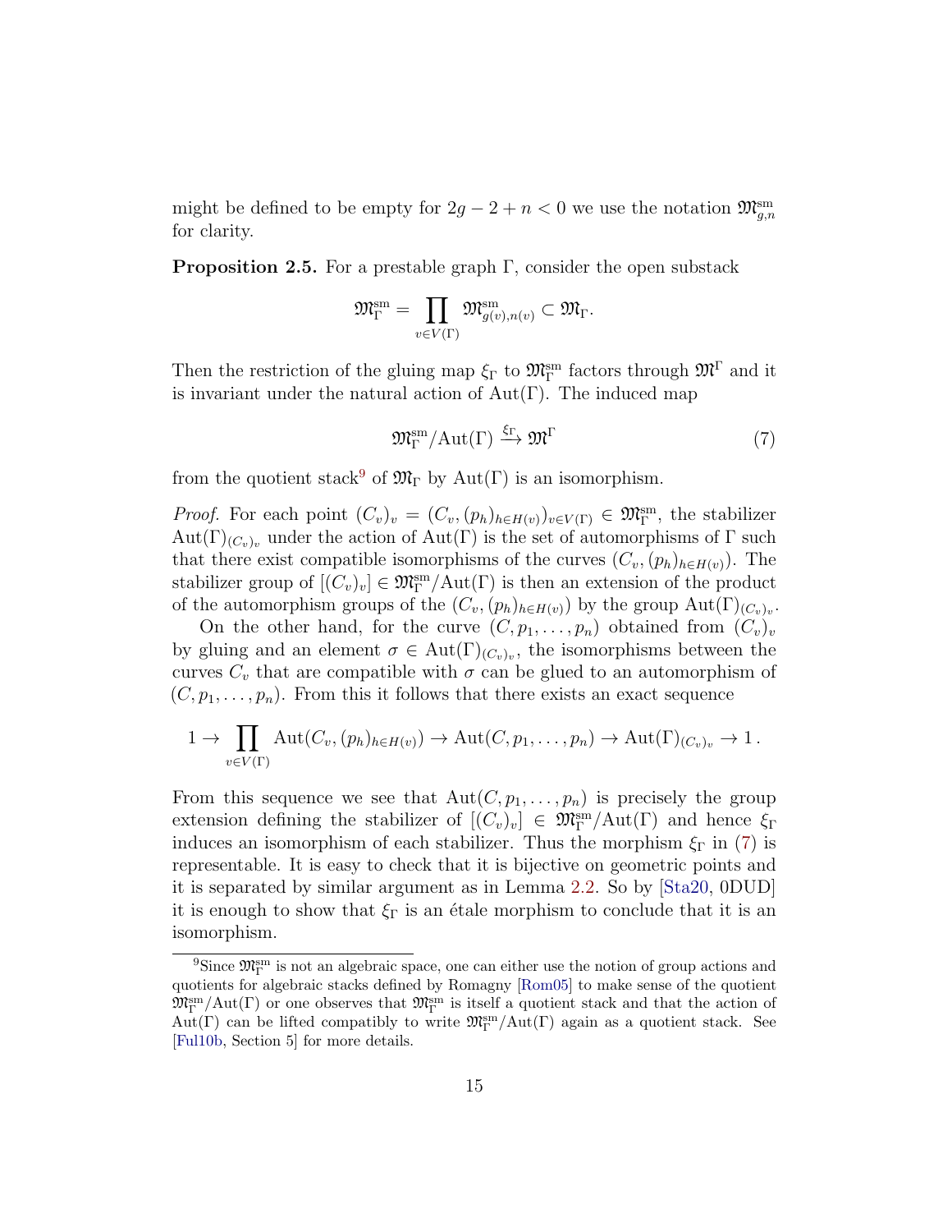might be defined to be empty for $2g-2+n<0$ we use the notation $\mathfrak{M}^{\mathrm{sm}}_{g,n}$ for clarity.

**Proposition 2.5.** For a prestable graph $\Gamma$, consider the open substack

$$\mathfrak{M}^{\mathrm{sm}}_{\Gamma} = \prod_{v\in V(\Gamma)} \mathfrak{M}^{\mathrm{sm}}_{g(v),n(v)} \subset \mathfrak{M}_{\Gamma}.$$

Then the restriction of the gluing map $\xi_\Gamma$ to $\mathfrak{M}^{\mathrm{sm}}_{\Gamma}$ factors through $\mathfrak{M}^{\Gamma}$ and it is invariant under the natural action of $\mathrm{Aut}(\Gamma)$. The induced map

$$\mathfrak{M}^{\mathrm{sm}}_{\Gamma}/\mathrm{Aut}(\Gamma) \xrightarrow{\xi_\Gamma} \mathfrak{M}^{\Gamma} \tag{7}$$

from the quotient stack[9] of $\mathfrak{M}_{\Gamma}$ by $\mathrm{Aut}(\Gamma)$ is an isomorphism.

*Proof.* For each point $(C_v)_v = (C_v, (p_h)_{h\in H(v)})_{v\in V(\Gamma)} \in \mathfrak{M}^{\mathrm{sm}}_{\Gamma}$, the stabilizer $\mathrm{Aut}(\Gamma)_{(C_v)_v}$ under the action of $\mathrm{Aut}(\Gamma)$ is the set of automorphisms of $\Gamma$ such that there exist compatible isomorphisms of the curves $(C_v, (p_h)_{h\in H(v)})$. The stabilizer group of $[(C_v)_v] \in \mathfrak{M}^{\mathrm{sm}}_{\Gamma}/\mathrm{Aut}(\Gamma)$ is then an extension of the product of the automorphism groups of the $(C_v, (p_h)_{h\in H(v)})$ by the group $\mathrm{Aut}(\Gamma)_{(C_v)_v}$.

On the other hand, for the curve $(C, p_1, \ldots, p_n)$ obtained from $(C_v)_v$ by gluing and an element $\sigma \in \mathrm{Aut}(\Gamma)_{(C_v)_v}$, the isomorphisms between the curves $C_v$ that are compatible with $\sigma$ can be glued to an automorphism of $(C, p_1, \ldots, p_n)$. From this it follows that there exists an exact sequence

$$1 \to \prod_{v\in V(\Gamma)} \mathrm{Aut}(C_v, (p_h)_{h\in H(v)}) \to \mathrm{Aut}(C, p_1, \ldots, p_n) \to \mathrm{Aut}(\Gamma)_{(C_v)_v} \to 1\,.$$

From this sequence we see that $\mathrm{Aut}(C, p_1, \ldots, p_n)$ is precisely the group extension defining the stabilizer of $[(C_v)_v] \in \mathfrak{M}^{\mathrm{sm}}_{\Gamma}/\mathrm{Aut}(\Gamma)$ and hence $\xi_\Gamma$ induces an isomorphism of each stabilizer. Thus the morphism $\xi_\Gamma$ in (7) is representable. It is easy to check that it is bijective on geometric points and it is separated by similar argument as in Lemma 2.2. So by [Sta20, 0DUD] it is enough to show that $\xi_\Gamma$ is an étale morphism to conclude that it is an isomorphism.

[9] Since $\mathfrak{M}^{\mathrm{sm}}_{\Gamma}$ is not an algebraic space, one can either use the notion of group actions and quotients for algebraic stacks defined by Romagny [Rom05] to make sense of the quotient $\mathfrak{M}^{\mathrm{sm}}_{\Gamma}/\mathrm{Aut}(\Gamma)$ or one observes that $\mathfrak{M}^{\mathrm{sm}}_{\Gamma}$ is itself a quotient stack and that the action of $\mathrm{Aut}(\Gamma)$ can be lifted compatibly to write $\mathfrak{M}^{\mathrm{sm}}_{\Gamma}/\mathrm{Aut}(\Gamma)$ again as a quotient stack. See [Ful10b, Section 5] for more details.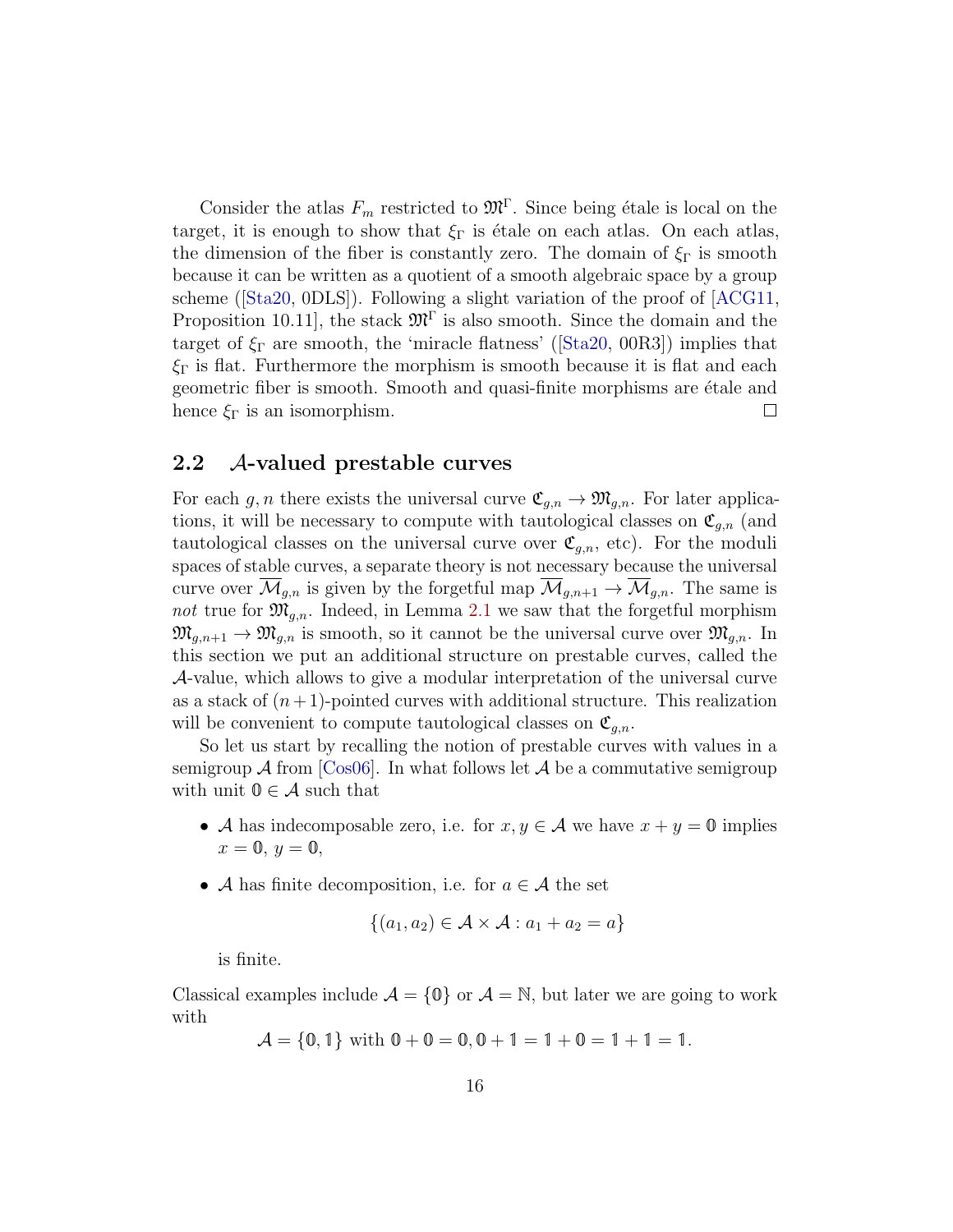Consider the atlas $F_m$ restricted to $\mathfrak{M}^\Gamma$. Since being étale is local on the target, it is enough to show that $\xi_\Gamma$ is étale on each atlas. On each atlas, the dimension of the fiber is constantly zero. The domain of $\xi_\Gamma$ is smooth because it can be written as a quotient of a smooth algebraic space by a group scheme ([Sta20, 0DLS]). Following a slight variation of the proof of [ACG11, Proposition 10.11], the stack $\mathfrak{M}^\Gamma$ is also smooth. Since the domain and the target of $\xi_\Gamma$ are smooth, the 'miracle flatness' ([Sta20, 00R3]) implies that $\xi_\Gamma$ is flat. Furthermore the morphism is smooth because it is flat and each geometric fiber is smooth. Smooth and quasi-finite morphisms are étale and hence $\xi_\Gamma$ is an isomorphism. □

## 2.2 $\mathcal{A}$-valued prestable curves

For each $g, n$ there exists the universal curve $\mathfrak{C}_{g,n} \to \mathfrak{M}_{g,n}$. For later applications, it will be necessary to compute with tautological classes on $\mathfrak{C}_{g,n}$ (and tautological classes on the universal curve over $\mathfrak{C}_{g,n}$, etc). For the moduli spaces of stable curves, a separate theory is not necessary because the universal curve over $\overline{\mathcal{M}}_{g,n}$ is given by the forgetful map $\overline{\mathcal{M}}_{g,n+1} \to \overline{\mathcal{M}}_{g,n}$. The same is *not* true for $\mathfrak{M}_{g,n}$. Indeed, in Lemma 2.1 we saw that the forgetful morphism $\mathfrak{M}_{g,n+1} \to \mathfrak{M}_{g,n}$ is smooth, so it cannot be the universal curve over $\mathfrak{M}_{g,n}$. In this section we put an additional structure on prestable curves, called the $\mathcal{A}$-value, which allows to give a modular interpretation of the universal curve as a stack of $(n+1)$-pointed curves with additional structure. This realization will be convenient to compute tautological classes on $\mathfrak{C}_{g,n}$.

So let us start by recalling the notion of prestable curves with values in a semigroup $\mathcal{A}$ from [Cos06]. In what follows let $\mathcal{A}$ be a commutative semigroup with unit $\mathbb{0} \in \mathcal{A}$ such that

- $\mathcal{A}$ has indecomposable zero, i.e. for $x, y \in \mathcal{A}$ we have $x + y = \mathbb{0}$ implies $x = \mathbb{0}$, $y = \mathbb{0}$,
- $\mathcal{A}$ has finite decomposition, i.e. for $a \in \mathcal{A}$ the set

$$\{(a_1, a_2) \in \mathcal{A} \times \mathcal{A} : a_1 + a_2 = a\}$$

  is finite.

Classical examples include $\mathcal{A} = \{\mathbb{0}\}$ or $\mathcal{A} = \mathbb{N}$, but later we are going to work with

$$\mathcal{A} = \{\mathbb{0}, \mathbb{1}\} \text{ with } \mathbb{0} + \mathbb{0} = \mathbb{0}, \mathbb{0} + \mathbb{1} = \mathbb{1} + \mathbb{0} = \mathbb{1} + \mathbb{1} = \mathbb{1}.$$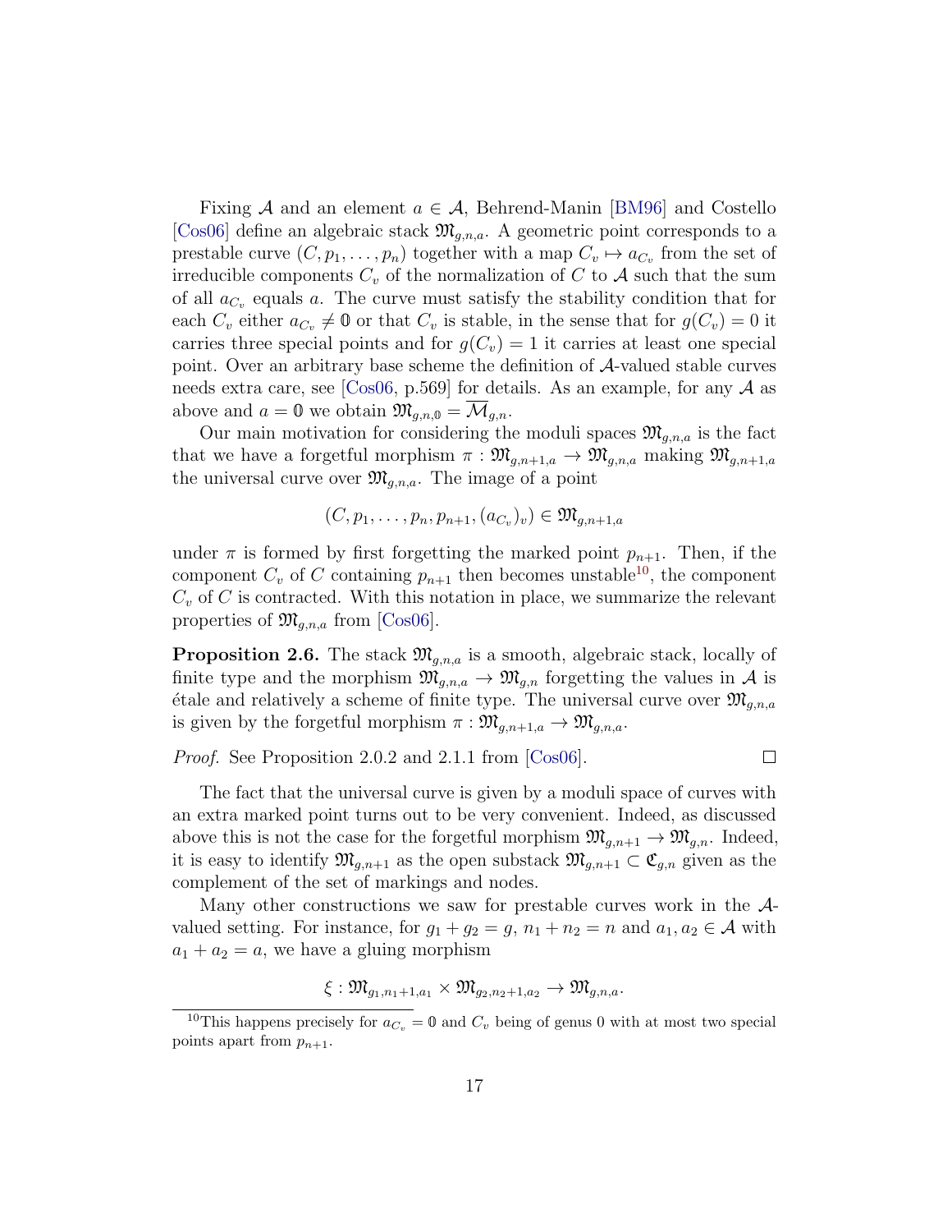Fixing $\mathcal{A}$ and an element $a \in \mathcal{A}$, Behrend-Manin [BM96] and Costello [Cos06] define an algebraic stack $\mathfrak{M}_{g,n,a}$. A geometric point corresponds to a prestable curve $(C, p_1, \ldots, p_n)$ together with a map $C_v \mapsto a_{C_v}$ from the set of irreducible components $C_v$ of the normalization of $C$ to $\mathcal{A}$ such that the sum of all $a_{C_v}$ equals $a$. The curve must satisfy the stability condition that for each $C_v$ either $a_{C_v} \neq \mathbb{0}$ or that $C_v$ is stable, in the sense that for $g(C_v) = 0$ it carries three special points and for $g(C_v) = 1$ it carries at least one special point. Over an arbitrary base scheme the definition of $\mathcal{A}$-valued stable curves needs extra care, see [Cos06, p.569] for details. As an example, for any $\mathcal{A}$ as above and $a = \mathbb{0}$ we obtain $\mathfrak{M}_{g,n,\mathbb{0}} = \overline{\mathcal{M}}_{g,n}$.

Our main motivation for considering the moduli spaces $\mathfrak{M}_{g,n,a}$ is the fact that we have a forgetful morphism $\pi : \mathfrak{M}_{g,n+1,a} \to \mathfrak{M}_{g,n,a}$ making $\mathfrak{M}_{g,n+1,a}$ the universal curve over $\mathfrak{M}_{g,n,a}$. The image of a point

$$(C, p_1, \ldots, p_n, p_{n+1}, (a_{C_v})_v) \in \mathfrak{M}_{g,n+1,a}$$

under $\pi$ is formed by first forgetting the marked point $p_{n+1}$. Then, if the component $C_v$ of $C$ containing $p_{n+1}$ then becomes unstable[10], the component $C_v$ of $C$ is contracted. With this notation in place, we summarize the relevant properties of $\mathfrak{M}_{g,n,a}$ from [Cos06].

**Proposition 2.6.** The stack $\mathfrak{M}_{g,n,a}$ is a smooth, algebraic stack, locally of finite type and the morphism $\mathfrak{M}_{g,n,a} \to \mathfrak{M}_{g,n}$ forgetting the values in $\mathcal{A}$ is étale and relatively a scheme of finite type. The universal curve over $\mathfrak{M}_{g,n,a}$ is given by the forgetful morphism $\pi : \mathfrak{M}_{g,n+1,a} \to \mathfrak{M}_{g,n,a}$.

*Proof.* See Proposition 2.0.2 and 2.1.1 from [Cos06]. □

The fact that the universal curve is given by a moduli space of curves with an extra marked point turns out to be very convenient. Indeed, as discussed above this is not the case for the forgetful morphism $\mathfrak{M}_{g,n+1} \to \mathfrak{M}_{g,n}$. Indeed, it is easy to identify $\mathfrak{M}_{g,n+1}$ as the open substack $\mathfrak{M}_{g,n+1} \subset \mathfrak{C}_{g,n}$ given as the complement of the set of markings and nodes.

Many other constructions we saw for prestable curves work in the $\mathcal{A}$-valued setting. For instance, for $g_1 + g_2 = g$, $n_1 + n_2 = n$ and $a_1, a_2 \in \mathcal{A}$ with $a_1 + a_2 = a$, we have a gluing morphism

$$\xi : \mathfrak{M}_{g_1,n_1+1,a_1} \times \mathfrak{M}_{g_2,n_2+1,a_2} \to \mathfrak{M}_{g,n,a}.$$

[10] This happens precisely for $a_{C_v} = \mathbb{0}$ and $C_v$ being of genus 0 with at most two special points apart from $p_{n+1}$.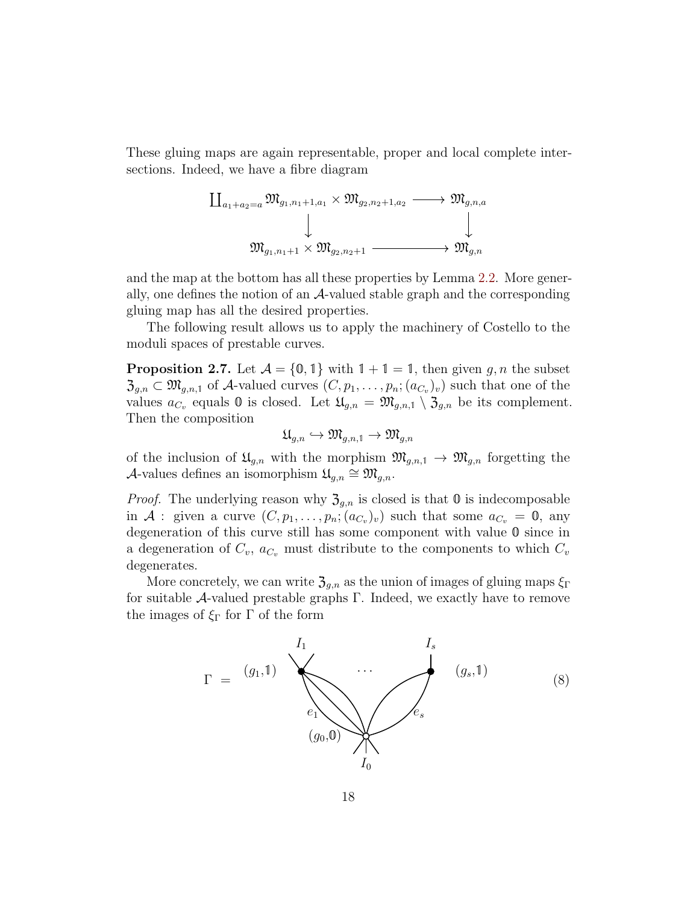These gluing maps are again representable, proper and local complete intersections. Indeed, we have a fibre diagram

$$\begin{array}{ccc} \coprod_{a_1+a_2=a} \mathfrak{M}_{g_1,n_1+1,a_1} \times \mathfrak{M}_{g_2,n_2+1,a_2} & \longrightarrow & \mathfrak{M}_{g,n,a} \\ \downarrow & & \downarrow \\ \mathfrak{M}_{g_1,n_1+1} \times \mathfrak{M}_{g_2,n_2+1} & \longrightarrow & \mathfrak{M}_{g,n} \end{array}$$

and the map at the bottom has all these properties by Lemma 2.2. More generally, one defines the notion of an $\mathcal{A}$-valued stable graph and the corresponding gluing map has all the desired properties.

The following result allows us to apply the machinery of Costello to the moduli spaces of prestable curves.

**Proposition 2.7.** Let $\mathcal{A} = \{\mathbb{0}, \mathbb{1}\}$ with $\mathbb{1} + \mathbb{1} = \mathbb{1}$, then given $g, n$ the subset $\mathfrak{Z}_{g,n} \subset \mathfrak{M}_{g,n,\mathbb{1}}$ of $\mathcal{A}$-valued curves $(C, p_1, \ldots, p_n; (a_{C_v})_v)$ such that one of the values $a_{C_v}$ equals $\mathbb{0}$ is closed. Let $\mathfrak{U}_{g,n} = \mathfrak{M}_{g,n,\mathbb{1}} \setminus \mathfrak{Z}_{g,n}$ be its complement. Then the composition

$$\mathfrak{U}_{g,n} \hookrightarrow \mathfrak{M}_{g,n,\mathbb{1}} \to \mathfrak{M}_{g,n}$$

of the inclusion of $\mathfrak{U}_{g,n}$ with the morphism $\mathfrak{M}_{g,n,\mathbb{1}} \to \mathfrak{M}_{g,n}$ forgetting the $\mathcal{A}$-values defines an isomorphism $\mathfrak{U}_{g,n} \cong \mathfrak{M}_{g,n}$.

*Proof.* The underlying reason why $\mathfrak{Z}_{g,n}$ is closed is that $\mathbb{0}$ is indecomposable in $\mathcal{A}$ : given a curve $(C, p_1, \ldots, p_n; (a_{C_v})_v)$ such that some $a_{C_v} = \mathbb{0}$, any degeneration of this curve still has some component with value $\mathbb{0}$ since in a degeneration of $C_v$, $a_{C_v}$ must distribute to the components to which $C_v$ degenerates.

More concretely, we can write $\mathfrak{Z}_{g,n}$ as the union of images of gluing maps $\xi_\Gamma$ for suitable $\mathcal{A}$-valued prestable graphs $\Gamma$. Indeed, we exactly have to remove the images of $\xi_\Gamma$ for $\Gamma$ of the form

$$\Gamma \;=\; \text{(graph: vertices } (g_1,\mathbb{1}) \text{ with legs } I_1, \ldots, (g_s,\mathbb{1}) \text{ with legs } I_s \text{, joined by edges } e_1, \ldots, e_s \text{ to a vertex } (g_0,\mathbb{0}) \text{ with legs } I_0) \qquad (8)$$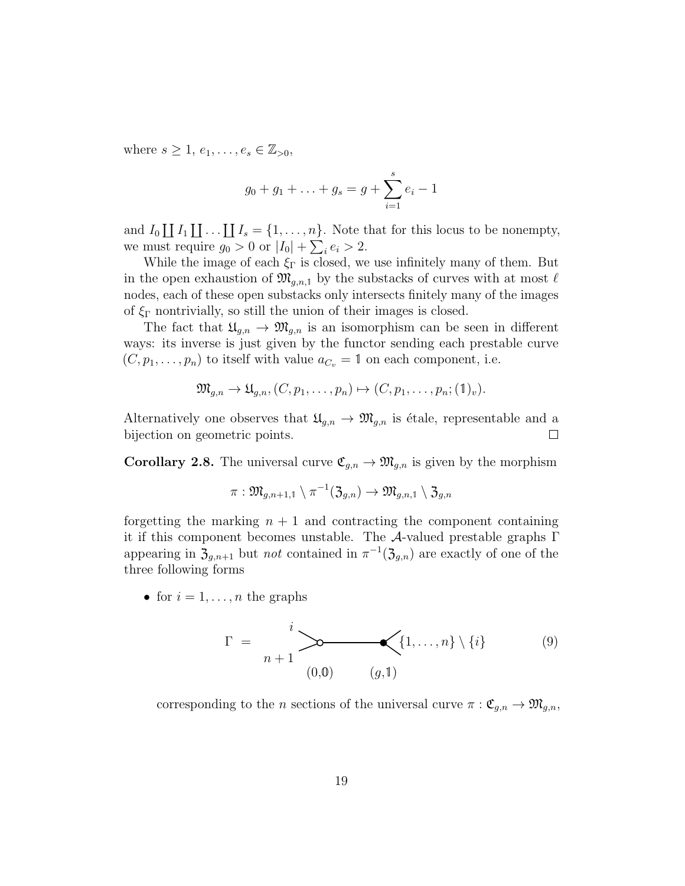where $s \geq 1$, $e_1, \ldots, e_s \in \mathbb{Z}_{>0}$,

$$g_0 + g_1 + \ldots + g_s = g + \sum_{i=1}^{s} e_i - 1$$

and $I_0 \coprod I_1 \coprod \ldots \coprod I_s = \{1, \ldots, n\}$. Note that for this locus to be nonempty, we must require $g_0 > 0$ or $|I_0| + \sum_i e_i > 2$.

While the image of each $\xi_\Gamma$ is closed, we use infinitely many of them. But in the open exhaustion of $\mathfrak{M}_{g,n,\mathbb{1}}$ by the substacks of curves with at most $\ell$ nodes, each of these open substacks only intersects finitely many of the images of $\xi_\Gamma$ nontrivially, so still the union of their images is closed.

The fact that $\mathfrak{U}_{g,n} \to \mathfrak{M}_{g,n}$ is an isomorphism can be seen in different ways: its inverse is just given by the functor sending each prestable curve $(C, p_1, \ldots, p_n)$ to itself with value $a_{C_v} = \mathbb{1}$ on each component, i.e.

$$\mathfrak{M}_{g,n} \to \mathfrak{U}_{g,n}, (C, p_1, \ldots, p_n) \mapsto (C, p_1, \ldots, p_n; (\mathbb{1})_v).$$

Alternatively one observes that $\mathfrak{U}_{g,n} \to \mathfrak{M}_{g,n}$ is étale, representable and a bijection on geometric points. $\square$

**Corollary 2.8.** The universal curve $\mathfrak{C}_{g,n} \to \mathfrak{M}_{g,n}$ is given by the morphism

$$\pi : \mathfrak{M}_{g,n+1,\mathbb{1}} \setminus \pi^{-1}(\mathfrak{Z}_{g,n}) \to \mathfrak{M}_{g,n,\mathbb{1}} \setminus \mathfrak{Z}_{g,n}$$

forgetting the marking $n+1$ and contracting the component containing it if this component becomes unstable. The $\mathcal{A}$-valued prestable graphs $\Gamma$ appearing in $\mathfrak{Z}_{g,n+1}$ but *not* contained in $\pi^{-1}(\mathfrak{Z}_{g,n})$ are exactly of one of the three following forms

- for $i = 1, \ldots, n$ the graphs

$$\Gamma \;=\; \text{(vertex } (0,\mathbb{0}) \text{ with legs } i, n+1 \text{) — edge — (vertex } (g,\mathbb{1}) \text{ with legs } \{1,\ldots,n\}\setminus\{i\}\text{)} \qquad (9)$$

  corresponding to the $n$ sections of the universal curve $\pi : \mathfrak{C}_{g,n} \to \mathfrak{M}_{g,n}$,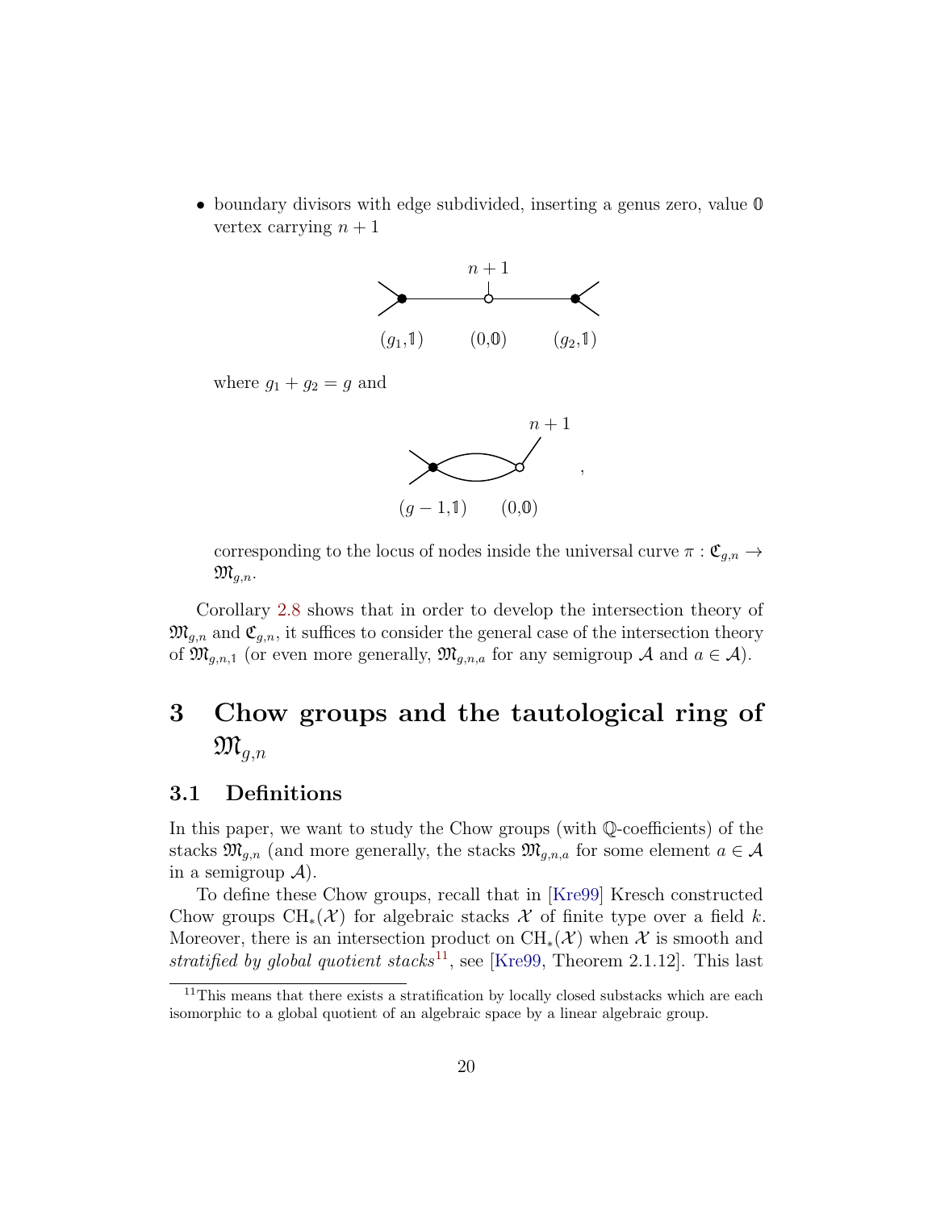- boundary divisors with edge subdivided, inserting a genus zero, value $\mathbb{0}$ vertex carrying $n+1$

  $n+1$

  $(g_1,\mathbb{1})$ $(0,\mathbb{0})$ $(g_2,\mathbb{1})$

  where $g_1 + g_2 = g$ and

  $n+1$

  $(g-1,\mathbb{1})$ $(0,\mathbb{0})$ ,

  corresponding to the locus of nodes inside the universal curve $\pi : \mathfrak{C}_{g,n} \to \mathfrak{M}_{g,n}$.

Corollary 2.8 shows that in order to develop the intersection theory of $\mathfrak{M}_{g,n}$ and $\mathfrak{C}_{g,n}$, it suffices to consider the general case of the intersection theory of $\mathfrak{M}_{g,n,1}$ (or even more generally, $\mathfrak{M}_{g,n,a}$ for any semigroup $\mathcal{A}$ and $a \in \mathcal{A}$).

# 3 Chow groups and the tautological ring of $\mathfrak{M}_{g,n}$

## 3.1 Definitions

In this paper, we want to study the Chow groups (with $\mathbb{Q}$-coefficients) of the stacks $\mathfrak{M}_{g,n}$ (and more generally, the stacks $\mathfrak{M}_{g,n,a}$ for some element $a \in \mathcal{A}$ in a semigroup $\mathcal{A}$).

To define these Chow groups, recall that in [Kre99] Kresch constructed Chow groups $\mathrm{CH}_*(\mathcal{X})$ for algebraic stacks $\mathcal{X}$ of finite type over a field $k$. Moreover, there is an intersection product on $\mathrm{CH}_*(\mathcal{X})$ when $\mathcal{X}$ is smooth and *stratified by global quotient stacks*[11], see [Kre99, Theorem 2.1.12]. This last

[11] This means that there exists a stratification by locally closed substacks which are each isomorphic to a global quotient of an algebraic space by a linear algebraic group.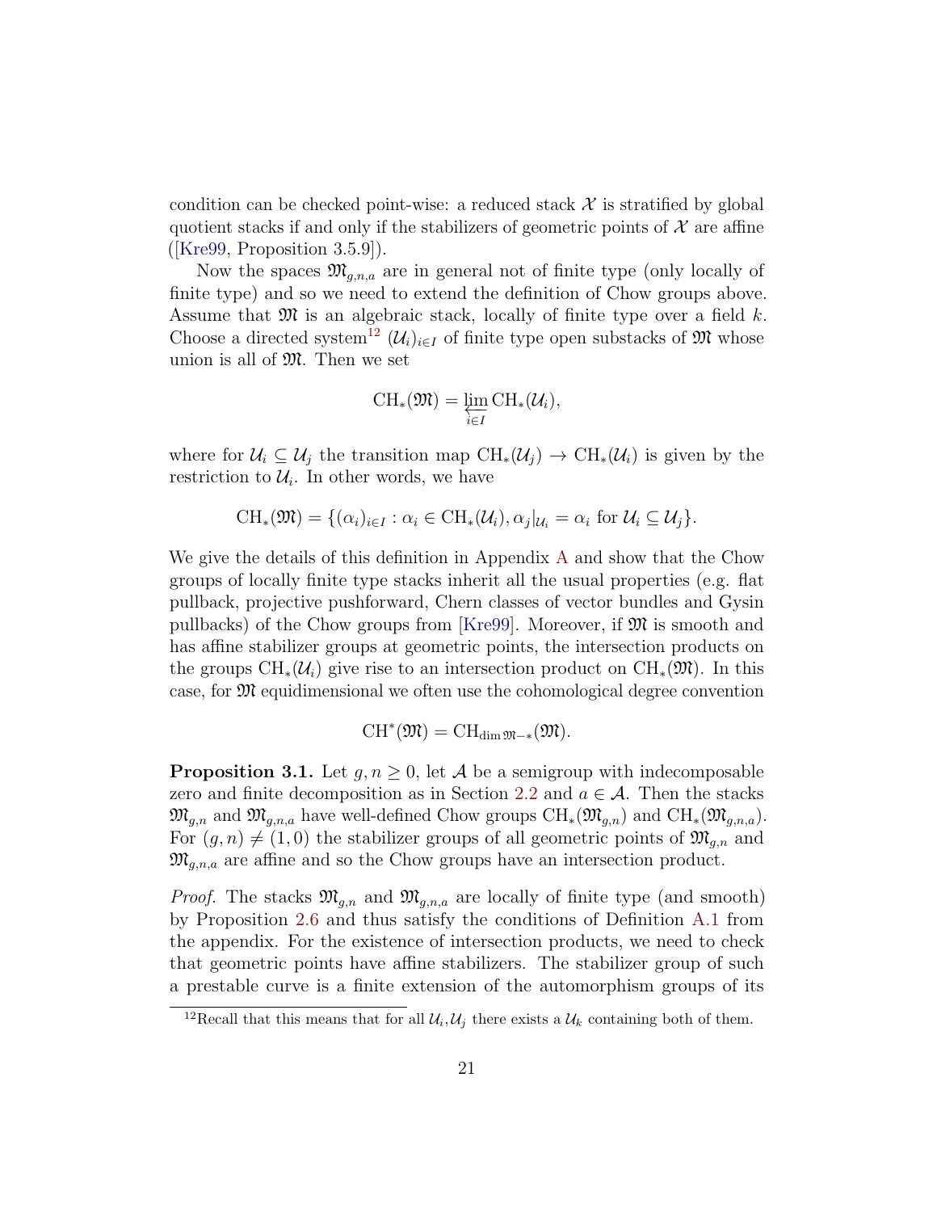condition can be checked point-wise: a reduced stack $\mathcal{X}$ is stratified by global quotient stacks if and only if the stabilizers of geometric points of $\mathcal{X}$ are affine ([Kre99, Proposition 3.5.9]).

Now the spaces $\mathfrak{M}_{g,n,a}$ are in general not of finite type (only locally of finite type) and so we need to extend the definition of Chow groups above. Assume that $\mathfrak{M}$ is an algebraic stack, locally of finite type over a field $k$. Choose a directed system[12] $(\mathcal{U}_i)_{i \in I}$ of finite type open substacks of $\mathfrak{M}$ whose union is all of $\mathfrak{M}$. Then we set

$$\mathrm{CH}_*(\mathfrak{M}) = \varprojlim_{i \in I} \mathrm{CH}_*(\mathcal{U}_i),$$

where for $\mathcal{U}_i \subseteq \mathcal{U}_j$ the transition map $\mathrm{CH}_*(\mathcal{U}_j) \to \mathrm{CH}_*(\mathcal{U}_i)$ is given by the restriction to $\mathcal{U}_i$. In other words, we have

$$\mathrm{CH}_*(\mathfrak{M}) = \{(\alpha_i)_{i \in I} : \alpha_i \in \mathrm{CH}_*(\mathcal{U}_i), \alpha_j|_{\mathcal{U}_i} = \alpha_i \text{ for } \mathcal{U}_i \subseteq \mathcal{U}_j\}.$$

We give the details of this definition in Appendix A and show that the Chow groups of locally finite type stacks inherit all the usual properties (e.g. flat pullback, projective pushforward, Chern classes of vector bundles and Gysin pullbacks) of the Chow groups from [Kre99]. Moreover, if $\mathfrak{M}$ is smooth and has affine stabilizer groups at geometric points, the intersection products on the groups $\mathrm{CH}_*(\mathcal{U}_i)$ give rise to an intersection product on $\mathrm{CH}_*(\mathfrak{M})$. In this case, for $\mathfrak{M}$ equidimensional we often use the cohomological degree convention

$$\mathrm{CH}^*(\mathfrak{M}) = \mathrm{CH}_{\dim \mathfrak{M} - *}(\mathfrak{M}).$$

**Proposition 3.1.** Let $g, n \geq 0$, let $\mathcal{A}$ be a semigroup with indecomposable zero and finite decomposition as in Section 2.2 and $a \in \mathcal{A}$. Then the stacks $\mathfrak{M}_{g,n}$ and $\mathfrak{M}_{g,n,a}$ have well-defined Chow groups $\mathrm{CH}_*(\mathfrak{M}_{g,n})$ and $\mathrm{CH}_*(\mathfrak{M}_{g,n,a})$. For $(g,n) \neq (1,0)$ the stabilizer groups of all geometric points of $\mathfrak{M}_{g,n}$ and $\mathfrak{M}_{g,n,a}$ are affine and so the Chow groups have an intersection product.

*Proof.* The stacks $\mathfrak{M}_{g,n}$ and $\mathfrak{M}_{g,n,a}$ are locally of finite type (and smooth) by Proposition 2.6 and thus satisfy the conditions of Definition A.1 from the appendix. For the existence of intersection products, we need to check that geometric points have affine stabilizers. The stabilizer group of such a prestable curve is a finite extension of the automorphism groups of its

[12] Recall that this means that for all $\mathcal{U}_i, \mathcal{U}_j$ there exists a $\mathcal{U}_k$ containing both of them.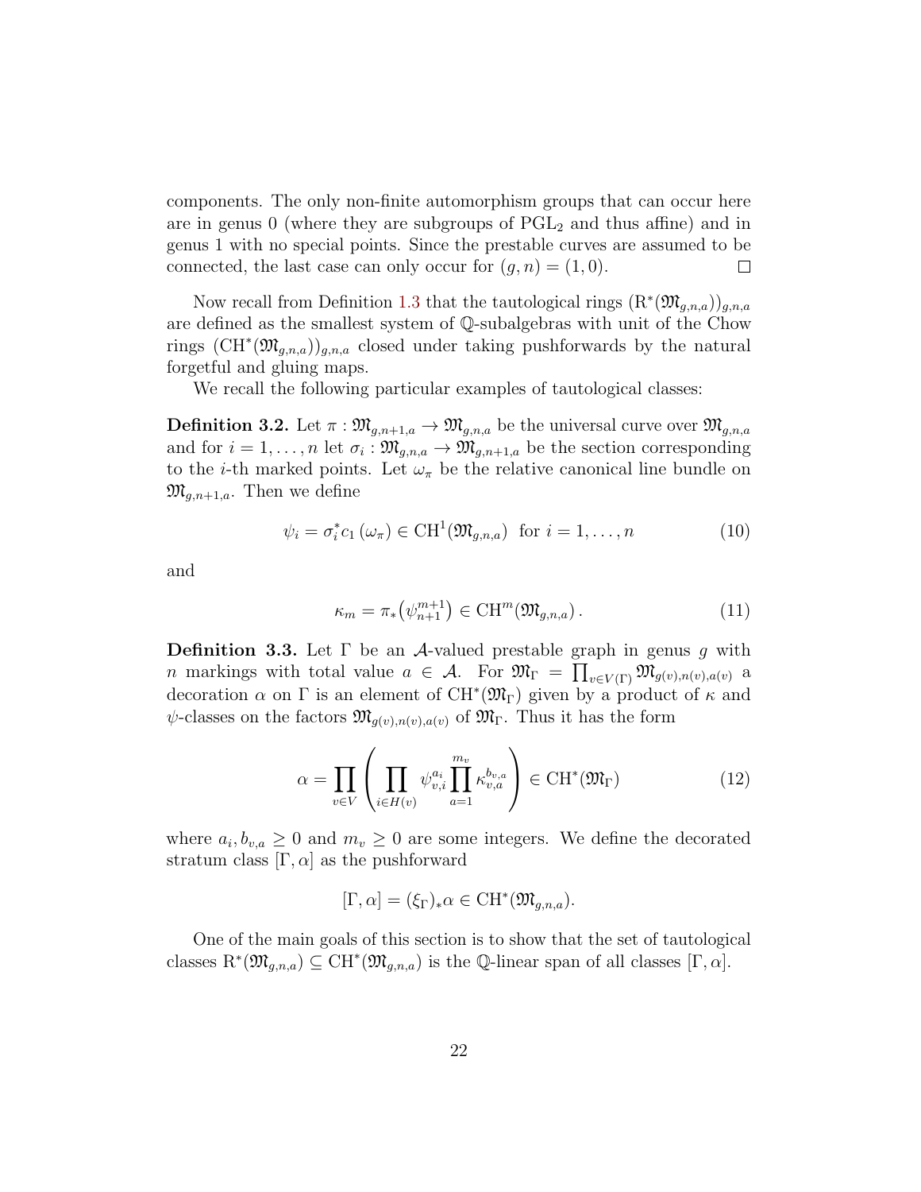components. The only non-finite automorphism groups that can occur here are in genus 0 (where they are subgroups of $\mathrm{PGL}_2$ and thus affine) and in genus 1 with no special points. Since the prestable curves are assumed to be connected, the last case can only occur for $(g, n) = (1, 0)$. $\square$

Now recall from Definition 1.3 that the tautological rings $(\mathrm{R}^*(\mathfrak{M}_{g,n,a}))_{g,n,a}$ are defined as the smallest system of $\mathbb{Q}$-subalgebras with unit of the Chow rings $(\mathrm{CH}^*(\mathfrak{M}_{g,n,a}))_{g,n,a}$ closed under taking pushforwards by the natural forgetful and gluing maps.

We recall the following particular examples of tautological classes:

**Definition 3.2.** Let $\pi : \mathfrak{M}_{g,n+1,a} \to \mathfrak{M}_{g,n,a}$ be the universal curve over $\mathfrak{M}_{g,n,a}$ and for $i = 1, \ldots, n$ let $\sigma_i : \mathfrak{M}_{g,n,a} \to \mathfrak{M}_{g,n+1,a}$ be the section corresponding to the $i$-th marked points. Let $\omega_\pi$ be the relative canonical line bundle on $\mathfrak{M}_{g,n+1,a}$. Then we define

$$\psi_i = \sigma_i^* c_1(\omega_\pi) \in \mathrm{CH}^1(\mathfrak{M}_{g,n,a}) \text{ for } i = 1, \ldots, n \tag{10}$$

and

$$\kappa_m = \pi_*\big(\psi_{n+1}^{m+1}\big) \in \mathrm{CH}^m(\mathfrak{M}_{g,n,a}). \tag{11}$$

**Definition 3.3.** Let $\Gamma$ be an $\mathcal{A}$-valued prestable graph in genus $g$ with $n$ markings with total value $a \in \mathcal{A}$. For $\mathfrak{M}_\Gamma = \prod_{v \in V(\Gamma)} \mathfrak{M}_{g(v),n(v),a(v)}$ a decoration $\alpha$ on $\Gamma$ is an element of $\mathrm{CH}^*(\mathfrak{M}_\Gamma)$ given by a product of $\kappa$ and $\psi$-classes on the factors $\mathfrak{M}_{g(v),n(v),a(v)}$ of $\mathfrak{M}_\Gamma$. Thus it has the form

$$\alpha = \prod_{v \in V} \left( \prod_{i \in H(v)} \psi_{v,i}^{a_i} \prod_{a=1}^{m_v} \kappa_{v,a}^{b_{v,a}} \right) \in \mathrm{CH}^*(\mathfrak{M}_\Gamma) \tag{12}$$

where $a_i, b_{v,a} \geq 0$ and $m_v \geq 0$ are some integers. We define the decorated stratum class $[\Gamma, \alpha]$ as the pushforward

$$[\Gamma, \alpha] = (\xi_\Gamma)_* \alpha \in \mathrm{CH}^*(\mathfrak{M}_{g,n,a}).$$

One of the main goals of this section is to show that the set of tautological classes $\mathrm{R}^*(\mathfrak{M}_{g,n,a}) \subseteq \mathrm{CH}^*(\mathfrak{M}_{g,n,a})$ is the $\mathbb{Q}$-linear span of all classes $[\Gamma, \alpha]$.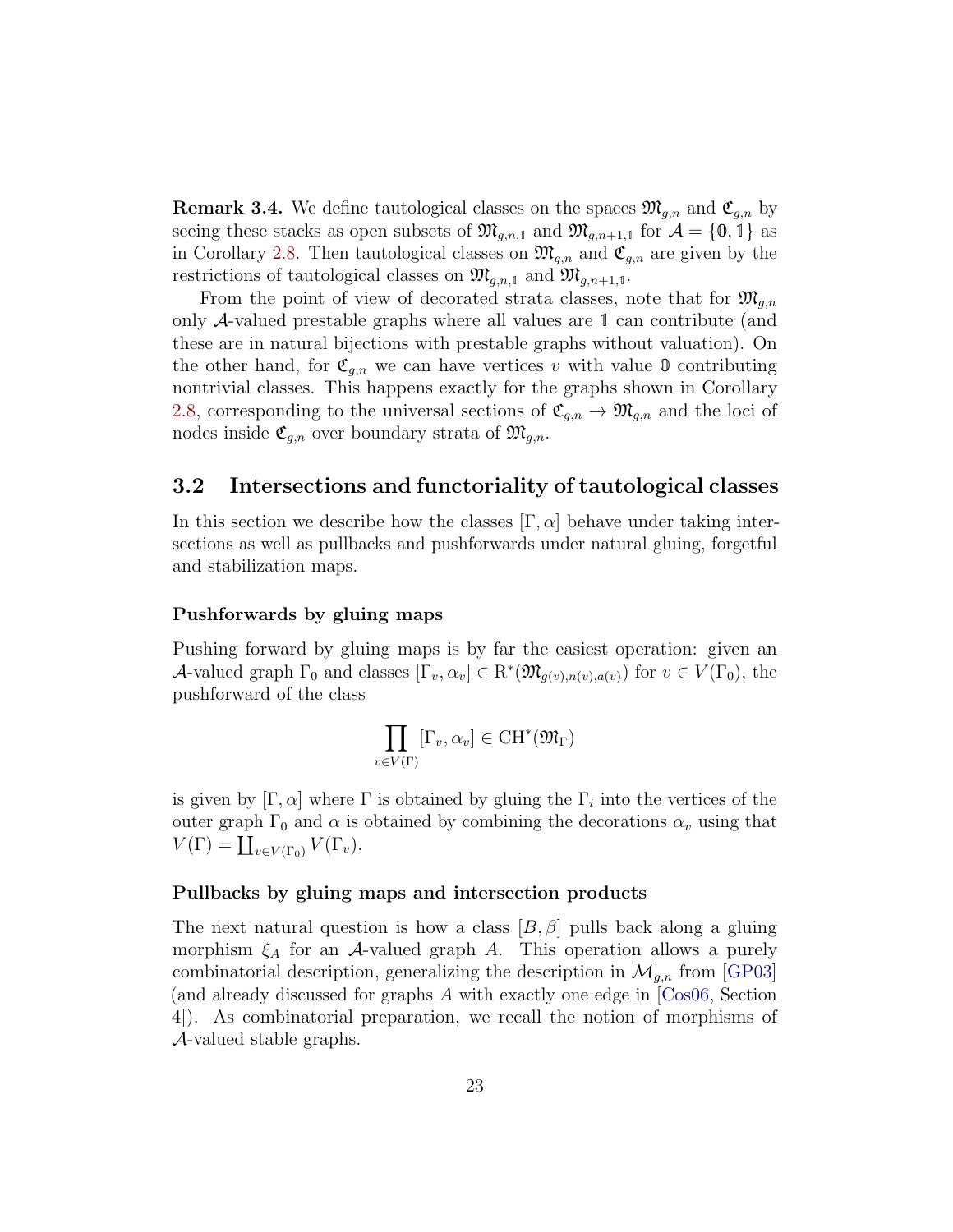**Remark 3.4.** We define tautological classes on the spaces $\mathfrak{M}_{g,n}$ and $\mathfrak{C}_{g,n}$ by seeing these stacks as open subsets of $\mathfrak{M}_{g,n,\mathbb{1}}$ and $\mathfrak{M}_{g,n+1,\mathbb{1}}$ for $\mathcal{A} = \{\mathbb{0}, \mathbb{1}\}$ as in Corollary 2.8. Then tautological classes on $\mathfrak{M}_{g,n}$ and $\mathfrak{C}_{g,n}$ are given by the restrictions of tautological classes on $\mathfrak{M}_{g,n,\mathbb{1}}$ and $\mathfrak{M}_{g,n+1,\mathbb{1}}$.

From the point of view of decorated strata classes, note that for $\mathfrak{M}_{g,n}$ only $\mathcal{A}$-valued prestable graphs where all values are $\mathbb{1}$ can contribute (and these are in natural bijections with prestable graphs without valuation). On the other hand, for $\mathfrak{C}_{g,n}$ we can have vertices $v$ with value $\mathbb{0}$ contributing nontrivial classes. This happens exactly for the graphs shown in Corollary 2.8, corresponding to the universal sections of $\mathfrak{C}_{g,n} \to \mathfrak{M}_{g,n}$ and the loci of nodes inside $\mathfrak{C}_{g,n}$ over boundary strata of $\mathfrak{M}_{g,n}$.

## 3.2 Intersections and functoriality of tautological classes

In this section we describe how the classes $[\Gamma, \alpha]$ behave under taking intersections as well as pullbacks and pushforwards under natural gluing, forgetful and stabilization maps.

### Pushforwards by gluing maps

Pushing forward by gluing maps is by far the easiest operation: given an $\mathcal{A}$-valued graph $\Gamma_0$ and classes $[\Gamma_v, \alpha_v] \in \mathrm{R}^*(\mathfrak{M}_{g(v),n(v),a(v)})$ for $v \in V(\Gamma_0)$, the pushforward of the class

$$\prod_{v \in V(\Gamma)} [\Gamma_v, \alpha_v] \in \mathrm{CH}^*(\mathfrak{M}_\Gamma)$$

is given by $[\Gamma, \alpha]$ where $\Gamma$ is obtained by gluing the $\Gamma_i$ into the vertices of the outer graph $\Gamma_0$ and $\alpha$ is obtained by combining the decorations $\alpha_v$ using that $V(\Gamma) = \coprod_{v \in V(\Gamma_0)} V(\Gamma_v)$.

### Pullbacks by gluing maps and intersection products

The next natural question is how a class $[B, \beta]$ pulls back along a gluing morphism $\xi_A$ for an $\mathcal{A}$-valued graph $A$. This operation allows a purely combinatorial description, generalizing the description in $\overline{\mathcal{M}}_{g,n}$ from [GP03] (and already discussed for graphs $A$ with exactly one edge in [Cos06, Section 4]). As combinatorial preparation, we recall the notion of morphisms of $\mathcal{A}$-valued stable graphs.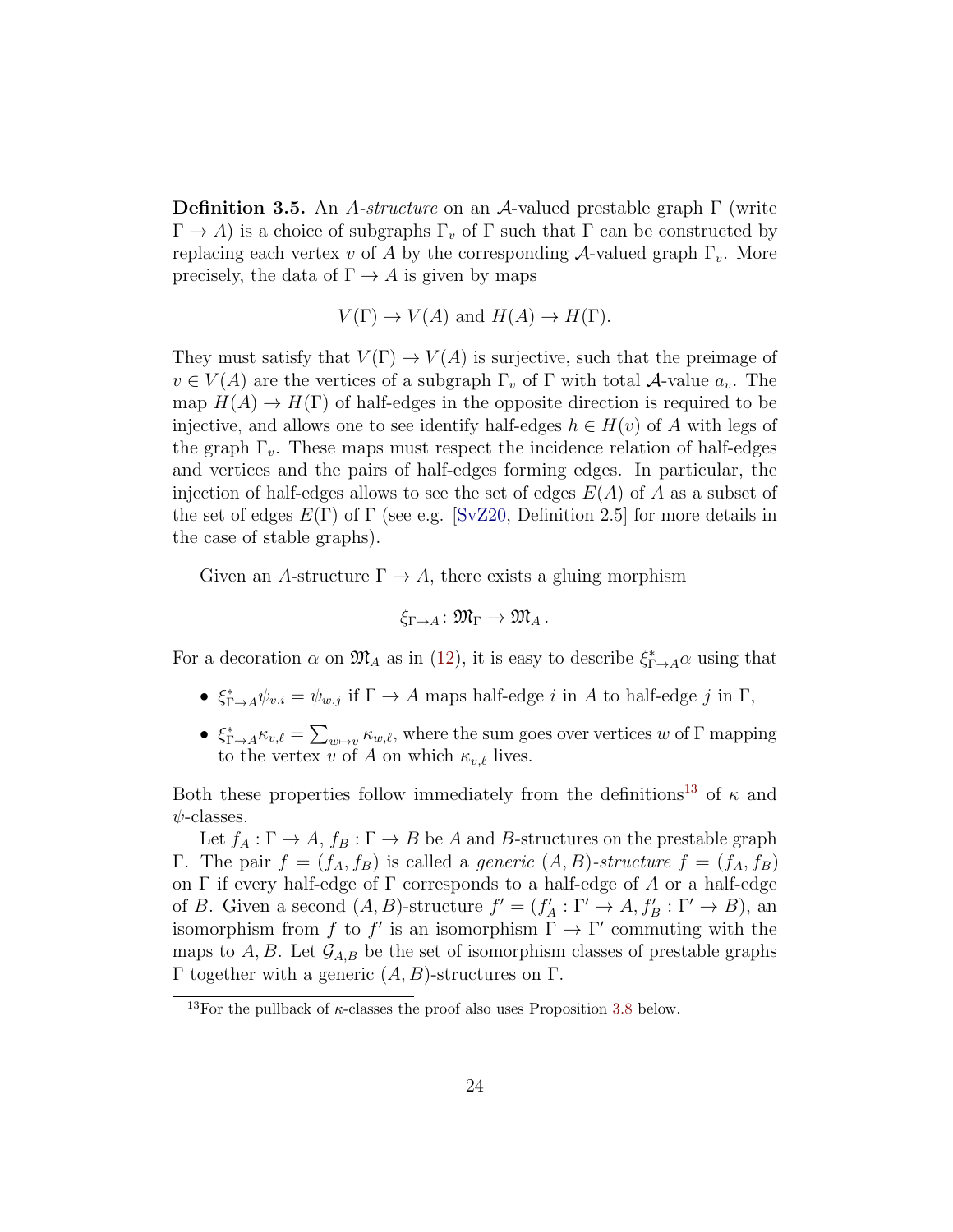**Definition 3.5.** An *A-structure* on an $\mathcal{A}$-valued prestable graph $\Gamma$ (write $\Gamma \to A$) is a choice of subgraphs $\Gamma_v$ of $\Gamma$ such that $\Gamma$ can be constructed by replacing each vertex $v$ of $A$ by the corresponding $\mathcal{A}$-valued graph $\Gamma_v$. More precisely, the data of $\Gamma \to A$ is given by maps

$$V(\Gamma) \to V(A) \text{ and } H(A) \to H(\Gamma).$$

They must satisfy that $V(\Gamma) \to V(A)$ is surjective, such that the preimage of $v \in V(A)$ are the vertices of a subgraph $\Gamma_v$ of $\Gamma$ with total $\mathcal{A}$-value $a_v$. The map $H(A) \to H(\Gamma)$ of half-edges in the opposite direction is required to be injective, and allows one to see identify half-edges $h \in H(v)$ of $A$ with legs of the graph $\Gamma_v$. These maps must respect the incidence relation of half-edges and vertices and the pairs of half-edges forming edges. In particular, the injection of half-edges allows to see the set of edges $E(A)$ of $A$ as a subset of the set of edges $E(\Gamma)$ of $\Gamma$ (see e.g. [SvZ20, Definition 2.5] for more details in the case of stable graphs).

Given an $A$-structure $\Gamma \to A$, there exists a gluing morphism

$$\xi_{\Gamma \to A} \colon \mathfrak{M}_\Gamma \to \mathfrak{M}_A \,.$$

For a decoration $\alpha$ on $\mathfrak{M}_A$ as in (12), it is easy to describe $\xi^*_{\Gamma \to A}\alpha$ using that

- $\xi^*_{\Gamma \to A}\psi_{v,i} = \psi_{w,j}$ if $\Gamma \to A$ maps half-edge $i$ in $A$ to half-edge $j$ in $\Gamma$,
- $\xi^*_{\Gamma \to A}\kappa_{v,\ell} = \sum_{w \mapsto v} \kappa_{w,\ell}$, where the sum goes over vertices $w$ of $\Gamma$ mapping to the vertex $v$ of $A$ on which $\kappa_{v,\ell}$ lives.

Both these properties follow immediately from the definitions[13] of $\kappa$ and $\psi$-classes.

Let $f_A : \Gamma \to A$, $f_B : \Gamma \to B$ be $A$ and $B$-structures on the prestable graph $\Gamma$. The pair $f = (f_A, f_B)$ is called a *generic* $(A, B)$*-structure* $f = (f_A, f_B)$ on $\Gamma$ if every half-edge of $\Gamma$ corresponds to a half-edge of $A$ or a half-edge of $B$. Given a second $(A, B)$-structure $f' = (f'_A : \Gamma' \to A, f'_B : \Gamma' \to B)$, an isomorphism from $f$ to $f'$ is an isomorphism $\Gamma \to \Gamma'$ commuting with the maps to $A, B$. Let $\mathcal{G}_{A,B}$ be the set of isomorphism classes of prestable graphs $\Gamma$ together with a generic $(A, B)$-structures on $\Gamma$.

[13] For the pullback of $\kappa$-classes the proof also uses Proposition 3.8 below.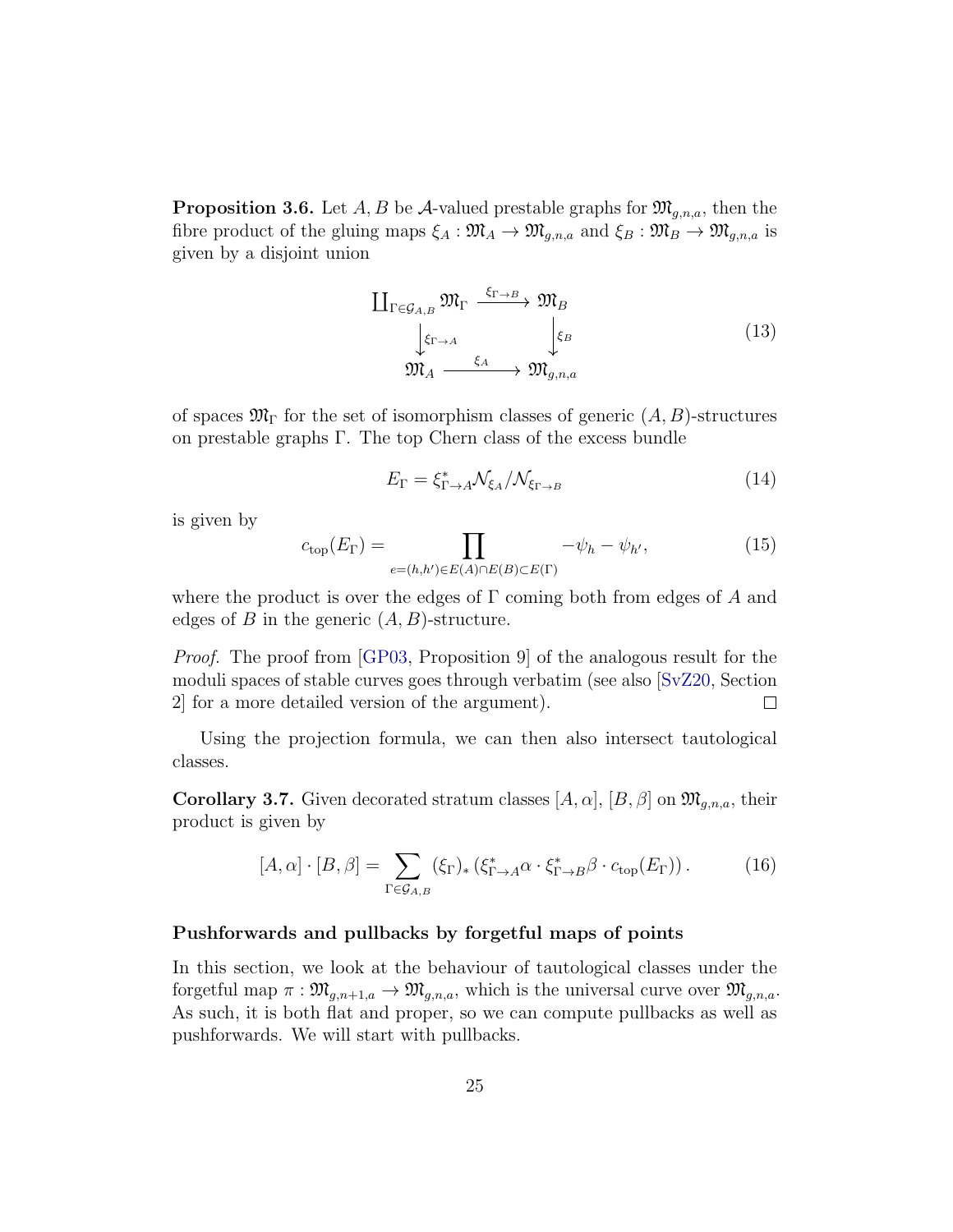**Proposition 3.6.** Let $A, B$ be $\mathcal{A}$-valued prestable graphs for $\mathfrak{M}_{g,n,a}$, then the fibre product of the gluing maps $\xi_A : \mathfrak{M}_A \to \mathfrak{M}_{g,n,a}$ and $\xi_B : \mathfrak{M}_B \to \mathfrak{M}_{g,n,a}$ is given by a disjoint union

$$\begin{array}{ccc} \coprod_{\Gamma \in \mathcal{G}_{A,B}} \mathfrak{M}_\Gamma & \xrightarrow{\xi_{\Gamma \to B}} & \mathfrak{M}_B \\ \downarrow{\scriptstyle \xi_{\Gamma \to A}} & & \downarrow{\scriptstyle \xi_B} \\ \mathfrak{M}_A & \xrightarrow{\xi_A} & \mathfrak{M}_{g,n,a} \end{array} \tag{13}$$

of spaces $\mathfrak{M}_\Gamma$ for the set of isomorphism classes of generic $(A, B)$-structures on prestable graphs $\Gamma$. The top Chern class of the excess bundle

$$E_\Gamma = \xi_{\Gamma \to A}^* \mathcal{N}_{\xi_A} / \mathcal{N}_{\xi_{\Gamma \to B}} \tag{14}$$

is given by

$$c_{\mathrm{top}}(E_\Gamma) = \prod_{e=(h,h') \in E(A) \cap E(B) \subset E(\Gamma)} -\psi_h - \psi_{h'}, \tag{15}$$

where the product is over the edges of $\Gamma$ coming both from edges of $A$ and edges of $B$ in the generic $(A, B)$-structure.

*Proof.* The proof from [GP03, Proposition 9] of the analogous result for the moduli spaces of stable curves goes through verbatim (see also [SvZ20, Section 2] for a more detailed version of the argument). $\square$

Using the projection formula, we can then also intersect tautological classes.

**Corollary 3.7.** Given decorated stratum classes $[A, \alpha]$, $[B, \beta]$ on $\mathfrak{M}_{g,n,a}$, their product is given by

$$[A, \alpha] \cdot [B, \beta] = \sum_{\Gamma \in \mathcal{G}_{A,B}} (\xi_\Gamma)_* \left( \xi_{\Gamma \to A}^* \alpha \cdot \xi_{\Gamma \to B}^* \beta \cdot c_{\mathrm{top}}(E_\Gamma) \right). \tag{16}$$

### Pushforwards and pullbacks by forgetful maps of points

In this section, we look at the behaviour of tautological classes under the forgetful map $\pi : \mathfrak{M}_{g,n+1,a} \to \mathfrak{M}_{g,n,a}$, which is the universal curve over $\mathfrak{M}_{g,n,a}$. As such, it is both flat and proper, so we can compute pullbacks as well as pushforwards. We will start with pullbacks.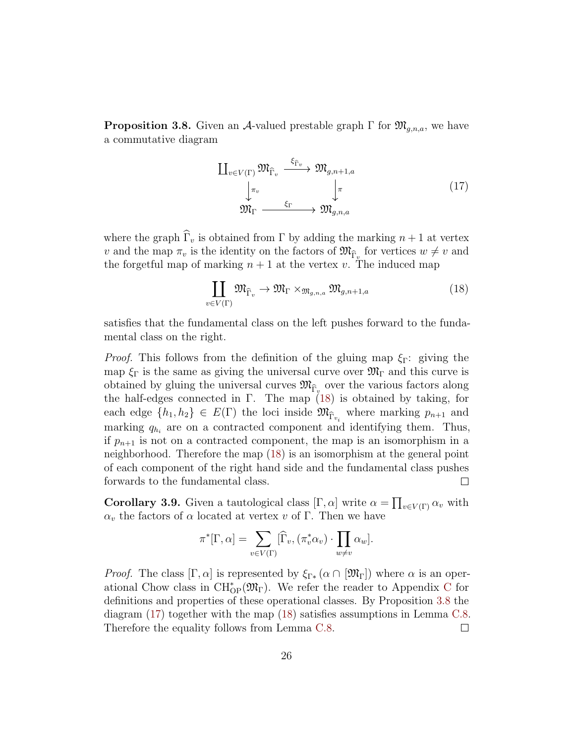**Proposition 3.8.** Given an $\mathcal{A}$-valued prestable graph $\Gamma$ for $\mathfrak{M}_{g,n,a}$, we have a commutative diagram

$$\begin{array}{ccc} \coprod_{v\in V(\Gamma)} \mathfrak{M}_{\widehat{\Gamma}_v} & \xrightarrow{\xi_{\widehat{\Gamma}_v}} & \mathfrak{M}_{g,n+1,a} \\ \big\downarrow{\scriptstyle \pi_v} & & \big\downarrow{\scriptstyle \pi} \\ \mathfrak{M}_\Gamma & \xrightarrow{\xi_\Gamma} & \mathfrak{M}_{g,n,a} \end{array} \tag{17}$$

where the graph $\widehat{\Gamma}_v$ is obtained from $\Gamma$ by adding the marking $n+1$ at vertex $v$ and the map $\pi_v$ is the identity on the factors of $\mathfrak{M}_{\widehat{\Gamma}_v}$ for vertices $w \neq v$ and the forgetful map of marking $n+1$ at the vertex $v$. The induced map

$$\coprod_{v\in V(\Gamma)} \mathfrak{M}_{\widehat{\Gamma}_v} \to \mathfrak{M}_\Gamma \times_{\mathfrak{M}_{g,n,a}} \mathfrak{M}_{g,n+1,a} \tag{18}$$

satisfies that the fundamental class on the left pushes forward to the fundamental class on the right.

*Proof.* This follows from the definition of the gluing map $\xi_\Gamma$: giving the map $\xi_\Gamma$ is the same as giving the universal curve over $\mathfrak{M}_\Gamma$ and this curve is obtained by gluing the universal curves $\mathfrak{M}_{\widehat{\Gamma}_v}$ over the various factors along the half-edges connected in $\Gamma$. The map (18) is obtained by taking, for each edge $\{h_1, h_2\} \in E(\Gamma)$ the loci inside $\mathfrak{M}_{\widehat{\Gamma}_{v_i}}$ where marking $p_{n+1}$ and marking $q_{h_i}$ are on a contracted component and identifying them. Thus, if $p_{n+1}$ is not on a contracted component, the map is an isomorphism in a neighborhood. Therefore the map (18) is an isomorphism at the general point of each component of the right hand side and the fundamental class pushes forwards to the fundamental class. $\square$

**Corollary 3.9.** Given a tautological class $[\Gamma, \alpha]$ write $\alpha = \prod_{v\in V(\Gamma)} \alpha_v$ with $\alpha_v$ the factors of $\alpha$ located at vertex $v$ of $\Gamma$. Then we have

$$\pi^*[\Gamma, \alpha] = \sum_{v\in V(\Gamma)} [\widehat{\Gamma}_v, (\pi_v^* \alpha_v) \cdot \prod_{w\neq v} \alpha_w].$$

*Proof.* The class $[\Gamma, \alpha]$ is represented by $\xi_{\Gamma *}(\alpha \cap [\mathfrak{M}_\Gamma])$ where $\alpha$ is an operational Chow class in $\mathrm{CH}^*_{\mathrm{OP}}(\mathfrak{M}_\Gamma)$. We refer the reader to Appendix C for definitions and properties of these operational classes. By Proposition 3.8 the diagram (17) together with the map (18) satisfies assumptions in Lemma C.8. Therefore the equality follows from Lemma C.8. $\square$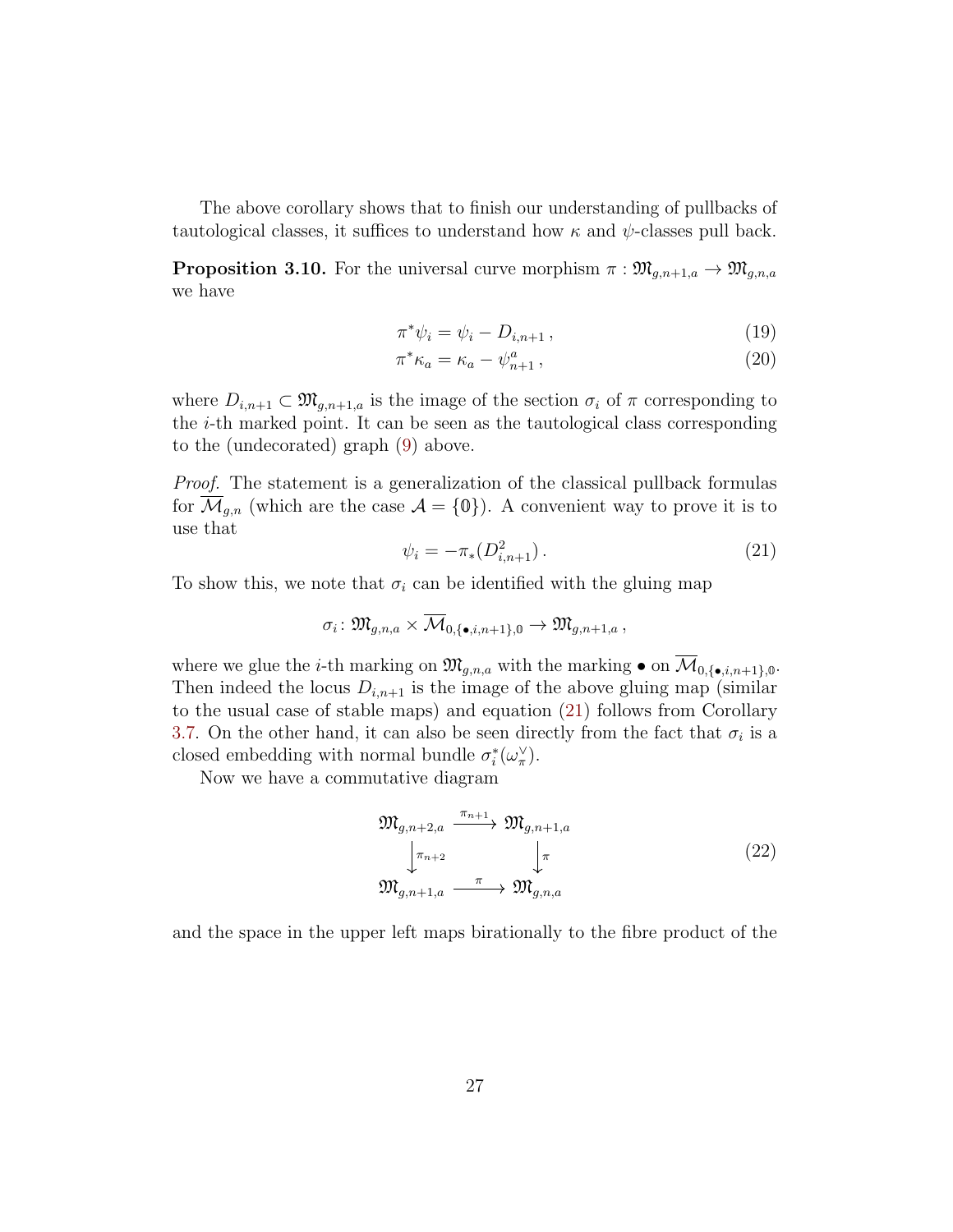The above corollary shows that to finish our understanding of pullbacks of tautological classes, it suffices to understand how $\kappa$ and $\psi$-classes pull back.

**Proposition 3.10.** For the universal curve morphism $\pi : \mathfrak{M}_{g,n+1,a} \to \mathfrak{M}_{g,n,a}$ we have

$$\pi^*\psi_i = \psi_i - D_{i,n+1}\,, \tag{19}$$

$$\pi^*\kappa_a = \kappa_a - \psi_{n+1}^a\,, \tag{20}$$

where $D_{i,n+1} \subset \mathfrak{M}_{g,n+1,a}$ is the image of the section $\sigma_i$ of $\pi$ corresponding to the $i$-th marked point. It can be seen as the tautological class corresponding to the (undecorated) graph (9) above.

*Proof.* The statement is a generalization of the classical pullback formulas for $\overline{\mathcal{M}}_{g,n}$ (which are the case $\mathcal{A} = \{\mathbb{0}\}$). A convenient way to prove it is to use that

$$\psi_i = -\pi_*(D_{i,n+1}^2)\,. \tag{21}$$

To show this, we note that $\sigma_i$ can be identified with the gluing map

$$\sigma_i \colon \mathfrak{M}_{g,n,a} \times \overline{\mathcal{M}}_{0,\{\bullet,i,n+1\},\mathbb{0}} \to \mathfrak{M}_{g,n+1,a}\,,$$

where we glue the $i$-th marking on $\mathfrak{M}_{g,n,a}$ with the marking $\bullet$ on $\overline{\mathcal{M}}_{0,\{\bullet,i,n+1\},\mathbb{0}}$. Then indeed the locus $D_{i,n+1}$ is the image of the above gluing map (similar to the usual case of stable maps) and equation (21) follows from Corollary 3.7. On the other hand, it can also be seen directly from the fact that $\sigma_i$ is a closed embedding with normal bundle $\sigma_i^*(\omega_\pi^\vee)$.

Now we have a commutative diagram

$$\begin{array}{ccc} \mathfrak{M}_{g,n+2,a} & \xrightarrow{\pi_{n+1}} & \mathfrak{M}_{g,n+1,a} \\ \Big\downarrow{\scriptstyle \pi_{n+2}} & & \Big\downarrow{\scriptstyle \pi} \\ \mathfrak{M}_{g,n+1,a} & \xrightarrow{\pi} & \mathfrak{M}_{g,n,a} \end{array} \tag{22}$$

and the space in the upper left maps birationally to the fibre product of the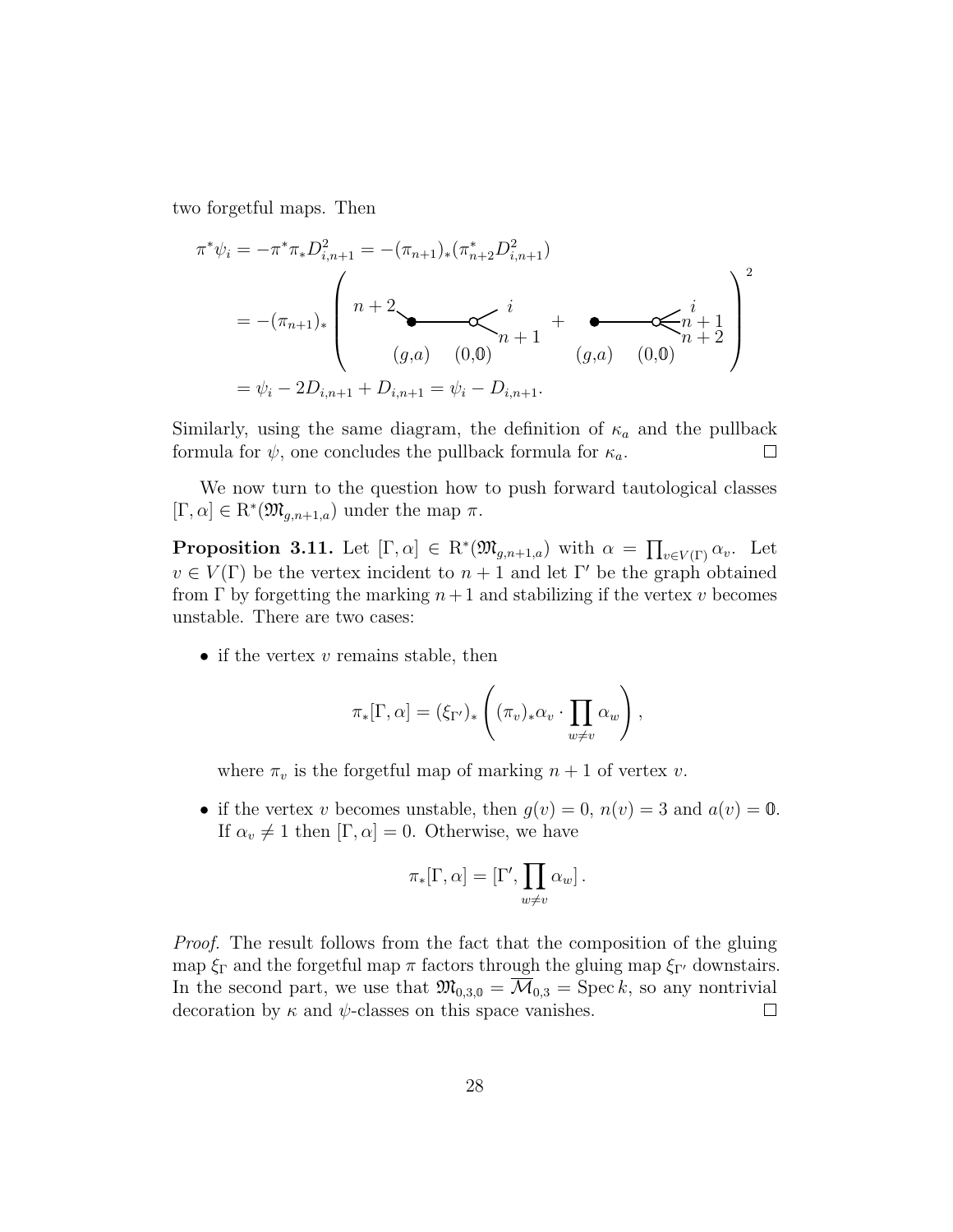two forgetful maps. Then

$$\pi^*\psi_i = -\pi^*\pi_* D_{i,n+1}^2 = -(\pi_{n+1})_*(\pi_{n+2}^* D_{i,n+1}^2)$$

$$= -(\pi_{n+1})_* \left( \begin{array}{c} n+2 \\ \bullet \!\!-\!\!-\!\!-\!\!\circ \!\!< \begin{array}{l} i \\ n+1 \end{array} \\ (g,a) \quad (0,\mathbb{0}) \end{array} + \begin{array}{c} \bullet \!\!-\!\!-\!\!-\!\!\circ \!\!< \begin{array}{l} i \\ n+1 \\ n+2 \end{array} \\ (g,a) \quad (0,\mathbb{0}) \end{array} \right)^2$$

$$= \psi_i - 2D_{i,n+1} + D_{i,n+1} = \psi_i - D_{i,n+1}.$$

Similarly, using the same diagram, the definition of $\kappa_a$ and the pullback formula for $\psi$, one concludes the pullback formula for $\kappa_a$. $\square$

We now turn to the question how to push forward tautological classes $[\Gamma, \alpha] \in \mathrm{R}^*(\mathfrak{M}_{g,n+1,a})$ under the map $\pi$.

**Proposition 3.11.** Let $[\Gamma, \alpha] \in \mathrm{R}^*(\mathfrak{M}_{g,n+1,a})$ with $\alpha = \prod_{v \in V(\Gamma)} \alpha_v$. Let $v \in V(\Gamma)$ be the vertex incident to $n+1$ and let $\Gamma'$ be the graph obtained from $\Gamma$ by forgetting the marking $n+1$ and stabilizing if the vertex $v$ becomes unstable. There are two cases:

- if the vertex $v$ remains stable, then

$$\pi_*[\Gamma, \alpha] = (\xi_{\Gamma'})_* \left( (\pi_v)_* \alpha_v \cdot \prod_{w \neq v} \alpha_w \right),$$

  where $\pi_v$ is the forgetful map of marking $n+1$ of vertex $v$.

- if the vertex $v$ becomes unstable, then $g(v) = 0$, $n(v) = 3$ and $a(v) = \mathbb{0}$. If $\alpha_v \neq 1$ then $[\Gamma, \alpha] = 0$. Otherwise, we have

$$\pi_*[\Gamma, \alpha] = [\Gamma', \prod_{w \neq v} \alpha_w].$$

*Proof.* The result follows from the fact that the composition of the gluing map $\xi_\Gamma$ and the forgetful map $\pi$ factors through the gluing map $\xi_{\Gamma'}$ downstairs. In the second part, we use that $\mathfrak{M}_{0,3,\mathbb{0}} = \overline{\mathcal{M}}_{0,3} = \operatorname{Spec} k$, so any nontrivial decoration by $\kappa$ and $\psi$-classes on this space vanishes. $\square$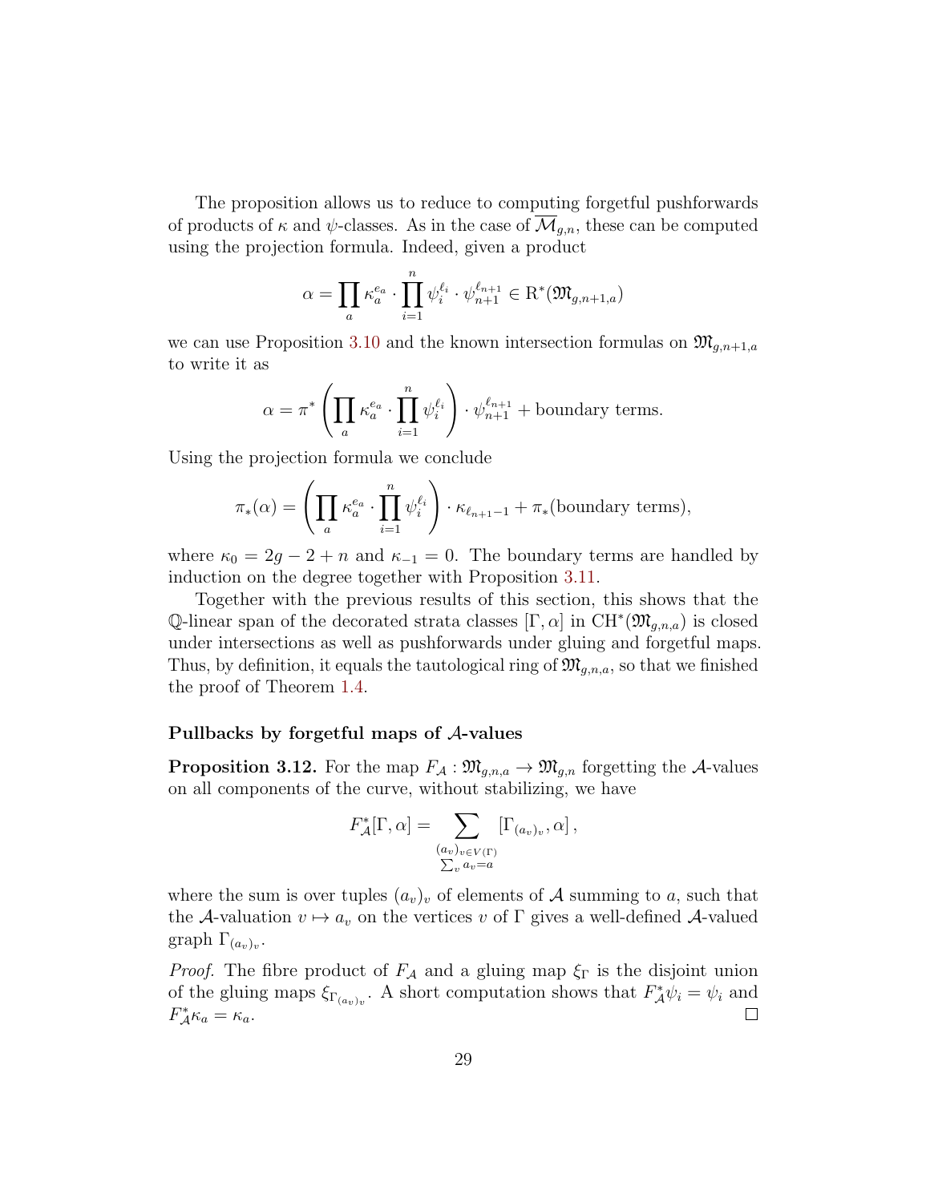The proposition allows us to reduce to computing forgetful pushforwards of products of $\kappa$ and $\psi$-classes. As in the case of $\overline{\mathcal{M}}_{g,n}$, these can be computed using the projection formula. Indeed, given a product

$$\alpha = \prod_a \kappa_a^{e_a} \cdot \prod_{i=1}^n \psi_i^{\ell_i} \cdot \psi_{n+1}^{\ell_{n+1}} \in \mathrm{R}^*(\mathfrak{M}_{g,n+1,a})$$

we can use Proposition 3.10 and the known intersection formulas on $\mathfrak{M}_{g,n+1,a}$ to write it as

$$\alpha = \pi^* \left( \prod_a \kappa_a^{e_a} \cdot \prod_{i=1}^n \psi_i^{\ell_i} \right) \cdot \psi_{n+1}^{\ell_{n+1}} + \text{boundary terms.}$$

Using the projection formula we conclude

$$\pi_*(\alpha) = \left( \prod_a \kappa_a^{e_a} \cdot \prod_{i=1}^n \psi_i^{\ell_i} \right) \cdot \kappa_{\ell_{n+1}-1} + \pi_*(\text{boundary terms}),$$

where $\kappa_0 = 2g - 2 + n$ and $\kappa_{-1} = 0$. The boundary terms are handled by induction on the degree together with Proposition 3.11.

Together with the previous results of this section, this shows that the $\mathbb{Q}$-linear span of the decorated strata classes $[\Gamma, \alpha]$ in $\mathrm{CH}^*(\mathfrak{M}_{g,n,a})$ is closed under intersections as well as pushforwards under gluing and forgetful maps. Thus, by definition, it equals the tautological ring of $\mathfrak{M}_{g,n,a}$, so that we finished the proof of Theorem 1.4.

### Pullbacks by forgetful maps of $\mathcal{A}$-values

**Proposition 3.12.** For the map $F_{\mathcal{A}} : \mathfrak{M}_{g,n,a} \to \mathfrak{M}_{g,n}$ forgetting the $\mathcal{A}$-values on all components of the curve, without stabilizing, we have

$$F_{\mathcal{A}}^*[\Gamma, \alpha] = \sum_{\substack{(a_v)_{v \in V(\Gamma)} \\ \sum_v a_v = a}} \left[\Gamma_{(a_v)_v}, \alpha\right],$$

where the sum is over tuples $(a_v)_v$ of elements of $\mathcal{A}$ summing to $a$, such that the $\mathcal{A}$-valuation $v \mapsto a_v$ on the vertices $v$ of $\Gamma$ gives a well-defined $\mathcal{A}$-valued graph $\Gamma_{(a_v)_v}$.

*Proof.* The fibre product of $F_{\mathcal{A}}$ and a gluing map $\xi_\Gamma$ is the disjoint union of the gluing maps $\xi_{\Gamma_{(a_v)_v}}$. A short computation shows that $F_{\mathcal{A}}^* \psi_i = \psi_i$ and $F_{\mathcal{A}}^* \kappa_a = \kappa_a$. $\square$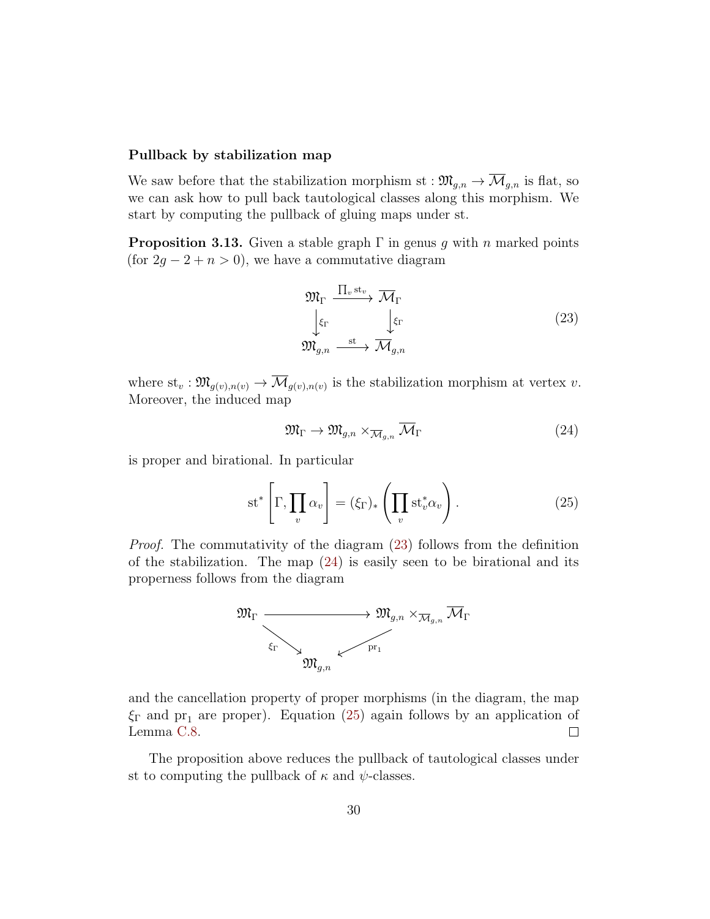**Pullback by stabilization map**

We saw before that the stabilization morphism $\mathrm{st} : \mathfrak{M}_{g,n} \to \overline{\mathcal{M}}_{g,n}$ is flat, so we can ask how to pull back tautological classes along this morphism. We start by computing the pullback of gluing maps under st.

**Proposition 3.13.** Given a stable graph $\Gamma$ in genus $g$ with $n$ marked points (for $2g-2+n>0$), we have a commutative diagram

$$\begin{array}{ccc} \mathfrak{M}_\Gamma & \xrightarrow{\prod_v \mathrm{st}_v} & \overline{\mathcal{M}}_\Gamma \\ \downarrow{\scriptstyle \xi_\Gamma} & & \downarrow{\scriptstyle \xi_\Gamma} \\ \mathfrak{M}_{g,n} & \xrightarrow{\mathrm{st}} & \overline{\mathcal{M}}_{g,n} \end{array} \tag{23}$$

where $\mathrm{st}_v : \mathfrak{M}_{g(v),n(v)} \to \overline{\mathcal{M}}_{g(v),n(v)}$ is the stabilization morphism at vertex $v$. Moreover, the induced map

$$\mathfrak{M}_\Gamma \to \mathfrak{M}_{g,n} \times_{\overline{\mathcal{M}}_{g,n}} \overline{\mathcal{M}}_\Gamma \tag{24}$$

is proper and birational. In particular

$$\mathrm{st}^* \left[\Gamma, \prod_v \alpha_v\right] = (\xi_\Gamma)_* \left(\prod_v \mathrm{st}_v^* \alpha_v\right). \tag{25}$$

*Proof.* The commutativity of the diagram (23) follows from the definition of the stabilization. The map (24) is easily seen to be birational and its properness follows from the diagram

$$\begin{array}{ccc} \mathfrak{M}_\Gamma & \longrightarrow & \mathfrak{M}_{g,n} \times_{\overline{\mathcal{M}}_{g,n}} \overline{\mathcal{M}}_\Gamma \\ & {\scriptstyle \xi_\Gamma} \searrow \quad \swarrow {\scriptstyle \mathrm{pr}_1} & \\ & \mathfrak{M}_{g,n} & \end{array}$$

and the cancellation property of proper morphisms (in the diagram, the map $\xi_\Gamma$ and $\mathrm{pr}_1$ are proper). Equation (25) again follows by an application of Lemma C.8. □

The proposition above reduces the pullback of tautological classes under st to computing the pullback of $\kappa$ and $\psi$-classes.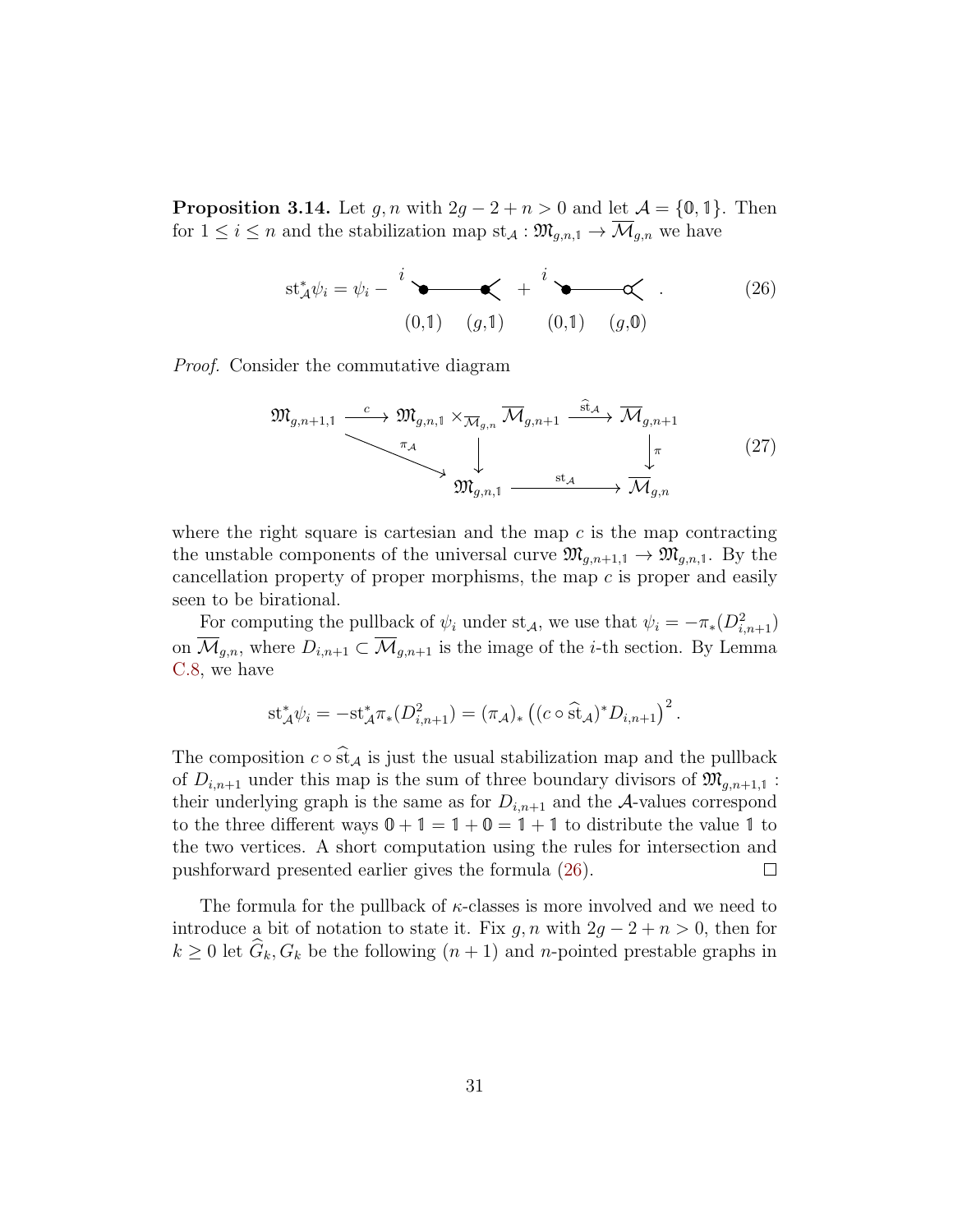**Proposition 3.14.** Let $g, n$ with $2g-2+n>0$ and let $\mathcal{A}=\{\mathbb{0},\mathbb{1}\}$. Then for $1 \le i \le n$ and the stabilization map $\mathrm{st}_{\mathcal{A}} : \mathfrak{M}_{g,n,\mathbb{1}} \to \overline{\mathcal{M}}_{g,n}$ we have

$$\mathrm{st}_{\mathcal{A}}^* \psi_i = \psi_i - \underset{(0,\mathbb{1}) \quad (g,\mathbb{1})}{\overset{i}{\bullet\!\!-\!\!\!-\!\!\!-\!\!\bullet}\!<} + \underset{(0,\mathbb{1}) \quad (g,\mathbb{0})}{\overset{i}{\bullet\!\!-\!\!\!-\!\!\!-\!\!\circ}\!<} \,. \tag{26}$$

*Proof.* Consider the commutative diagram

$$\begin{array}{ccccc}
\mathfrak{M}_{g,n+1,\mathbb{1}} & \xrightarrow{c} & \mathfrak{M}_{g,n,\mathbb{1}} \times_{\overline{\mathcal{M}}_{g,n}} \overline{\mathcal{M}}_{g,n+1} & \xrightarrow{\widehat{\mathrm{st}}_{\mathcal{A}}} & \overline{\mathcal{M}}_{g,n+1} \\
& \searrow^{\pi_{\mathcal{A}}} & \downarrow & & \downarrow \pi \\
& & \mathfrak{M}_{g,n,\mathbb{1}} & \xrightarrow{\mathrm{st}_{\mathcal{A}}} & \overline{\mathcal{M}}_{g,n}
\end{array} \tag{27}$$

where the right square is cartesian and the map $c$ is the map contracting the unstable components of the universal curve $\mathfrak{M}_{g,n+1,\mathbb{1}} \to \mathfrak{M}_{g,n,\mathbb{1}}$. By the cancellation property of proper morphisms, the map $c$ is proper and easily seen to be birational.

For computing the pullback of $\psi_i$ under $\mathrm{st}_{\mathcal{A}}$, we use that $\psi_i = -\pi_*(D_{i,n+1}^2)$ on $\overline{\mathcal{M}}_{g,n}$, where $D_{i,n+1} \subset \overline{\mathcal{M}}_{g,n+1}$ is the image of the $i$-th section. By Lemma C.8, we have

$$\mathrm{st}_{\mathcal{A}}^* \psi_i = -\mathrm{st}_{\mathcal{A}}^* \pi_*(D_{i,n+1}^2) = (\pi_{\mathcal{A}})_* \left( (c \circ \widehat{\mathrm{st}}_{\mathcal{A}})^* D_{i,n+1} \right)^2.$$

The composition $c \circ \widehat{\mathrm{st}}_{\mathcal{A}}$ is just the usual stabilization map and the pullback of $D_{i,n+1}$ under this map is the sum of three boundary divisors of $\mathfrak{M}_{g,n+1,\mathbb{1}}$ : their underlying graph is the same as for $D_{i,n+1}$ and the $\mathcal{A}$-values correspond to the three different ways $\mathbb{0}+\mathbb{1}=\mathbb{1}+\mathbb{0}=\mathbb{1}+\mathbb{1}$ to distribute the value $\mathbb{1}$ to the two vertices. A short computation using the rules for intersection and pushforward presented earlier gives the formula (26). $\square$

The formula for the pullback of $\kappa$-classes is more involved and we need to introduce a bit of notation to state it. Fix $g, n$ with $2g-2+n>0$, then for $k \ge 0$ let $\widehat{G}_k, G_k$ be the following $(n+1)$ and $n$-pointed prestable graphs in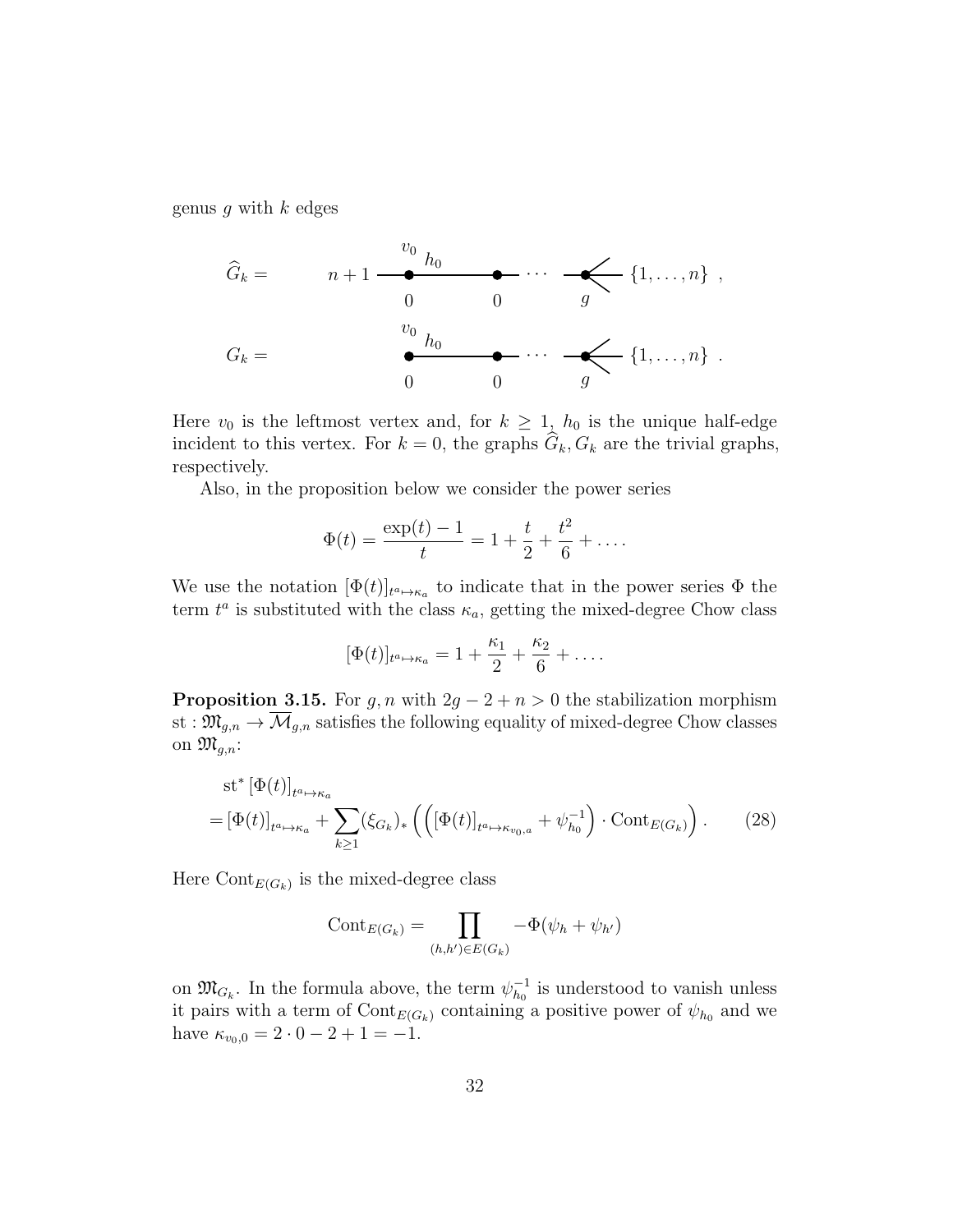genus $g$ with $k$ edges

$$\widehat{G}_k = \quad n+1 \; \overset{v_0}{\bullet} \overset{h_0}{\text{———}} \underset{0}{\bullet} \text{———} \cdots \text{———} \underset{g}{\bullet} \!\!< \{1,\ldots,n\} \ ,$$

(with vertex $v_0$ of genus $0$)

$$G_k = \quad \overset{v_0}{\bullet} \overset{h_0}{\text{———}} \underset{0}{\bullet} \text{———} \cdots \text{———} \underset{g}{\bullet} \!\!< \{1,\ldots,n\} \ .$$

(with vertex $v_0$ of genus $0$)

Here $v_0$ is the leftmost vertex and, for $k \geq 1$, $h_0$ is the unique half-edge incident to this vertex. For $k = 0$, the graphs $\widehat{G}_k, G_k$ are the trivial graphs, respectively.

Also, in the proposition below we consider the power series

$$\Phi(t) = \frac{\exp(t) - 1}{t} = 1 + \frac{t}{2} + \frac{t^2}{6} + \ldots .$$

We use the notation $[\Phi(t)]_{t^a \mapsto \kappa_a}$ to indicate that in the power series $\Phi$ the term $t^a$ is substituted with the class $\kappa_a$, getting the mixed-degree Chow class

$$[\Phi(t)]_{t^a \mapsto \kappa_a} = 1 + \frac{\kappa_1}{2} + \frac{\kappa_2}{6} + \ldots .$$

**Proposition 3.15.** For $g, n$ with $2g - 2 + n > 0$ the stabilization morphism $\mathrm{st} : \mathfrak{M}_{g,n} \to \overline{\mathcal{M}}_{g,n}$ satisfies the following equality of mixed-degree Chow classes on $\mathfrak{M}_{g,n}$:

$$\begin{aligned} &\mathrm{st}^* \left[\Phi(t)\right]_{t^a \mapsto \kappa_a} \\ &= \left[\Phi(t)\right]_{t^a \mapsto \kappa_a} + \sum_{k \geq 1} (\xi_{G_k})_* \left( \left( \left[\Phi(t)\right]_{t^a \mapsto \kappa_{v_0,a}} + \psi_{h_0}^{-1} \right) \cdot \mathrm{Cont}_{E(G_k)} \right). \end{aligned} \tag{28}$$

Here $\mathrm{Cont}_{E(G_k)}$ is the mixed-degree class

$$\mathrm{Cont}_{E(G_k)} = \prod_{(h,h') \in E(G_k)} -\Phi(\psi_h + \psi_{h'})$$

on $\mathfrak{M}_{G_k}$. In the formula above, the term $\psi_{h_0}^{-1}$ is understood to vanish unless it pairs with a term of $\mathrm{Cont}_{E(G_k)}$ containing a positive power of $\psi_{h_0}$ and we have $\kappa_{v_0,0} = 2 \cdot 0 - 2 + 1 = -1$.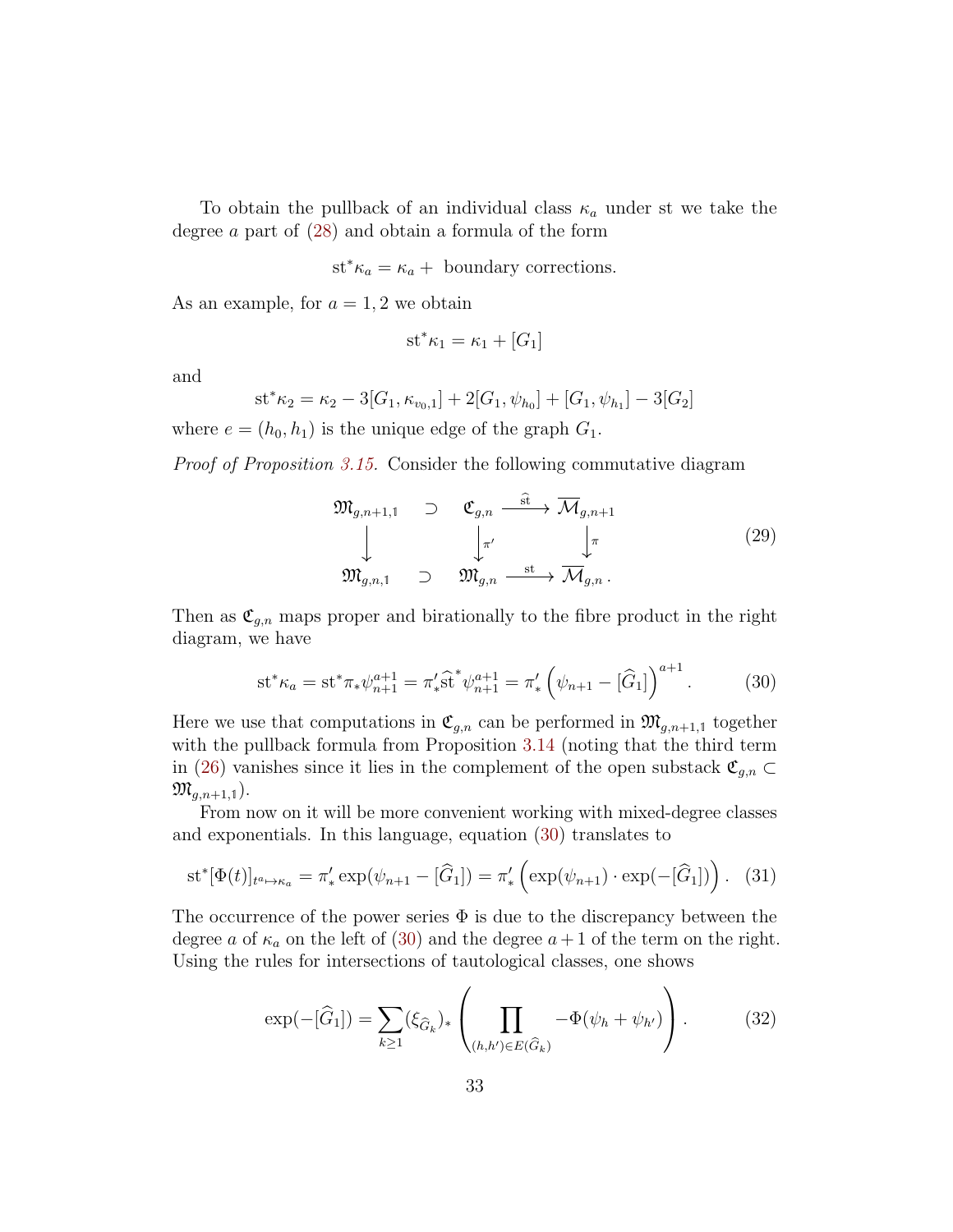To obtain the pullback of an individual class $\kappa_a$ under st we take the degree $a$ part of (28) and obtain a formula of the form

$$\mathrm{st}^*\kappa_a = \kappa_a + \text{ boundary corrections.}$$

As an example, for $a = 1, 2$ we obtain

$$\mathrm{st}^*\kappa_1 = \kappa_1 + [G_1]$$

and

$$\mathrm{st}^*\kappa_2 = \kappa_2 - 3[G_1, \kappa_{v_0,1}] + 2[G_1, \psi_{h_0}] + [G_1, \psi_{h_1}] - 3[G_2]$$

where $e = (h_0, h_1)$ is the unique edge of the graph $G_1$.

*Proof of Proposition 3.15.* Consider the following commutative diagram

$$\begin{array}{ccccc} \mathfrak{M}_{g,n+1,\mathbb{1}} & \supset & \mathfrak{C}_{g,n} & \xrightarrow{\widehat{\mathrm{st}}} & \overline{\mathcal{M}}_{g,n+1} \\ \big\downarrow & & \big\downarrow{\scriptstyle \pi'} & & \big\downarrow{\scriptstyle \pi} \\ \mathfrak{M}_{g,n,\mathbb{1}} & \supset & \mathfrak{M}_{g,n} & \xrightarrow{\mathrm{st}} & \overline{\mathcal{M}}_{g,n}\,. \end{array} \tag{29}$$

Then as $\mathfrak{C}_{g,n}$ maps proper and birationally to the fibre product in the right diagram, we have

$$\mathrm{st}^*\kappa_a = \mathrm{st}^*\pi_*\psi_{n+1}^{a+1} = \pi'_*\widehat{\mathrm{st}}^*\psi_{n+1}^{a+1} = \pi'_*\left(\psi_{n+1} - [\widehat{G}_1]\right)^{a+1}. \tag{30}$$

Here we use that computations in $\mathfrak{C}_{g,n}$ can be performed in $\mathfrak{M}_{g,n+1,\mathbb{1}}$ together with the pullback formula from Proposition 3.14 (noting that the third term in (26) vanishes since it lies in the complement of the open substack $\mathfrak{C}_{g,n} \subset \mathfrak{M}_{g,n+1,\mathbb{1}}$).

From now on it will be more convenient working with mixed-degree classes and exponentials. In this language, equation (30) translates to

$$\mathrm{st}^*[\Phi(t)]_{t^a \mapsto \kappa_a} = \pi'_*\exp(\psi_{n+1} - [\widehat{G}_1]) = \pi'_*\left(\exp(\psi_{n+1}) \cdot \exp(-[\widehat{G}_1])\right). \tag{31}$$

The occurrence of the power series $\Phi$ is due to the discrepancy between the degree $a$ of $\kappa_a$ on the left of (30) and the degree $a+1$ of the term on the right. Using the rules for intersections of tautological classes, one shows

$$\exp(-[\widehat{G}_1]) = \sum_{k \geq 1} (\xi_{\widehat{G}_k})_* \left( \prod_{(h,h') \in E(\widehat{G}_k)} -\Phi(\psi_h + \psi_{h'}) \right). \tag{32}$$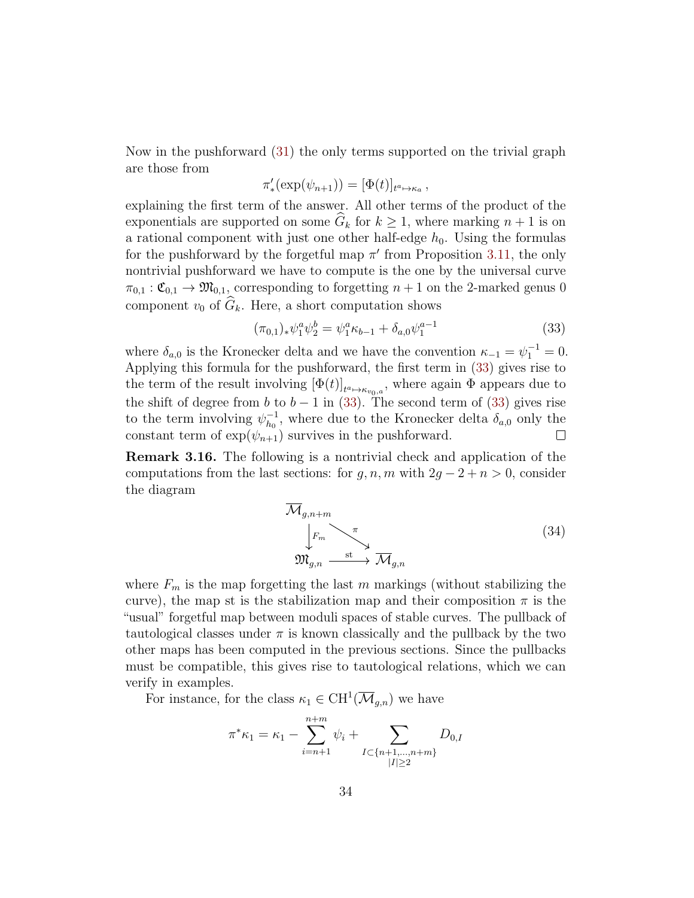Now in the pushforward (31) the only terms supported on the trivial graph are those from

$$\pi'_*(\exp(\psi_{n+1})) = [\Phi(t)]_{t^a \mapsto \kappa_a},$$

explaining the first term of the answer. All other terms of the product of the exponentials are supported on some $\widehat{G}_k$ for $k \geq 1$, where marking $n+1$ is on a rational component with just one other half-edge $h_0$. Using the formulas for the pushforward by the forgetful map $\pi'$ from Proposition 3.11, the only nontrivial pushforward we have to compute is the one by the universal curve $\pi_{0,1} : \mathfrak{C}_{0,1} \to \mathfrak{M}_{0,1}$, corresponding to forgetting $n+1$ on the 2-marked genus 0 component $v_0$ of $\widehat{G}_k$. Here, a short computation shows

$$(\pi_{0,1})_* \psi_1^a \psi_2^b = \psi_1^a \kappa_{b-1} + \delta_{a,0} \psi_1^{a-1} \tag{33}$$

where $\delta_{a,0}$ is the Kronecker delta and we have the convention $\kappa_{-1} = \psi_1^{-1} = 0$. Applying this formula for the pushforward, the first term in (33) gives rise to the term of the result involving $[\Phi(t)]_{t^a \mapsto \kappa_{v_0,a}}$, where again $\Phi$ appears due to the shift of degree from $b$ to $b-1$ in (33). The second term of (33) gives rise to the term involving $\psi_{h_0}^{-1}$, where due to the Kronecker delta $\delta_{a,0}$ only the constant term of $\exp(\psi_{n+1})$ survives in the pushforward. □

**Remark 3.16.** The following is a nontrivial check and application of the computations from the last sections: for $g, n, m$ with $2g - 2 + n > 0$, consider the diagram

$$\begin{array}{ccc} \overline{\mathcal{M}}_{g,n+m} & & \\ \downarrow F_m & \searrow^{\pi} & \\ \mathfrak{M}_{g,n} & \xrightarrow{\text{st}} & \overline{\mathcal{M}}_{g,n} \end{array} \tag{34}$$

where $F_m$ is the map forgetting the last $m$ markings (without stabilizing the curve), the map st is the stabilization map and their composition $\pi$ is the "usual" forgetful map between moduli spaces of stable curves. The pullback of tautological classes under $\pi$ is known classically and the pullback by the two other maps has been computed in the previous sections. Since the pullbacks must be compatible, this gives rise to tautological relations, which we can verify in examples.

For instance, for the class $\kappa_1 \in \mathrm{CH}^1(\overline{\mathcal{M}}_{g,n})$ we have

$$\pi^* \kappa_1 = \kappa_1 - \sum_{i=n+1}^{n+m} \psi_i + \sum_{\substack{I \subset \{n+1, \ldots, n+m\} \\ |I| \geq 2}} D_{0,I}$$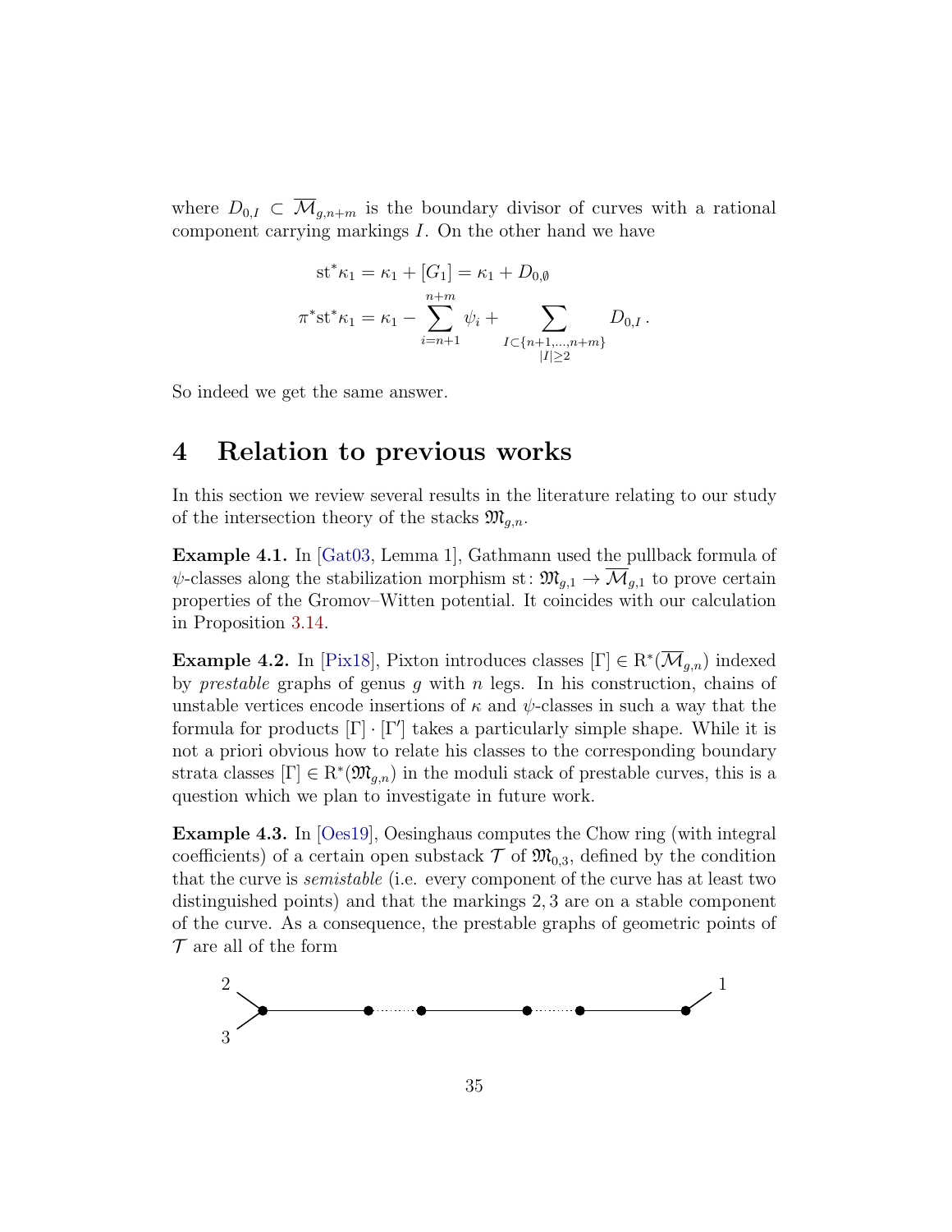where $D_{0,I} \subset \overline{\mathcal{M}}_{g,n+m}$ is the boundary divisor of curves with a rational component carrying markings $I$. On the other hand we have

$$\mathrm{st}^*\kappa_1 = \kappa_1 + [G_1] = \kappa_1 + D_{0,\emptyset}$$
$$\pi^*\mathrm{st}^*\kappa_1 = \kappa_1 - \sum_{i=n+1}^{n+m} \psi_i + \sum_{\substack{I \subset \{n+1,\ldots,n+m\} \\ |I| \geq 2}} D_{0,I}\,.$$

So indeed we get the same answer.

# 4 Relation to previous works

In this section we review several results in the literature relating to our study of the intersection theory of the stacks $\mathfrak{M}_{g,n}$.

**Example 4.1.** In [Gat03, Lemma 1], Gathmann used the pullback formula of $\psi$-classes along the stabilization morphism $\mathrm{st}\colon \mathfrak{M}_{g,1} \to \overline{\mathcal{M}}_{g,1}$ to prove certain properties of the Gromov–Witten potential. It coincides with our calculation in Proposition 3.14.

**Example 4.2.** In [Pix18], Pixton introduces classes $[\Gamma] \in \mathrm{R}^*(\overline{\mathcal{M}}_{g,n})$ indexed by *prestable* graphs of genus $g$ with $n$ legs. In his construction, chains of unstable vertices encode insertions of $\kappa$ and $\psi$-classes in such a way that the formula for products $[\Gamma] \cdot [\Gamma']$ takes a particularly simple shape. While it is not a priori obvious how to relate his classes to the corresponding boundary strata classes $[\Gamma] \in \mathrm{R}^*(\mathfrak{M}_{g,n})$ in the moduli stack of prestable curves, this is a question which we plan to investigate in future work.

**Example 4.3.** In [Oes19], Oesinghaus computes the Chow ring (with integral coefficients) of a certain open substack $\mathcal{T}$ of $\mathfrak{M}_{0,3}$, defined by the condition that the curve is *semistable* (i.e. every component of the curve has at least two distinguished points) and that the markings $2, 3$ are on a stable component of the curve. As a consequence, the prestable graphs of geometric points of $\mathcal{T}$ are all of the form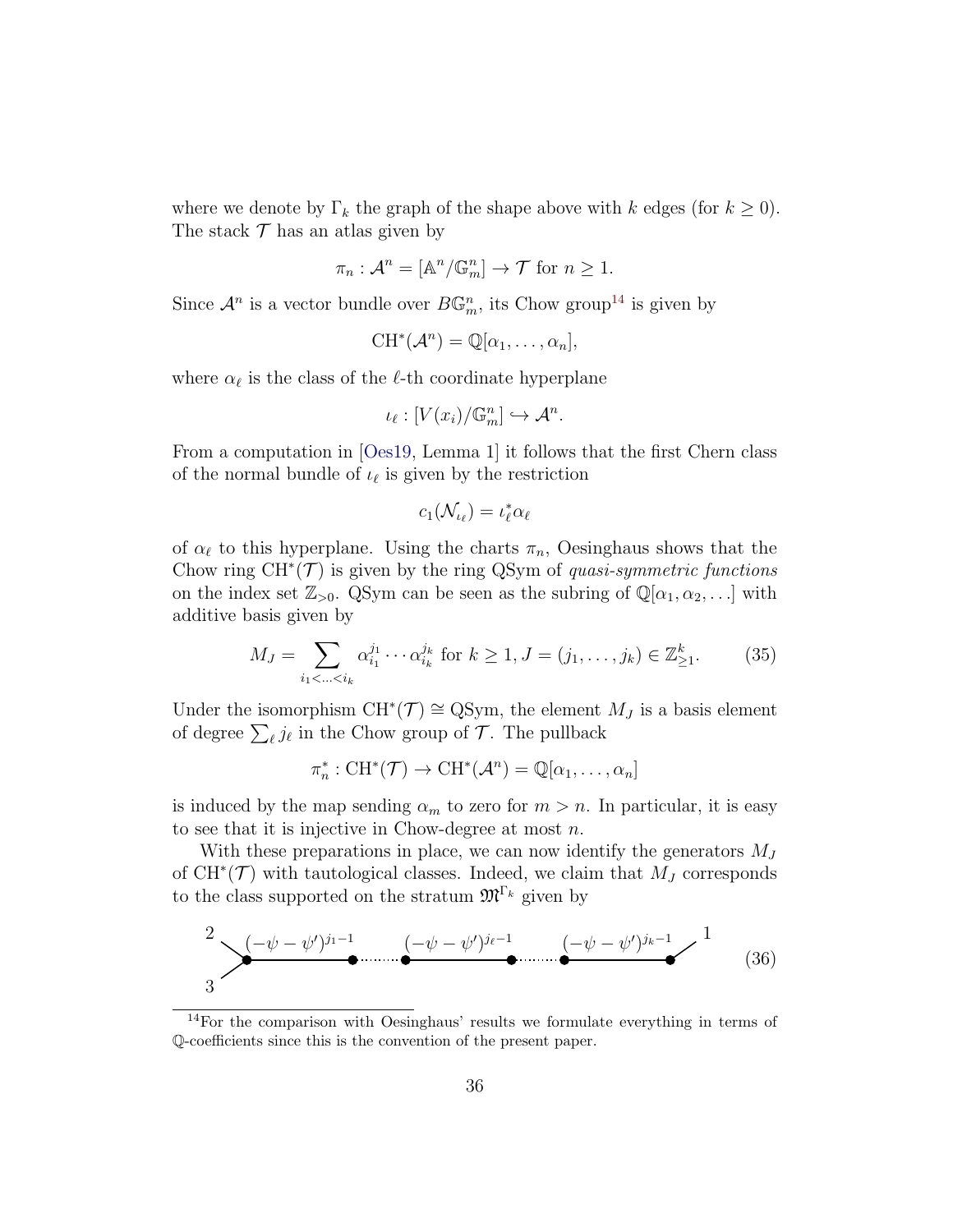where we denote by $\Gamma_k$ the graph of the shape above with $k$ edges (for $k \geq 0$). The stack $\mathcal{T}$ has an atlas given by

$$\pi_n : \mathcal{A}^n = [\mathbb{A}^n/\mathbb{G}_m^n] \to \mathcal{T} \text{ for } n \geq 1.$$

Since $\mathcal{A}^n$ is a vector bundle over $B\mathbb{G}_m^n$, its Chow group[14] is given by

$$\mathrm{CH}^*(\mathcal{A}^n) = \mathbb{Q}[\alpha_1, \ldots, \alpha_n],$$

where $\alpha_\ell$ is the class of the $\ell$-th coordinate hyperplane

$$\iota_\ell : [V(x_i)/\mathbb{G}_m^n] \hookrightarrow \mathcal{A}^n.$$

From a computation in [Oes19, Lemma 1] it follows that the first Chern class of the normal bundle of $\iota_\ell$ is given by the restriction

$$c_1(\mathcal{N}_{\iota_\ell}) = \iota_\ell^* \alpha_\ell$$

of $\alpha_\ell$ to this hyperplane. Using the charts $\pi_n$, Oesinghaus shows that the Chow ring $\mathrm{CH}^*(\mathcal{T})$ is given by the ring QSym of *quasi-symmetric functions* on the index set $\mathbb{Z}_{>0}$. QSym can be seen as the subring of $\mathbb{Q}[\alpha_1, \alpha_2, \ldots]$ with additive basis given by

$$M_J = \sum_{i_1 < \ldots < i_k} \alpha_{i_1}^{j_1} \cdots \alpha_{i_k}^{j_k} \text{ for } k \geq 1, J = (j_1, \ldots, j_k) \in \mathbb{Z}_{\geq 1}^k. \tag{35}$$

Under the isomorphism $\mathrm{CH}^*(\mathcal{T}) \cong \mathrm{QSym}$, the element $M_J$ is a basis element of degree $\sum_\ell j_\ell$ in the Chow group of $\mathcal{T}$. The pullback

$$\pi_n^* : \mathrm{CH}^*(\mathcal{T}) \to \mathrm{CH}^*(\mathcal{A}^n) = \mathbb{Q}[\alpha_1, \ldots, \alpha_n]$$

is induced by the map sending $\alpha_m$ to zero for $m > n$. In particular, it is easy to see that it is injective in Chow-degree at most $n$.

With these preparations in place, we can now identify the generators $M_J$ of $\mathrm{CH}^*(\mathcal{T})$ with tautological classes. Indeed, we claim that $M_J$ corresponds to the class supported on the stratum $\mathfrak{M}^{\Gamma_k}$ given by

$$\text{(graph: legs 2, 3 at the left vertex; edges decorated } (-\psi - \psi')^{j_1 - 1}, \ldots, (-\psi - \psi')^{j_\ell - 1}, \ldots, (-\psi - \psi')^{j_k - 1}\text{; leg 1 at the right vertex)} \tag{36}$$

[14] For the comparison with Oesinghaus' results we formulate everything in terms of $\mathbb{Q}$-coefficients since this is the convention of the present paper.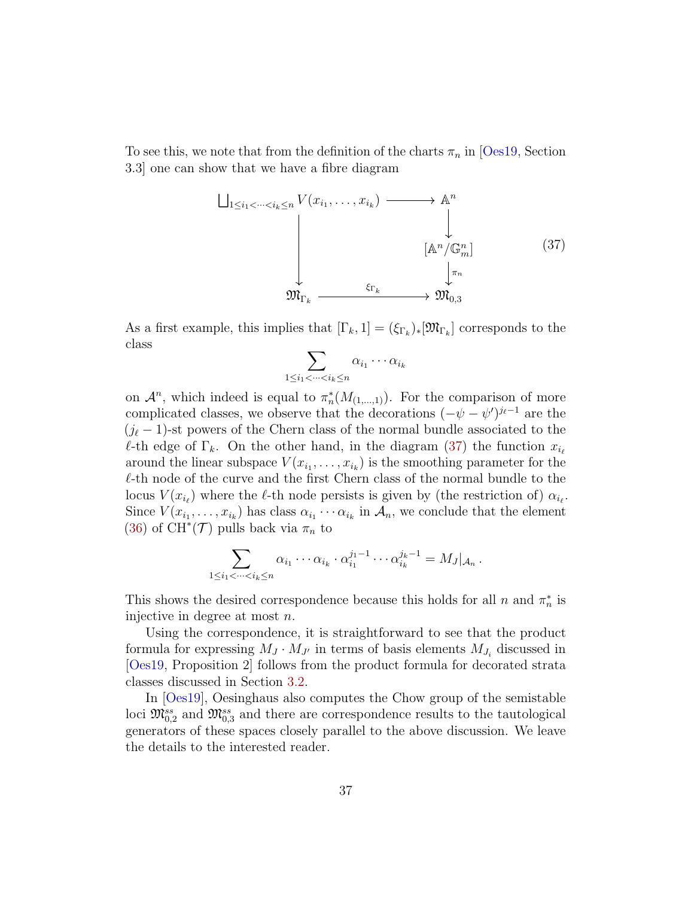To see this, we note that from the definition of the charts $\pi_n$ in [Oes19, Section 3.3] one can show that we have a fibre diagram

$$\begin{array}{ccc} \bigsqcup_{1\leq i_1<\cdots<i_k\leq n} V(x_{i_1},\ldots,x_{i_k}) & \longrightarrow & \mathbb{A}^n \\ \Big\downarrow & & \Big\downarrow \\ & & [\mathbb{A}^n/\mathbb{G}_m^n] \\ & & \Big\downarrow{\scriptstyle \pi_n} \\ \mathfrak{M}_{\Gamma_k} & \xrightarrow{\ \xi_{\Gamma_k}\ } & \mathfrak{M}_{0,3} \end{array} \tag{37}$$

As a first example, this implies that $[\Gamma_k, 1] = (\xi_{\Gamma_k})_*[\mathfrak{M}_{\Gamma_k}]$ corresponds to the class

$$\sum_{1\leq i_1<\cdots<i_k\leq n} \alpha_{i_1}\cdots\alpha_{i_k}$$

on $\mathcal{A}^n$, which indeed is equal to $\pi_n^*(M_{(1,\ldots,1)})$. For the comparison of more complicated classes, we observe that the decorations $(-\psi-\psi')^{j_\ell-1}$ are the $(j_\ell-1)$-st powers of the Chern class of the normal bundle associated to the $\ell$-th edge of $\Gamma_k$. On the other hand, in the diagram (37) the function $x_{i_\ell}$ around the linear subspace $V(x_{i_1},\ldots,x_{i_k})$ is the smoothing parameter for the $\ell$-th node of the curve and the first Chern class of the normal bundle to the locus $V(x_{i_\ell})$ where the $\ell$-th node persists is given by (the restriction of) $\alpha_{i_\ell}$. Since $V(x_{i_1},\ldots,x_{i_k})$ has class $\alpha_{i_1}\cdots\alpha_{i_k}$ in $\mathcal{A}_n$, we conclude that the element (36) of $\mathrm{CH}^*(\mathcal{T})$ pulls back via $\pi_n$ to

$$\sum_{1\leq i_1<\cdots<i_k\leq n} \alpha_{i_1}\cdots\alpha_{i_k}\cdot\alpha_{i_1}^{j_1-1}\cdots\alpha_{i_k}^{j_k-1} = M_J|_{\mathcal{A}_n}\,.$$

This shows the desired correspondence because this holds for all $n$ and $\pi_n^*$ is injective in degree at most $n$.

Using the correspondence, it is straightforward to see that the product formula for expressing $M_J\cdot M_{J'}$ in terms of basis elements $M_{J_i}$ discussed in [Oes19, Proposition 2] follows from the product formula for decorated strata classes discussed in Section 3.2.

In [Oes19], Oesinghaus also computes the Chow group of the semistable loci $\mathfrak{M}_{0,2}^{ss}$ and $\mathfrak{M}_{0,3}^{ss}$ and there are correspondence results to the tautological generators of these spaces closely parallel to the above discussion. We leave the details to the interested reader.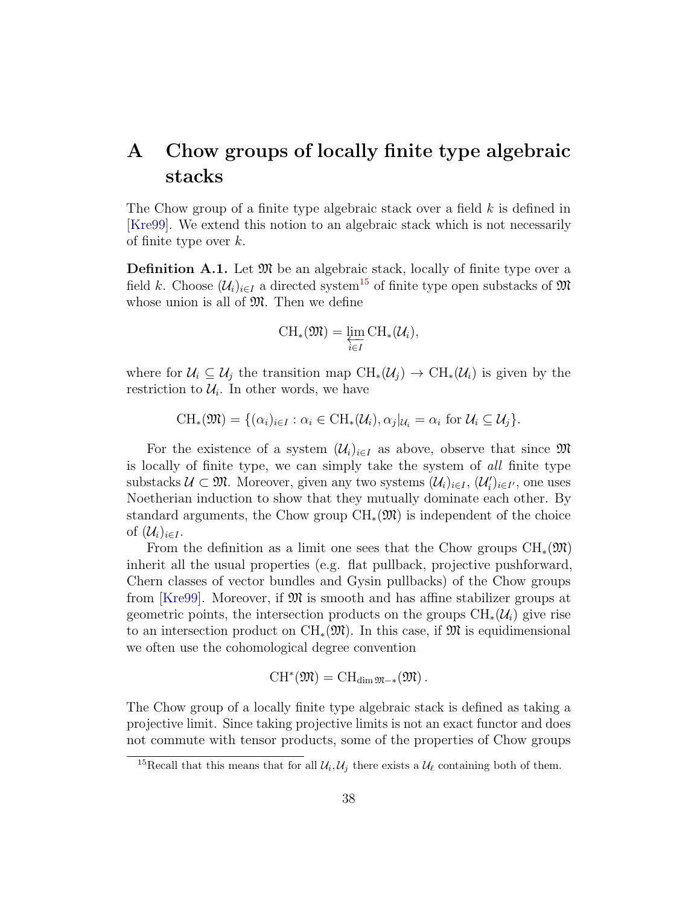# A Chow groups of locally finite type algebraic stacks

The Chow group of a finite type algebraic stack over a field $k$ is defined in [Kre99]. We extend this notion to an algebraic stack which is not necessarily of finite type over $k$.

**Definition A.1.** Let $\mathfrak{M}$ be an algebraic stack, locally of finite type over a field $k$. Choose $(\mathcal{U}_i)_{i \in I}$ a directed system[15] of finite type open substacks of $\mathfrak{M}$ whose union is all of $\mathfrak{M}$. Then we define

$$\mathrm{CH}_*(\mathfrak{M}) = \varprojlim_{i \in I} \mathrm{CH}_*(\mathcal{U}_i),$$

where for $\mathcal{U}_i \subseteq \mathcal{U}_j$ the transition map $\mathrm{CH}_*(\mathcal{U}_j) \to \mathrm{CH}_*(\mathcal{U}_i)$ is given by the restriction to $\mathcal{U}_i$. In other words, we have

$$\mathrm{CH}_*(\mathfrak{M}) = \{(\alpha_i)_{i \in I} : \alpha_i \in \mathrm{CH}_*(\mathcal{U}_i), \alpha_j|_{\mathcal{U}_i} = \alpha_i \text{ for } \mathcal{U}_i \subseteq \mathcal{U}_j\}.$$

For the existence of a system $(\mathcal{U}_i)_{i \in I}$ as above, observe that since $\mathfrak{M}$ is locally of finite type, we can simply take the system of *all* finite type substacks $\mathcal{U} \subset \mathfrak{M}$. Moreover, given any two systems $(\mathcal{U}_i)_{i \in I}$, $(\mathcal{U}'_i)_{i \in I'}$, one uses Noetherian induction to show that they mutually dominate each other. By standard arguments, the Chow group $\mathrm{CH}_*(\mathfrak{M})$ is independent of the choice of $(\mathcal{U}_i)_{i \in I}$.

From the definition as a limit one sees that the Chow groups $\mathrm{CH}_*(\mathfrak{M})$ inherit all the usual properties (e.g. flat pullback, projective pushforward, Chern classes of vector bundles and Gysin pullbacks) of the Chow groups from [Kre99]. Moreover, if $\mathfrak{M}$ is smooth and has affine stabilizer groups at geometric points, the intersection products on the groups $\mathrm{CH}_*(\mathcal{U}_i)$ give rise to an intersection product on $\mathrm{CH}_*(\mathfrak{M})$. In this case, if $\mathfrak{M}$ is equidimensional we often use the cohomological degree convention

$$\mathrm{CH}^*(\mathfrak{M}) = \mathrm{CH}_{\dim \mathfrak{M} - *}(\mathfrak{M}).$$

The Chow group of a locally finite type algebraic stack is defined as taking a projective limit. Since taking projective limits is not an exact functor and does not commute with tensor products, some of the properties of Chow groups

[15] Recall that this means that for all $\mathcal{U}_i, \mathcal{U}_j$ there exists a $\mathcal{U}_\ell$ containing both of them.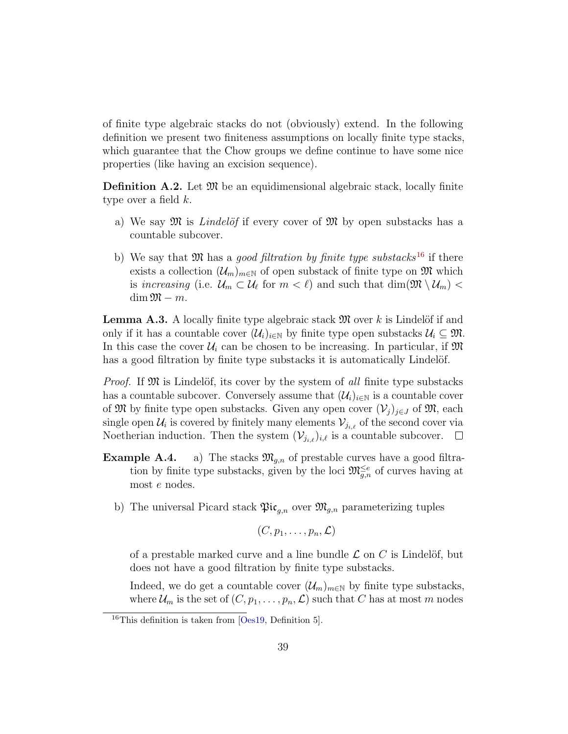of finite type algebraic stacks do not (obviously) extend. In the following definition we present two finiteness assumptions on locally finite type stacks, which guarantee that the Chow groups we define continue to have some nice properties (like having an excision sequence).

**Definition A.2.** Let $\mathfrak{M}$ be an equidimensional algebraic stack, locally finite type over a field $k$.

a) We say $\mathfrak{M}$ is *Lindelöf* if every cover of $\mathfrak{M}$ by open substacks has a countable subcover.

b) We say that $\mathfrak{M}$ has a *good filtration by finite type substacks*[16] if there exists a collection $(\mathcal{U}_m)_{m \in \mathbb{N}}$ of open substack of finite type on $\mathfrak{M}$ which is *increasing* (i.e. $\mathcal{U}_m \subset \mathcal{U}_\ell$ for $m < \ell$) and such that $\dim(\mathfrak{M} \setminus \mathcal{U}_m) < \dim \mathfrak{M} - m$.

**Lemma A.3.** A locally finite type algebraic stack $\mathfrak{M}$ over $k$ is Lindelöf if and only if it has a countable cover $(\mathcal{U}_i)_{i \in \mathbb{N}}$ by finite type open substacks $\mathcal{U}_i \subseteq \mathfrak{M}$. In this case the cover $\mathcal{U}_i$ can be chosen to be increasing. In particular, if $\mathfrak{M}$ has a good filtration by finite type substacks it is automatically Lindelöf.

*Proof.* If $\mathfrak{M}$ is Lindelöf, its cover by the system of *all* finite type substacks has a countable subcover. Conversely assume that $(\mathcal{U}_i)_{i \in \mathbb{N}}$ is a countable cover of $\mathfrak{M}$ by finite type open substacks. Given any open cover $(\mathcal{V}_j)_{j \in J}$ of $\mathfrak{M}$, each single open $\mathcal{U}_i$ is covered by finitely many elements $\mathcal{V}_{j_{i,\ell}}$ of the second cover via Noetherian induction. Then the system $(\mathcal{V}_{j_{i,\ell}})_{i,\ell}$ is a countable subcover. $\square$

**Example A.4.**

a) The stacks $\mathfrak{M}_{g,n}$ of prestable curves have a good filtration by finite type substacks, given by the loci $\mathfrak{M}_{g,n}^{\leq e}$ of curves having at most $e$ nodes.

b) The universal Picard stack $\mathfrak{Pic}_{g,n}$ over $\mathfrak{M}_{g,n}$ parameterizing tuples

$$(C, p_1, \ldots, p_n, \mathcal{L})$$

of a prestable marked curve and a line bundle $\mathcal{L}$ on $C$ is Lindelöf, but does not have a good filtration by finite type substacks.

Indeed, we do get a countable cover $(\mathcal{U}_m)_{m \in \mathbb{N}}$ by finite type substacks, where $\mathcal{U}_m$ is the set of $(C, p_1, \ldots, p_n, \mathcal{L})$ such that $C$ has at most $m$ nodes

[16] This definition is taken from [Oes19, Definition 5].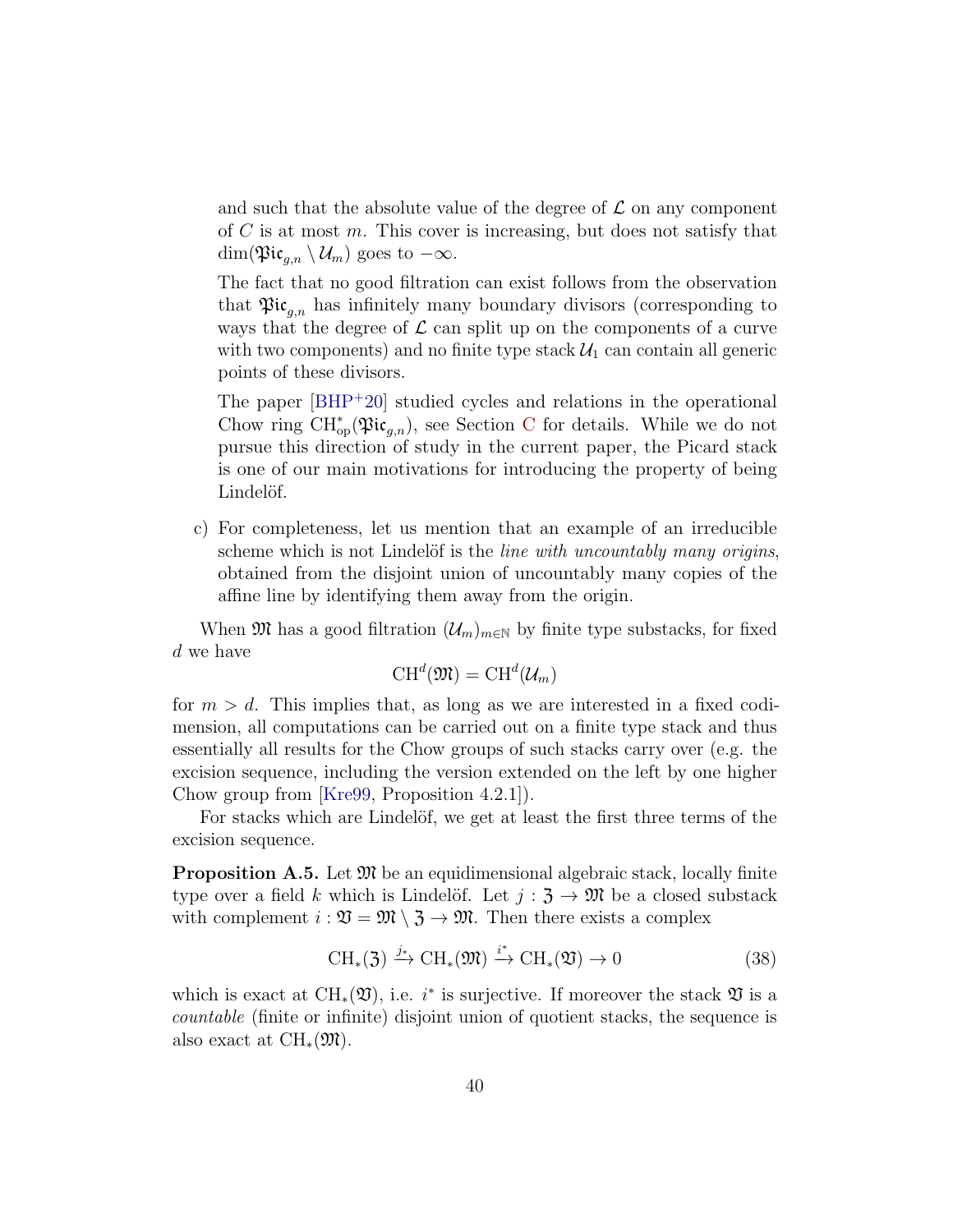and such that the absolute value of the degree of $\mathcal{L}$ on any component of $C$ is at most $m$. This cover is increasing, but does not satisfy that $\dim(\mathfrak{Pic}_{g,n} \setminus \mathcal{U}_m)$ goes to $-\infty$.

The fact that no good filtration can exist follows from the observation that $\mathfrak{Pic}_{g,n}$ has infinitely many boundary divisors (corresponding to ways that the degree of $\mathcal{L}$ can split up on the components of a curve with two components) and no finite type stack $\mathcal{U}_1$ can contain all generic points of these divisors.

The paper [BHP+20] studied cycles and relations in the operational Chow ring $\mathrm{CH}^*_{\mathrm{op}}(\mathfrak{Pic}_{g,n})$, see Section C for details. While we do not pursue this direction of study in the current paper, the Picard stack is one of our main motivations for introducing the property of being Lindelöf.

c) For completeness, let us mention that an example of an irreducible scheme which is not Lindelöf is the *line with uncountably many origins*, obtained from the disjoint union of uncountably many copies of the affine line by identifying them away from the origin.

When $\mathfrak{M}$ has a good filtration $(\mathcal{U}_m)_{m \in \mathbb{N}}$ by finite type substacks, for fixed $d$ we have

$$\mathrm{CH}^d(\mathfrak{M}) = \mathrm{CH}^d(\mathcal{U}_m)$$

for $m > d$. This implies that, as long as we are interested in a fixed codimension, all computations can be carried out on a finite type stack and thus essentially all results for the Chow groups of such stacks carry over (e.g. the excision sequence, including the version extended on the left by one higher Chow group from [Kre99, Proposition 4.2.1]).

For stacks which are Lindelöf, we get at least the first three terms of the excision sequence.

**Proposition A.5.** Let $\mathfrak{M}$ be an equidimensional algebraic stack, locally finite type over a field $k$ which is Lindelöf. Let $j : \mathfrak{Z} \to \mathfrak{M}$ be a closed substack with complement $i : \mathfrak{V} = \mathfrak{M} \setminus \mathfrak{Z} \to \mathfrak{M}$. Then there exists a complex

$$\mathrm{CH}_*(\mathfrak{Z}) \xrightarrow{j_*} \mathrm{CH}_*(\mathfrak{M}) \xrightarrow{i^*} \mathrm{CH}_*(\mathfrak{V}) \to 0 \tag{38}$$

which is exact at $\mathrm{CH}_*(\mathfrak{V})$, i.e. $i^*$ is surjective. If moreover the stack $\mathfrak{V}$ is a *countable* (finite or infinite) disjoint union of quotient stacks, the sequence is also exact at $\mathrm{CH}_*(\mathfrak{M})$.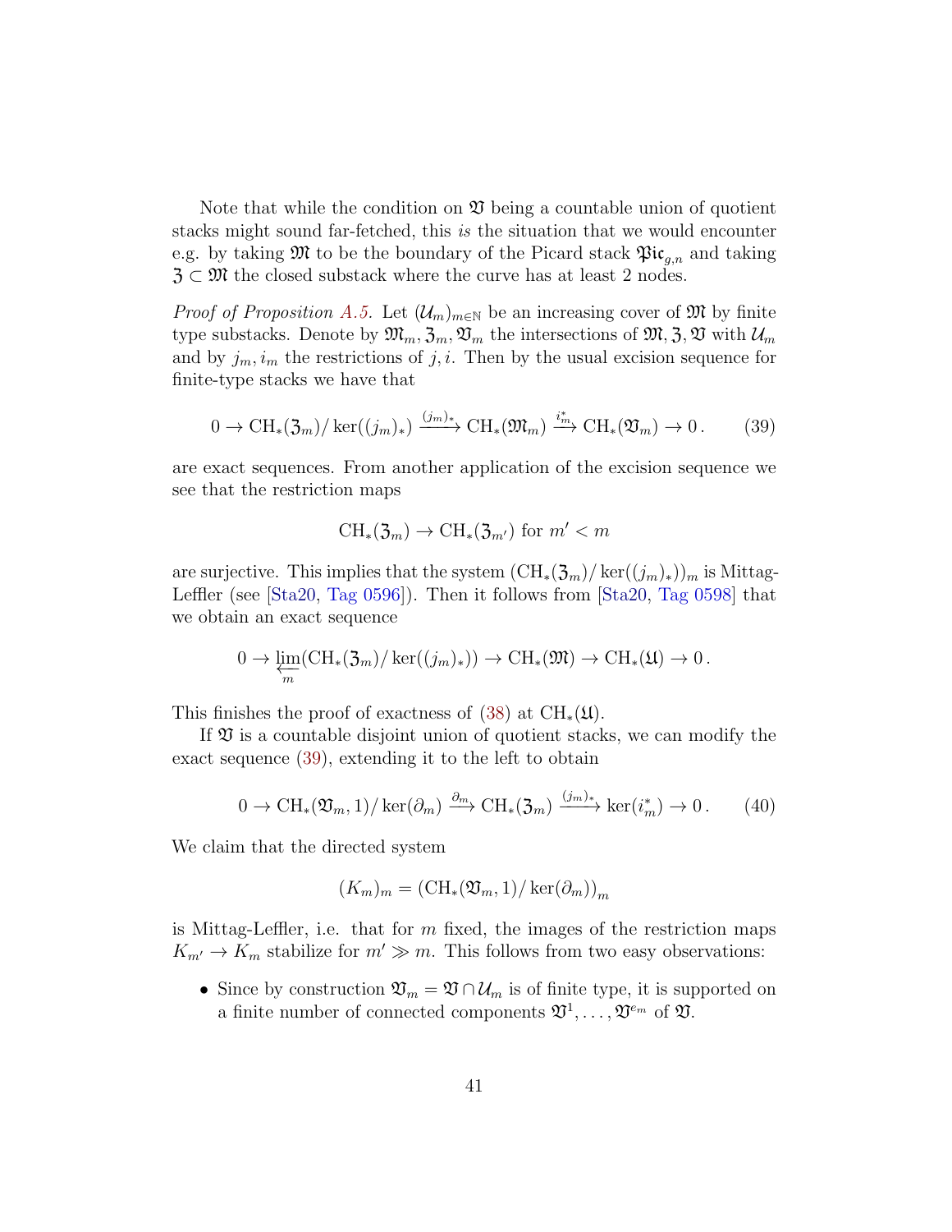Note that while the condition on $\mathfrak{V}$ being a countable union of quotient stacks might sound far-fetched, this *is* the situation that we would encounter e.g. by taking $\mathfrak{M}$ to be the boundary of the Picard stack $\mathfrak{Pic}_{g,n}$ and taking $\mathfrak{Z} \subset \mathfrak{M}$ the closed substack where the curve has at least 2 nodes.

*Proof of Proposition A.5.* Let $(\mathcal{U}_m)_{m\in\mathbb{N}}$ be an increasing cover of $\mathfrak{M}$ by finite type substacks. Denote by $\mathfrak{M}_m, \mathfrak{Z}_m, \mathfrak{V}_m$ the intersections of $\mathfrak{M}, \mathfrak{Z}, \mathfrak{V}$ with $\mathcal{U}_m$ and by $j_m, i_m$ the restrictions of $j, i$. Then by the usual excision sequence for finite-type stacks we have that

$$0 \to \mathrm{CH}_*(\mathfrak{Z}_m)/\ker((j_m)_*) \xrightarrow{(j_m)_*} \mathrm{CH}_*(\mathfrak{M}_m) \xrightarrow{i_m^*} \mathrm{CH}_*(\mathfrak{V}_m) \to 0\,. \tag{39}$$

are exact sequences. From another application of the excision sequence we see that the restriction maps

$$\mathrm{CH}_*(\mathfrak{Z}_m) \to \mathrm{CH}_*(\mathfrak{Z}_{m'}) \text{ for } m' < m$$

are surjective. This implies that the system $(\mathrm{CH}_*(\mathfrak{Z}_m)/\ker((j_m)_*))_m$ is Mittag-Leffler (see [Sta20, Tag 0596]). Then it follows from [Sta20, Tag 0598] that we obtain an exact sequence

$$0 \to \varprojlim_m (\mathrm{CH}_*(\mathfrak{Z}_m)/\ker((j_m)_*)) \to \mathrm{CH}_*(\mathfrak{M}) \to \mathrm{CH}_*(\mathfrak{U}) \to 0\,.$$

This finishes the proof of exactness of (38) at $\mathrm{CH}_*(\mathfrak{U})$.

If $\mathfrak{V}$ is a countable disjoint union of quotient stacks, we can modify the exact sequence (39), extending it to the left to obtain

$$0 \to \mathrm{CH}_*(\mathfrak{V}_m, 1)/\ker(\partial_m) \xrightarrow{\partial_m} \mathrm{CH}_*(\mathfrak{Z}_m) \xrightarrow{(j_m)_*} \ker(i_m^*) \to 0\,. \tag{40}$$

We claim that the directed system

$$(K_m)_m = (\mathrm{CH}_*(\mathfrak{V}_m, 1)/\ker(\partial_m))_m$$

is Mittag-Leffler, i.e. that for $m$ fixed, the images of the restriction maps $K_{m'} \to K_m$ stabilize for $m' \gg m$. This follows from two easy observations:

- Since by construction $\mathfrak{V}_m = \mathfrak{V} \cap \mathcal{U}_m$ is of finite type, it is supported on a finite number of connected components $\mathfrak{V}^1, \ldots, \mathfrak{V}^{e_m}$ of $\mathfrak{V}$.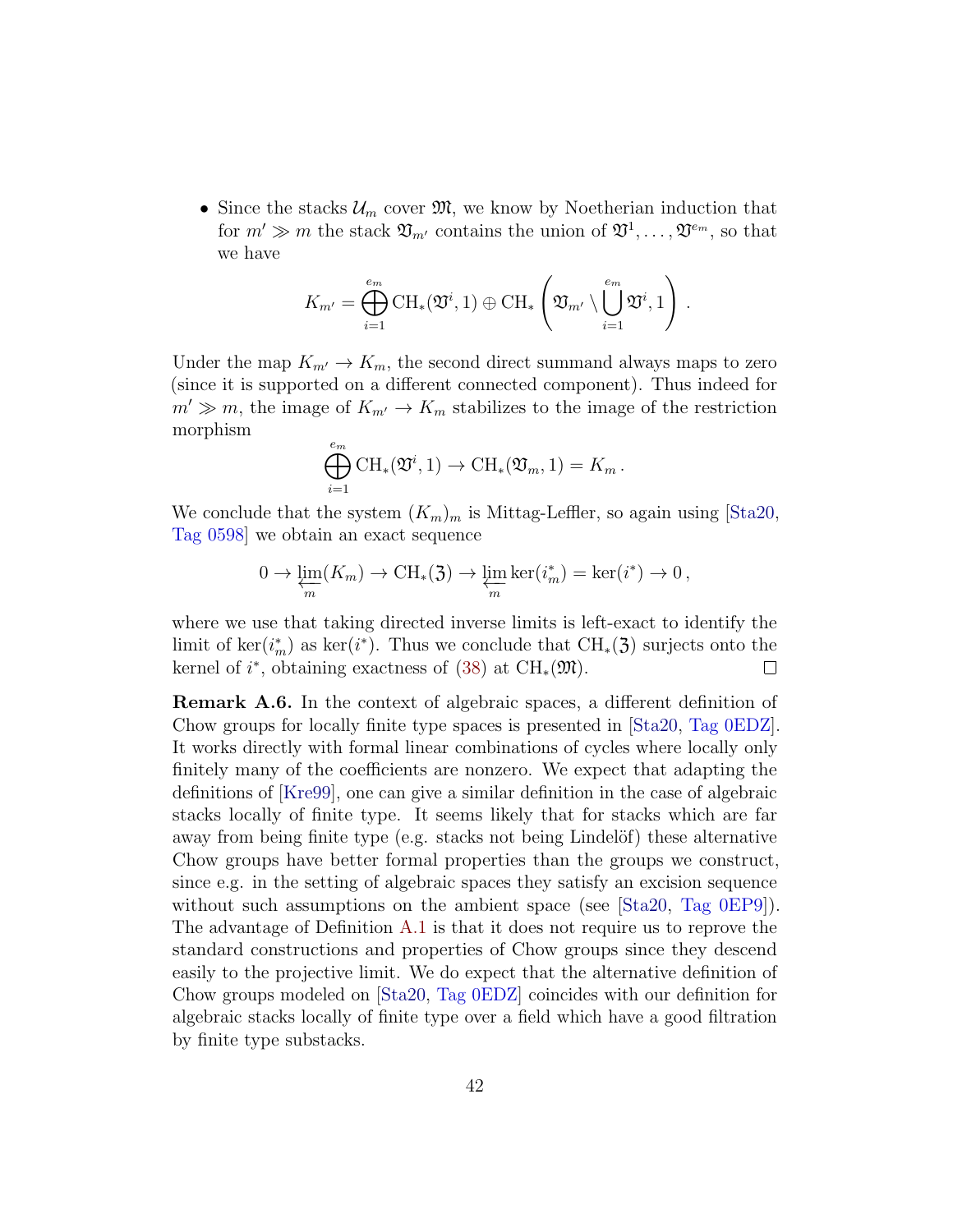- Since the stacks $\mathcal{U}_m$ cover $\mathfrak{M}$, we know by Noetherian induction that for $m' \gg m$ the stack $\mathfrak{V}_{m'}$ contains the union of $\mathfrak{V}^1, \ldots, \mathfrak{V}^{e_m}$, so that we have

$$K_{m'} = \bigoplus_{i=1}^{e_m} \mathrm{CH}_*(\mathfrak{V}^i, 1) \oplus \mathrm{CH}_* \left( \mathfrak{V}_{m'} \setminus \bigcup_{i=1}^{e_m} \mathfrak{V}^i, 1 \right) .$$

Under the map $K_{m'} \to K_m$, the second direct summand always maps to zero (since it is supported on a different connected component). Thus indeed for $m' \gg m$, the image of $K_{m'} \to K_m$ stabilizes to the image of the restriction morphism

$$\bigoplus_{i=1}^{e_m} \mathrm{CH}_*(\mathfrak{V}^i, 1) \to \mathrm{CH}_*(\mathfrak{V}_m, 1) = K_m \,.$$

We conclude that the system $(K_m)_m$ is Mittag-Leffler, so again using [Sta20, Tag 0598] we obtain an exact sequence

$$0 \to \varprojlim_m (K_m) \to \mathrm{CH}_*(\mathfrak{Z}) \to \varprojlim_m \ker(i_m^*) = \ker(i^*) \to 0 \,,$$

where we use that taking directed inverse limits is left-exact to identify the limit of $\ker(i_m^*)$ as $\ker(i^*)$. Thus we conclude that $\mathrm{CH}_*(\mathfrak{Z})$ surjects onto the kernel of $i^*$, obtaining exactness of (38) at $\mathrm{CH}_*(\mathfrak{M})$. □

**Remark A.6.** In the context of algebraic spaces, a different definition of Chow groups for locally finite type spaces is presented in [Sta20, Tag 0EDZ]. It works directly with formal linear combinations of cycles where locally only finitely many of the coefficients are nonzero. We expect that adapting the definitions of [Kre99], one can give a similar definition in the case of algebraic stacks locally of finite type. It seems likely that for stacks which are far away from being finite type (e.g. stacks not being Lindelöf) these alternative Chow groups have better formal properties than the groups we construct, since e.g. in the setting of algebraic spaces they satisfy an excision sequence without such assumptions on the ambient space (see [Sta20, Tag 0EP9]). The advantage of Definition A.1 is that it does not require us to reprove the standard constructions and properties of Chow groups since they descend easily to the projective limit. We do expect that the alternative definition of Chow groups modeled on [Sta20, Tag 0EDZ] coincides with our definition for algebraic stacks locally of finite type over a field which have a good filtration by finite type substacks.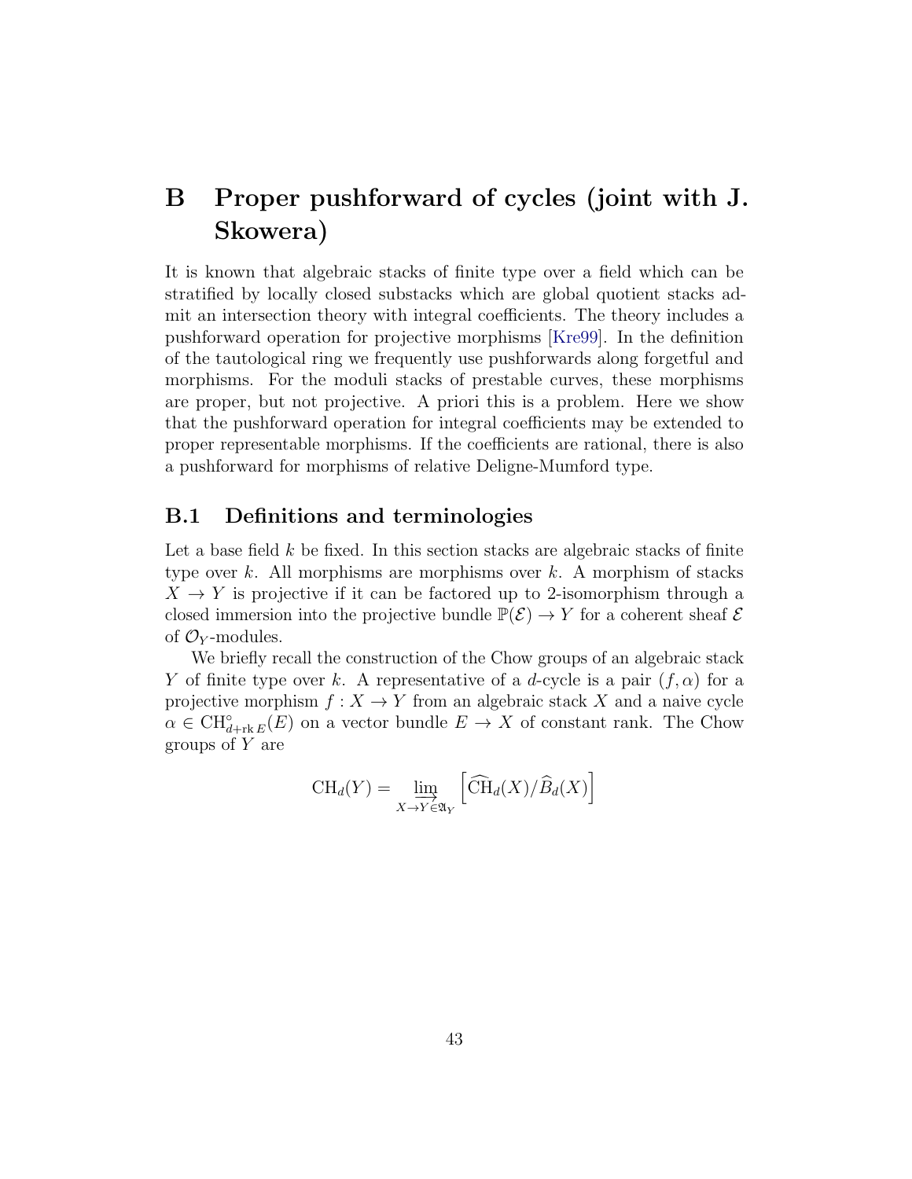# B Proper pushforward of cycles (joint with J. Skowera)

It is known that algebraic stacks of finite type over a field which can be stratified by locally closed substacks which are global quotient stacks admit an intersection theory with integral coefficients. The theory includes a pushforward operation for projective morphisms [Kre99]. In the definition of the tautological ring we frequently use pushforwards along forgetful and morphisms. For the moduli stacks of prestable curves, these morphisms are proper, but not projective. A priori this is a problem. Here we show that the pushforward operation for integral coefficients may be extended to proper representable morphisms. If the coefficients are rational, there is also a pushforward for morphisms of relative Deligne-Mumford type.

## B.1 Definitions and terminologies

Let a base field $k$ be fixed. In this section stacks are algebraic stacks of finite type over $k$. All morphisms are morphisms over $k$. A morphism of stacks $X \to Y$ is projective if it can be factored up to 2-isomorphism through a closed immersion into the projective bundle $\mathbb{P}(\mathcal{E}) \to Y$ for a coherent sheaf $\mathcal{E}$ of $\mathcal{O}_Y$-modules.

We briefly recall the construction of the Chow groups of an algebraic stack $Y$ of finite type over $k$. A representative of a $d$-cycle is a pair $(f, \alpha)$ for a projective morphism $f : X \to Y$ from an algebraic stack $X$ and a naive cycle $\alpha \in \mathrm{CH}^{\circ}_{d+\mathrm{rk}\, E}(E)$ on a vector bundle $E \to X$ of constant rank. The Chow groups of $Y$ are

$$\mathrm{CH}_d(Y) = \varinjlim_{X \to Y \in \mathfrak{A}_Y} \left[ \widehat{\mathrm{CH}}_d(X) / \widehat{B}_d(X) \right]$$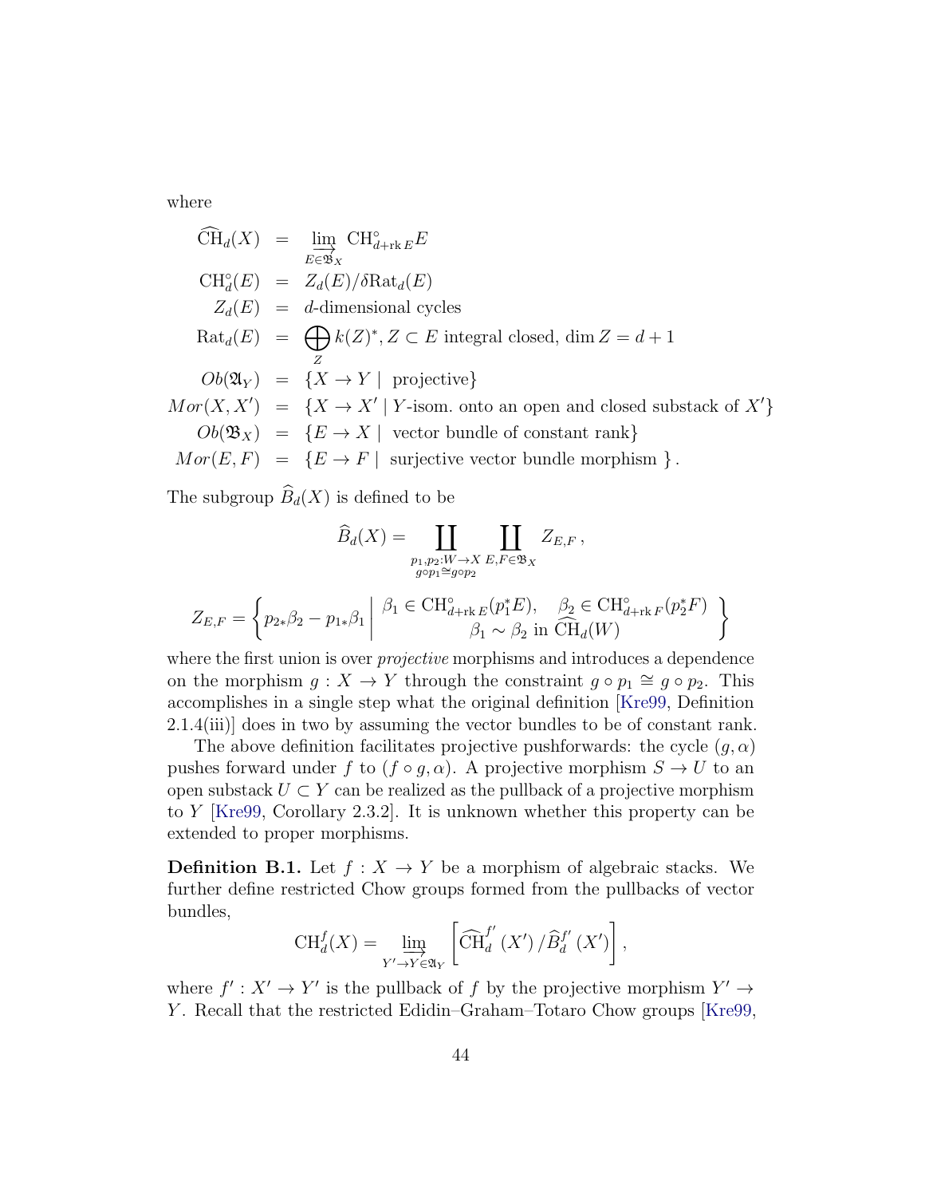where

$$
\begin{array}{rcl}
\widehat{\mathrm{CH}}_d(X) & = & \varinjlim_{E \in \mathfrak{B}_X} \mathrm{CH}^\circ_{d+\mathrm{rk}\,E} E \\
\mathrm{CH}^\circ_d(E) & = & Z_d(E)/\delta \mathrm{Rat}_d(E) \\
Z_d(E) & = & d\text{-dimensional cycles} \\
\mathrm{Rat}_d(E) & = & \bigoplus_Z k(Z)^*, Z \subset E \text{ integral closed}, \dim Z = d+1 \\
Ob(\mathfrak{A}_Y) & = & \{X \to Y \mid \text{ projective}\} \\
Mor(X, X') & = & \{X \to X' \mid Y\text{-isom. onto an open and closed substack of } X'\} \\
Ob(\mathfrak{B}_X) & = & \{E \to X \mid \text{ vector bundle of constant rank}\} \\
Mor(E, F) & = & \{E \to F \mid \text{ surjective vector bundle morphism }\}.
\end{array}
$$

The subgroup $\widehat{B}_d(X)$ is defined to be

$$
\widehat{B}_d(X) = \coprod_{\substack{p_1, p_2 : W \to X \\ g \circ p_1 \cong g \circ p_2}} \coprod_{E, F \in \mathfrak{B}_X} Z_{E,F}\,,
$$

$$
Z_{E,F} = \left\{ p_{2*}\beta_2 - p_{1*}\beta_1 \,\middle|\, \begin{array}{c} \beta_1 \in \mathrm{CH}^\circ_{d+\mathrm{rk}\,E}(p_1^* E), \quad \beta_2 \in \mathrm{CH}^\circ_{d+\mathrm{rk}\,F}(p_2^* F) \\ \beta_1 \sim \beta_2 \text{ in } \widehat{\mathrm{CH}}_d(W) \end{array} \right\}
$$

where the first union is over *projective* morphisms and introduces a dependence on the morphism $g : X \to Y$ through the constraint $g \circ p_1 \cong g \circ p_2$. This accomplishes in a single step what the original definition [Kre99, Definition 2.1.4(iii)] does in two by assuming the vector bundles to be of constant rank.

The above definition facilitates projective pushforwards: the cycle $(g, \alpha)$ pushes forward under $f$ to $(f \circ g, \alpha)$. A projective morphism $S \to U$ to an open substack $U \subset Y$ can be realized as the pullback of a projective morphism to $Y$ [Kre99, Corollary 2.3.2]. It is unknown whether this property can be extended to proper morphisms.

**Definition B.1.** Let $f : X \to Y$ be a morphism of algebraic stacks. We further define restricted Chow groups formed from the pullbacks of vector bundles,

$$
\mathrm{CH}^f_d(X) = \varinjlim_{Y' \to Y \in \mathfrak{A}_Y} \left[ \widehat{\mathrm{CH}}^{f'}_d(X') \,/\, \widehat{B}^{f'}_d(X') \right],
$$

where $f' : X' \to Y'$ is the pullback of $f$ by the projective morphism $Y' \to Y$. Recall that the restricted Edidin–Graham–Totaro Chow groups [Kre99,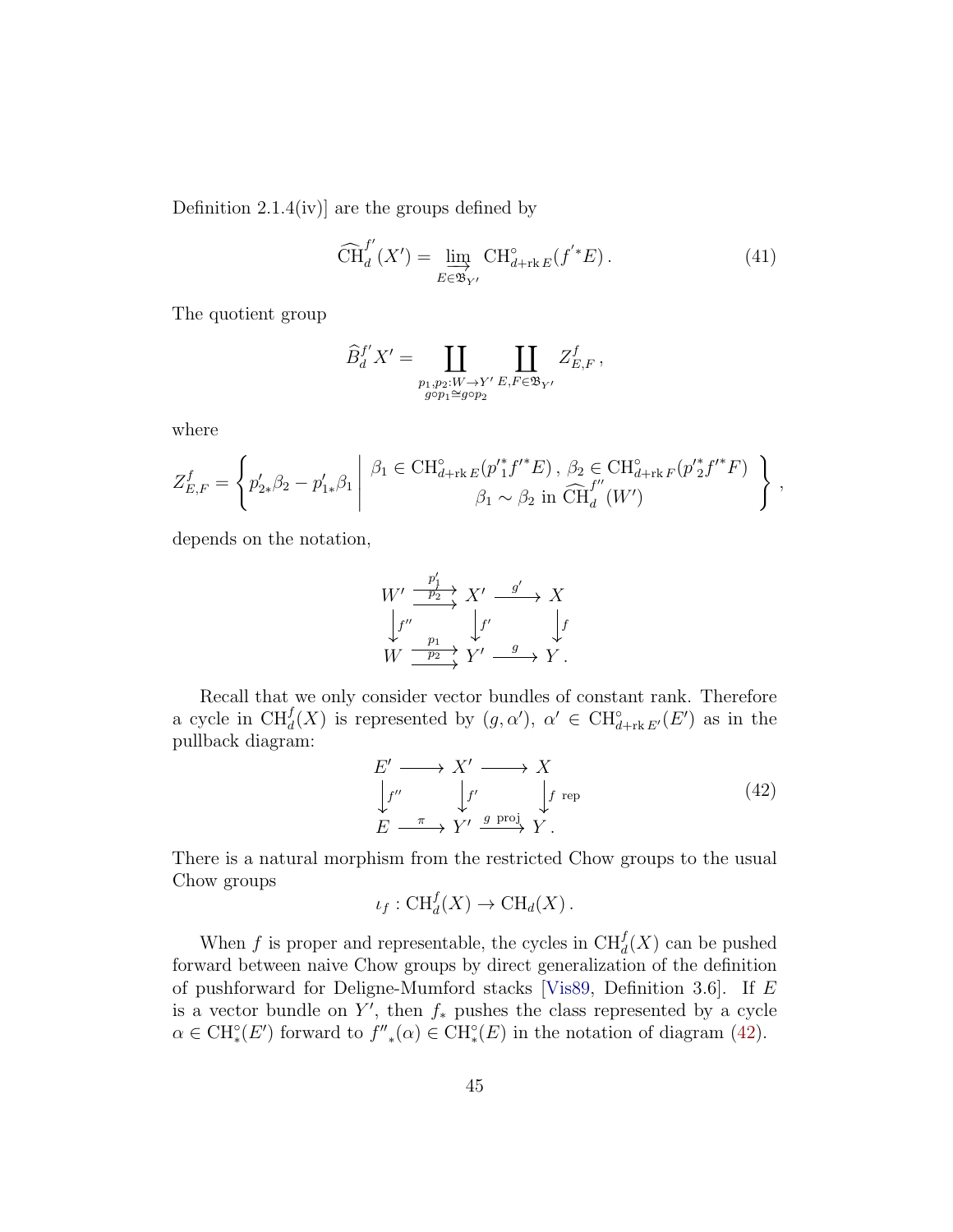Definition 2.1.4(iv)] are the groups defined by

$$\widehat{\mathrm{CH}}_d^{f'}(X') = \varinjlim_{E \in \mathfrak{B}_{Y'}} \mathrm{CH}^\circ_{d+\mathrm{rk}\, E}(f'^{*}E)\,. \tag{41}$$

The quotient group

$$\widehat{B}_d^{f'} X' = \coprod_{\substack{p_1, p_2 : W \to Y' \\ g \circ p_1 \cong g \circ p_2}} \coprod_{E, F \in \mathfrak{B}_{Y'}} Z^f_{E,F}\,,$$

where

$$Z^f_{E,F} = \left\{ p'_{2*}\beta_2 - p'_{1*}\beta_1 \;\middle|\; \begin{array}{c} \beta_1 \in \mathrm{CH}^\circ_{d+\mathrm{rk}\, E}(p'^*_1 f'^* E)\,,\ \beta_2 \in \mathrm{CH}^\circ_{d+\mathrm{rk}\, F}(p'^*_2 f'^* F) \\ \beta_1 \sim \beta_2 \text{ in } \widehat{\mathrm{CH}}_d^{f''}(W') \end{array} \right\}\,,$$

depends on the notation,

$$\begin{array}{ccccc}
W' & \overset{p'_1}{\underset{p'_2}{\rightrightarrows}} & X' & \xrightarrow{g'} & X \\
\big\downarrow{\scriptstyle f''} & & \big\downarrow{\scriptstyle f'} & & \big\downarrow{\scriptstyle f} \\
W & \overset{p_1}{\underset{p_2}{\rightrightarrows}} & Y' & \xrightarrow{g} & Y\,.
\end{array}$$

Recall that we only consider vector bundles of constant rank. Therefore a cycle in $\mathrm{CH}^f_d(X)$ is represented by $(g, \alpha')$, $\alpha' \in \mathrm{CH}^\circ_{d+\mathrm{rk}\, E'}(E')$ as in the pullback diagram:

$$\begin{array}{ccccc}
E' & \longrightarrow & X' & \longrightarrow & X \\
\big\downarrow{\scriptstyle f''} & & \big\downarrow{\scriptstyle f'} & & \big\downarrow{\scriptstyle f\ \mathrm{rep}} \\
E & \xrightarrow{\pi} & Y' & \xrightarrow{g\ \mathrm{proj}} & Y\,.
\end{array} \tag{42}$$

There is a natural morphism from the restricted Chow groups to the usual Chow groups

$$\iota_f : \mathrm{CH}^f_d(X) \to \mathrm{CH}_d(X)\,.$$

When $f$ is proper and representable, the cycles in $\mathrm{CH}^f_d(X)$ can be pushed forward between naive Chow groups by direct generalization of the definition of pushforward for Deligne-Mumford stacks [Vis89, Definition 3.6]. If $E$ is a vector bundle on $Y'$, then $f_*$ pushes the class represented by a cycle $\alpha \in \mathrm{CH}^\circ_*(E')$ forward to ${f''}_*(\alpha) \in \mathrm{CH}^\circ_*(E)$ in the notation of diagram (42).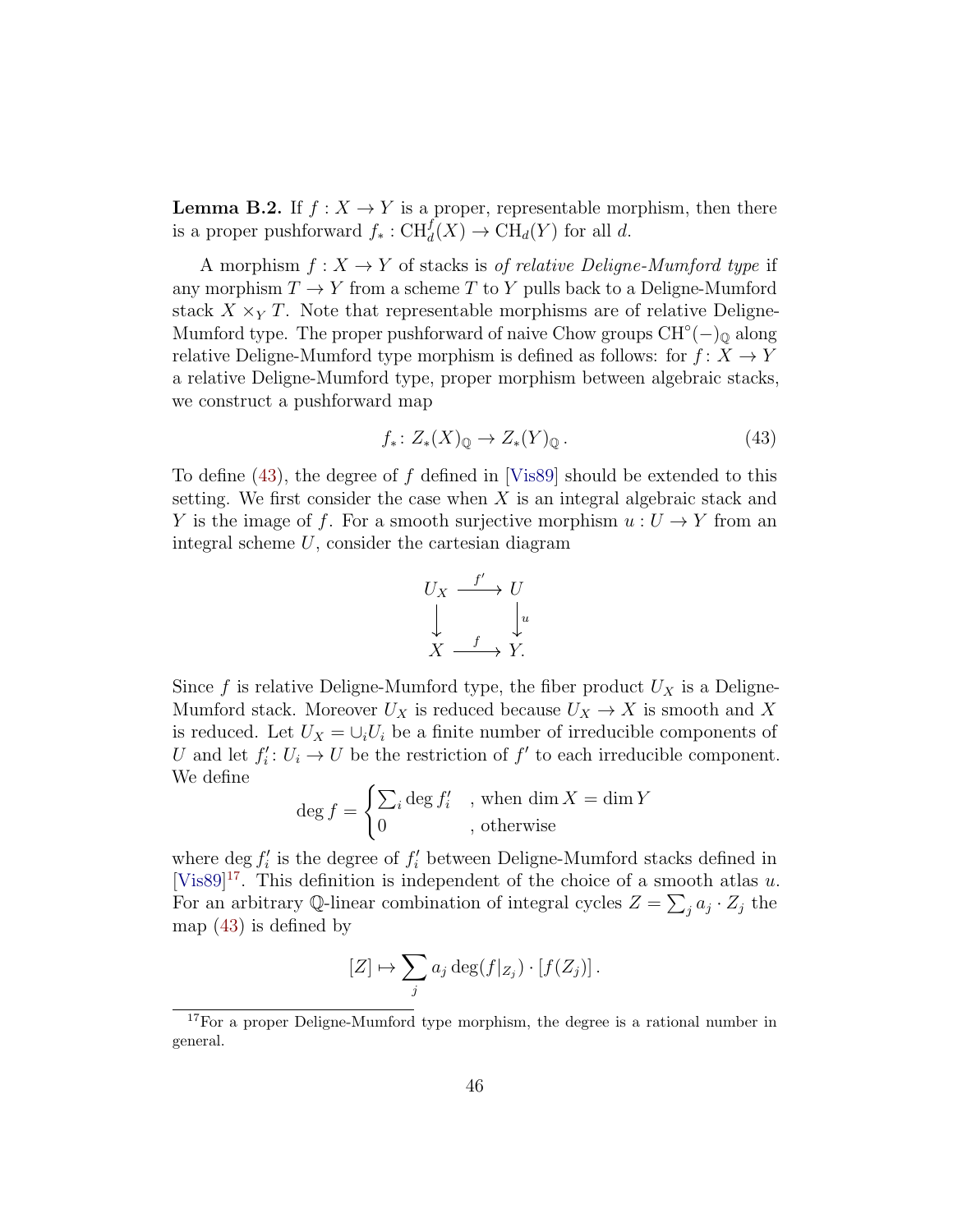**Lemma B.2.** If $f : X \to Y$ is a proper, representable morphism, then there is a proper pushforward $f_* : \mathrm{CH}^f_d(X) \to \mathrm{CH}_d(Y)$ for all $d$.

A morphism $f : X \to Y$ of stacks is *of relative Deligne-Mumford type* if any morphism $T \to Y$ from a scheme $T$ to $Y$ pulls back to a Deligne-Mumford stack $X \times_Y T$. Note that representable morphisms are of relative Deligne-Mumford type. The proper pushforward of naive Chow groups $\mathrm{CH}^\circ(-)_\mathbb{Q}$ along relative Deligne-Mumford type morphism is defined as follows: for $f : X \to Y$ a relative Deligne-Mumford type, proper morphism between algebraic stacks, we construct a pushforward map

$$f_* : Z_*(X)_\mathbb{Q} \to Z_*(Y)_\mathbb{Q} \,. \tag{43}$$

To define (43), the degree of $f$ defined in [Vis89] should be extended to this setting. We first consider the case when $X$ is an integral algebraic stack and $Y$ is the image of $f$. For a smooth surjective morphism $u : U \to Y$ from an integral scheme $U$, consider the cartesian diagram

$$\begin{array}{ccc} U_X & \xrightarrow{f'} & U \\ \downarrow & & \downarrow u \\ X & \xrightarrow{f} & Y. \end{array}$$

Since $f$ is relative Deligne-Mumford type, the fiber product $U_X$ is a Deligne-Mumford stack. Moreover $U_X$ is reduced because $U_X \to X$ is smooth and $X$ is reduced. Let $U_X = \cup_i U_i$ be a finite number of irreducible components of $U$ and let $f'_i : U_i \to U$ be the restriction of $f'$ to each irreducible component. We define

$$\deg f = \begin{cases} \sum_i \deg f'_i & \text{, when } \dim X = \dim Y \\ 0 & \text{, otherwise} \end{cases}$$

where $\deg f'_i$ is the degree of $f'_i$ between Deligne-Mumford stacks defined in [Vis89][17]. This definition is independent of the choice of a smooth atlas $u$. For an arbitrary $\mathbb{Q}$-linear combination of integral cycles $Z = \sum_j a_j \cdot Z_j$ the map (43) is defined by

$$[Z] \mapsto \sum_j a_j \deg(f|_{Z_j}) \cdot [f(Z_j)] \,.$$

[17] For a proper Deligne-Mumford type morphism, the degree is a rational number in general.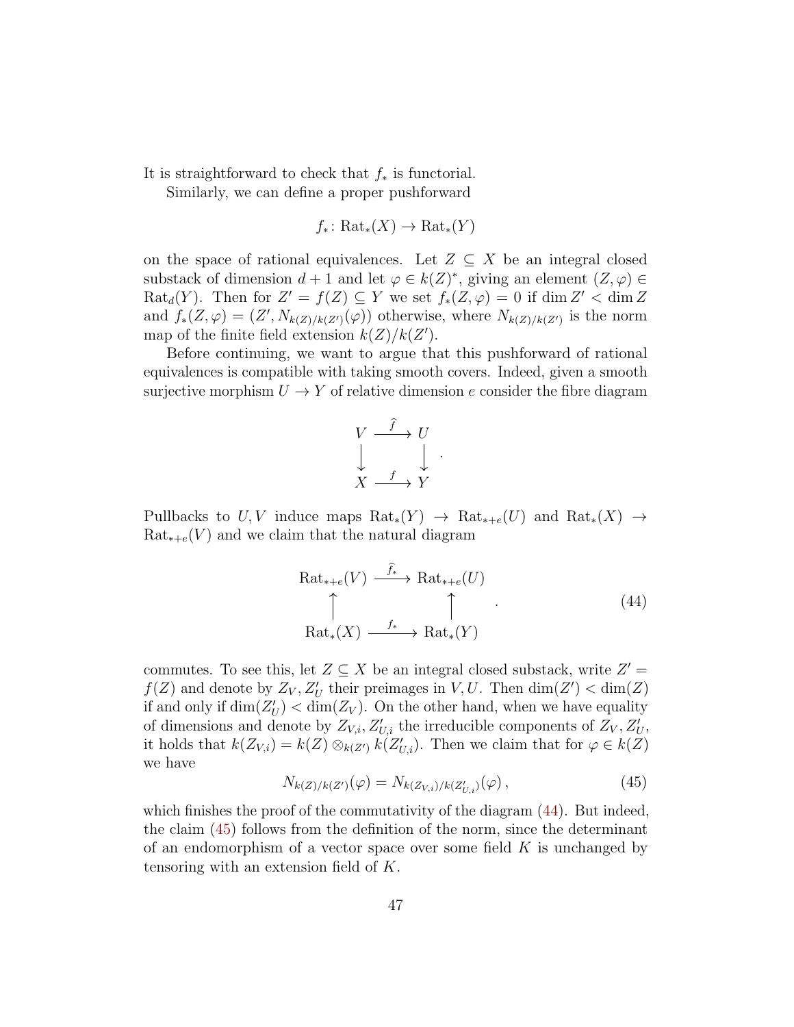It is straightforward to check that $f_*$ is functorial.

Similarly, we can define a proper pushforward

$$f_*\colon \mathrm{Rat}_*(X) \to \mathrm{Rat}_*(Y)$$

on the space of rational equivalences. Let $Z \subseteq X$ be an integral closed substack of dimension $d+1$ and let $\varphi \in k(Z)^*$, giving an element $(Z, \varphi) \in \mathrm{Rat}_d(Y)$. Then for $Z' = f(Z) \subseteq Y$ we set $f_*(Z, \varphi) = 0$ if $\dim Z' < \dim Z$ and $f_*(Z, \varphi) = (Z', N_{k(Z)/k(Z')}(\varphi))$ otherwise, where $N_{k(Z)/k(Z')}$ is the norm map of the finite field extension $k(Z)/k(Z')$.

Before continuing, we want to argue that this pushforward of rational equivalences is compatible with taking smooth covers. Indeed, given a smooth surjective morphism $U \to Y$ of relative dimension $e$ consider the fibre diagram

$$\begin{array}{ccc} V & \xrightarrow{\widehat{f}} & U \\ \downarrow & & \downarrow \\ X & \xrightarrow{f} & Y \end{array}.$$

Pullbacks to $U, V$ induce maps $\mathrm{Rat}_*(Y) \to \mathrm{Rat}_{*+e}(U)$ and $\mathrm{Rat}_*(X) \to \mathrm{Rat}_{*+e}(V)$ and we claim that the natural diagram

$$\begin{array}{ccc} \mathrm{Rat}_{*+e}(V) & \xrightarrow{\widehat{f}_*} & \mathrm{Rat}_{*+e}(U) \\ \uparrow & & \uparrow \\ \mathrm{Rat}_*(X) & \xrightarrow{f_*} & \mathrm{Rat}_*(Y) \end{array} \qquad (44)$$

commutes. To see this, let $Z \subseteq X$ be an integral closed substack, write $Z' = f(Z)$ and denote by $Z_V, Z'_U$ their preimages in $V, U$. Then $\dim(Z') < \dim(Z)$ if and only if $\dim(Z'_U) < \dim(Z_V)$. On the other hand, when we have equality of dimensions and denote by $Z_{V,i}, Z'_{U,i}$ the irreducible components of $Z_V, Z'_U$, it holds that $k(Z_{V,i}) = k(Z) \otimes_{k(Z')} k(Z'_{U,i})$. Then we claim that for $\varphi \in k(Z)$ we have

$$N_{k(Z)/k(Z')}(\varphi) = N_{k(Z_{V,i})/k(Z'_{U,i})}(\varphi)\,, \qquad (45)$$

which finishes the proof of the commutativity of the diagram (44). But indeed, the claim (45) follows from the definition of the norm, since the determinant of an endomorphism of a vector space over some field $K$ is unchanged by tensoring with an extension field of $K$.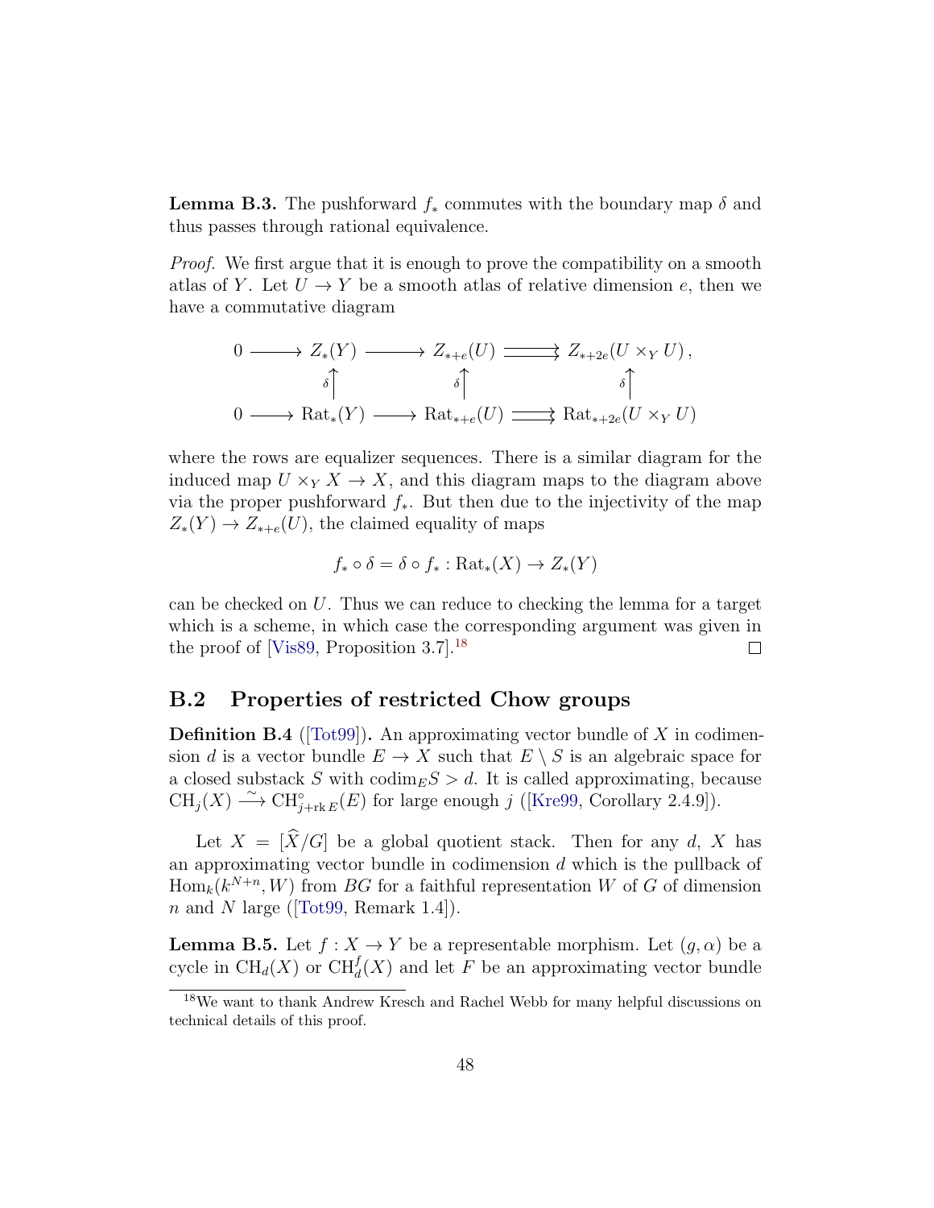**Lemma B.3.** The pushforward $f_*$ commutes with the boundary map $\delta$ and thus passes through rational equivalence.

*Proof.* We first argue that it is enough to prove the compatibility on a smooth atlas of $Y$. Let $U \to Y$ be a smooth atlas of relative dimension $e$, then we have a commutative diagram

$$\begin{array}{ccccccc}
0 & \longrightarrow & Z_*(Y) & \longrightarrow & Z_{*+e}(U) & \rightrightarrows & Z_{*+2e}(U \times_Y U)\,, \\
 & & \delta \uparrow & & \delta \uparrow & & \delta \uparrow \\
0 & \longrightarrow & \mathrm{Rat}_*(Y) & \longrightarrow & \mathrm{Rat}_{*+e}(U) & \rightrightarrows & \mathrm{Rat}_{*+2e}(U \times_Y U)
\end{array}$$

where the rows are equalizer sequences. There is a similar diagram for the induced map $U \times_Y X \to X$, and this diagram maps to the diagram above via the proper pushforward $f_*$. But then due to the injectivity of the map $Z_*(Y) \to Z_{*+e}(U)$, the claimed equality of maps

$$f_* \circ \delta = \delta \circ f_* : \mathrm{Rat}_*(X) \to Z_*(Y)$$

can be checked on $U$. Thus we can reduce to checking the lemma for a target which is a scheme, in which case the corresponding argument was given in the proof of [Vis89, Proposition 3.7].[18] $\square$

## B.2 Properties of restricted Chow groups

**Definition B.4** ([Tot99])**.** An approximating vector bundle of $X$ in codimension $d$ is a vector bundle $E \to X$ such that $E \setminus S$ is an algebraic space for a closed substack $S$ with $\mathrm{codim}_E S > d$. It is called approximating, because $\mathrm{CH}_j(X) \xrightarrow{\sim} \mathrm{CH}^\circ_{j+\mathrm{rk}\,E}(E)$ for large enough $j$ ([Kre99, Corollary 2.4.9]).

Let $X = [\widehat{X}/G]$ be a global quotient stack. Then for any $d$, $X$ has an approximating vector bundle in codimension $d$ which is the pullback of $\mathrm{Hom}_k(k^{N+n}, W)$ from $BG$ for a faithful representation $W$ of $G$ of dimension $n$ and $N$ large ([Tot99, Remark 1.4]).

**Lemma B.5.** Let $f : X \to Y$ be a representable morphism. Let $(g, \alpha)$ be a cycle in $\mathrm{CH}_d(X)$ or $\mathrm{CH}^f_d(X)$ and let $F$ be an approximating vector bundle

[18] We want to thank Andrew Kresch and Rachel Webb for many helpful discussions on technical details of this proof.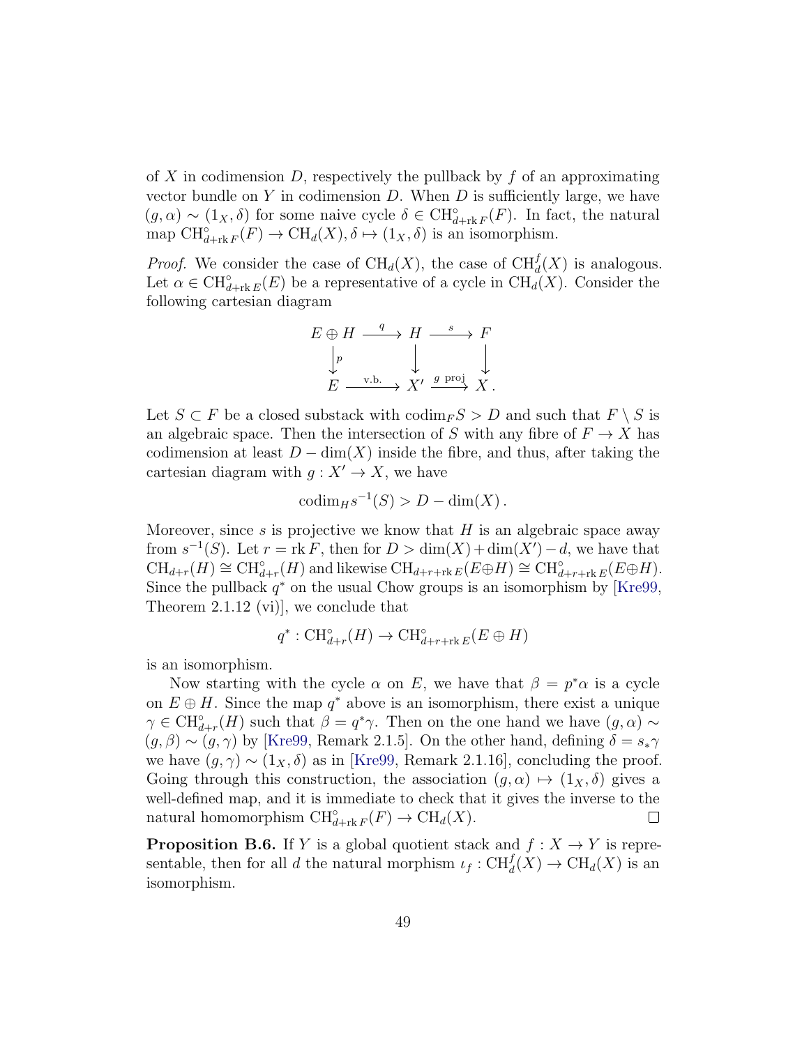of $X$ in codimension $D$, respectively the pullback by $f$ of an approximating vector bundle on $Y$ in codimension $D$. When $D$ is sufficiently large, we have $(g, \alpha) \sim (1_X, \delta)$ for some naive cycle $\delta \in \mathrm{CH}^\circ_{d+\mathrm{rk}\, F}(F)$. In fact, the natural map $\mathrm{CH}^\circ_{d+\mathrm{rk}\, F}(F) \to \mathrm{CH}_d(X), \delta \mapsto (1_X, \delta)$ is an isomorphism.

*Proof.* We consider the case of $\mathrm{CH}_d(X)$, the case of $\mathrm{CH}^f_d(X)$ is analogous. Let $\alpha \in \mathrm{CH}^\circ_{d+\mathrm{rk}\, E}(E)$ be a representative of a cycle in $\mathrm{CH}_d(X)$. Consider the following cartesian diagram

$$\begin{array}{ccccc} E \oplus H & \xrightarrow{q} & H & \xrightarrow{s} & F \\ \big\downarrow p & & \big\downarrow & & \big\downarrow \\ E & \xrightarrow{\text{v.b.}} & X' & \xrightarrow{g \ \text{proj}} & X\,. \end{array}$$

Let $S \subset F$ be a closed substack with $\mathrm{codim}_F S > D$ and such that $F \setminus S$ is an algebraic space. Then the intersection of $S$ with any fibre of $F \to X$ has codimension at least $D - \dim(X)$ inside the fibre, and thus, after taking the cartesian diagram with $g : X' \to X$, we have

$$\mathrm{codim}_H s^{-1}(S) > D - \dim(X)\,.$$

Moreover, since $s$ is projective we know that $H$ is an algebraic space away from $s^{-1}(S)$. Let $r = \mathrm{rk}\, F$, then for $D > \dim(X) + \dim(X') - d$, we have that $\mathrm{CH}_{d+r}(H) \cong \mathrm{CH}^\circ_{d+r}(H)$ and likewise $\mathrm{CH}_{d+r+\mathrm{rk}\, E}(E \oplus H) \cong \mathrm{CH}^\circ_{d+r+\mathrm{rk}\, E}(E \oplus H)$. Since the pullback $q^*$ on the usual Chow groups is an isomorphism by [Kre99, Theorem 2.1.12 (vi)], we conclude that

$$q^* : \mathrm{CH}^\circ_{d+r}(H) \to \mathrm{CH}^\circ_{d+r+\mathrm{rk}\, E}(E \oplus H)$$

is an isomorphism.

Now starting with the cycle $\alpha$ on $E$, we have that $\beta = p^*\alpha$ is a cycle on $E \oplus H$. Since the map $q^*$ above is an isomorphism, there exist a unique $\gamma \in \mathrm{CH}^\circ_{d+r}(H)$ such that $\beta = q^*\gamma$. Then on the one hand we have $(g, \alpha) \sim (g, \beta) \sim (g, \gamma)$ by [Kre99, Remark 2.1.5]. On the other hand, defining $\delta = s_*\gamma$ we have $(g, \gamma) \sim (1_X, \delta)$ as in [Kre99, Remark 2.1.16], concluding the proof. Going through this construction, the association $(g, \alpha) \mapsto (1_X, \delta)$ gives a well-defined map, and it is immediate to check that it gives the inverse to the natural homomorphism $\mathrm{CH}^\circ_{d+\mathrm{rk}\, F}(F) \to \mathrm{CH}_d(X)$. ☐

**Proposition B.6.** If $Y$ is a global quotient stack and $f : X \to Y$ is representable, then for all $d$ the natural morphism $\iota_f : \mathrm{CH}^f_d(X) \to \mathrm{CH}_d(X)$ is an isomorphism.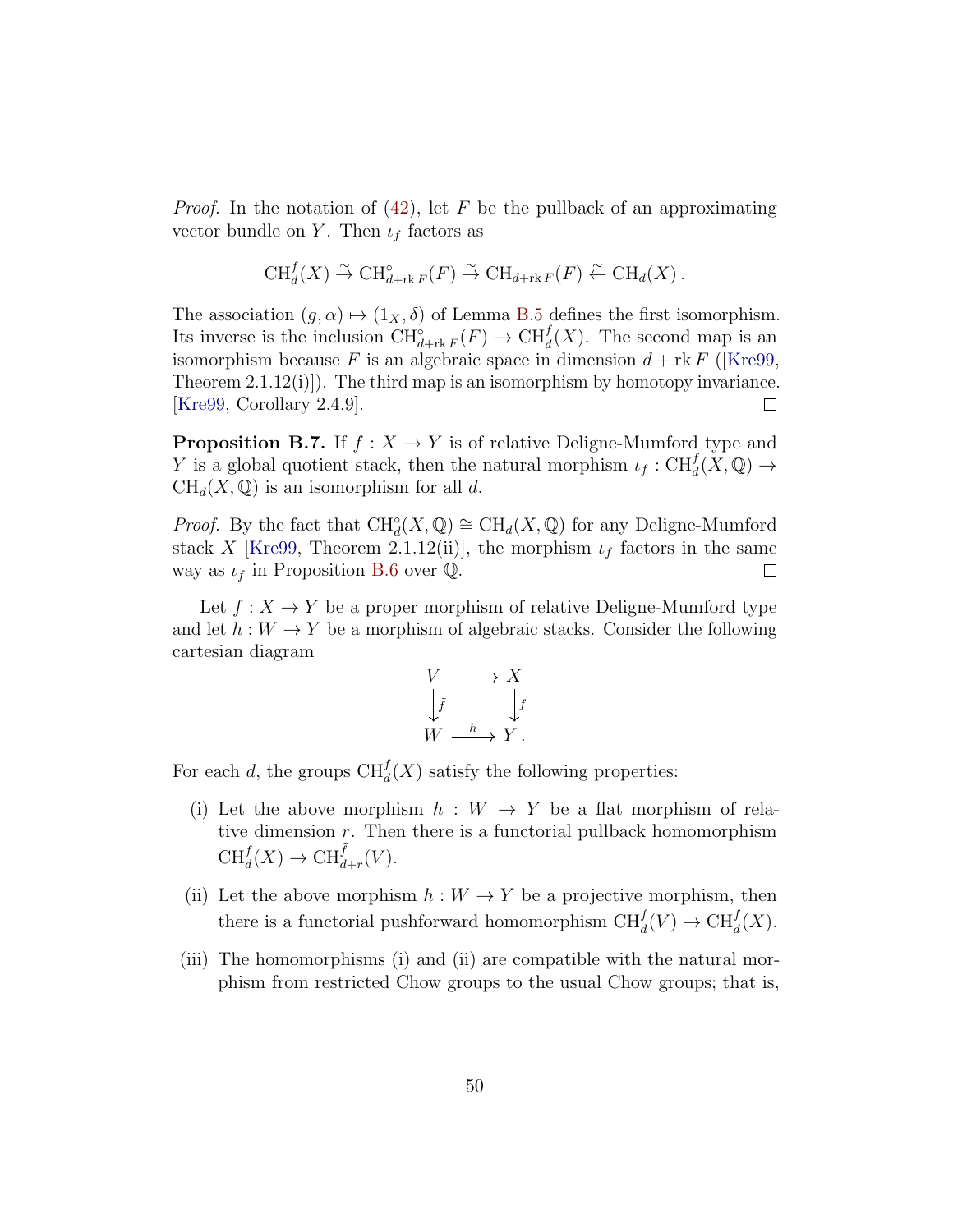*Proof.* In the notation of (42), let $F$ be the pullback of an approximating vector bundle on $Y$. Then $\iota_f$ factors as

$$\mathrm{CH}^f_d(X) \xrightarrow{\sim} \mathrm{CH}^\circ_{d+\mathrm{rk}\,F}(F) \xrightarrow{\sim} \mathrm{CH}_{d+\mathrm{rk}\,F}(F) \xleftarrow{\sim} \mathrm{CH}_d(X)\,.$$

The association $(g,\alpha) \mapsto (1_X, \delta)$ of Lemma B.5 defines the first isomorphism. Its inverse is the inclusion $\mathrm{CH}^\circ_{d+\mathrm{rk}\,F}(F) \to \mathrm{CH}^f_d(X)$. The second map is an isomorphism because $F$ is an algebraic space in dimension $d + \mathrm{rk}\,F$ ([Kre99, Theorem 2.1.12(i)]). The third map is an isomorphism by homotopy invariance. [Kre99, Corollary 2.4.9]. ◻

**Proposition B.7.** If $f : X \to Y$ is of relative Deligne-Mumford type and $Y$ is a global quotient stack, then the natural morphism $\iota_f : \mathrm{CH}^f_d(X, \mathbb{Q}) \to \mathrm{CH}_d(X, \mathbb{Q})$ is an isomorphism for all $d$.

*Proof.* By the fact that $\mathrm{CH}^\circ_d(X, \mathbb{Q}) \cong \mathrm{CH}_d(X, \mathbb{Q})$ for any Deligne-Mumford stack $X$ [Kre99, Theorem 2.1.12(ii)], the morphism $\iota_f$ factors in the same way as $\iota_f$ in Proposition B.6 over $\mathbb{Q}$. ◻

Let $f : X \to Y$ be a proper morphism of relative Deligne-Mumford type and let $h : W \to Y$ be a morphism of algebraic stacks. Consider the following cartesian diagram

$$\begin{array}{ccc} V & \longrightarrow & X \\ \downarrow{\scriptstyle \bar{f}} & & \downarrow{\scriptstyle f} \\ W & \xrightarrow{h} & Y\,. \end{array}$$

For each $d$, the groups $\mathrm{CH}^f_d(X)$ satisfy the following properties:

(i) Let the above morphism $h : W \to Y$ be a flat morphism of relative dimension $r$. Then there is a functorial pullback homomorphism $\mathrm{CH}^f_d(X) \to \mathrm{CH}^{\bar{f}}_{d+r}(V)$.

(ii) Let the above morphism $h : W \to Y$ be a projective morphism, then there is a functorial pushforward homomorphism $\mathrm{CH}^{\bar{f}}_d(V) \to \mathrm{CH}^f_d(X)$.

(iii) The homomorphisms (i) and (ii) are compatible with the natural morphism from restricted Chow groups to the usual Chow groups; that is,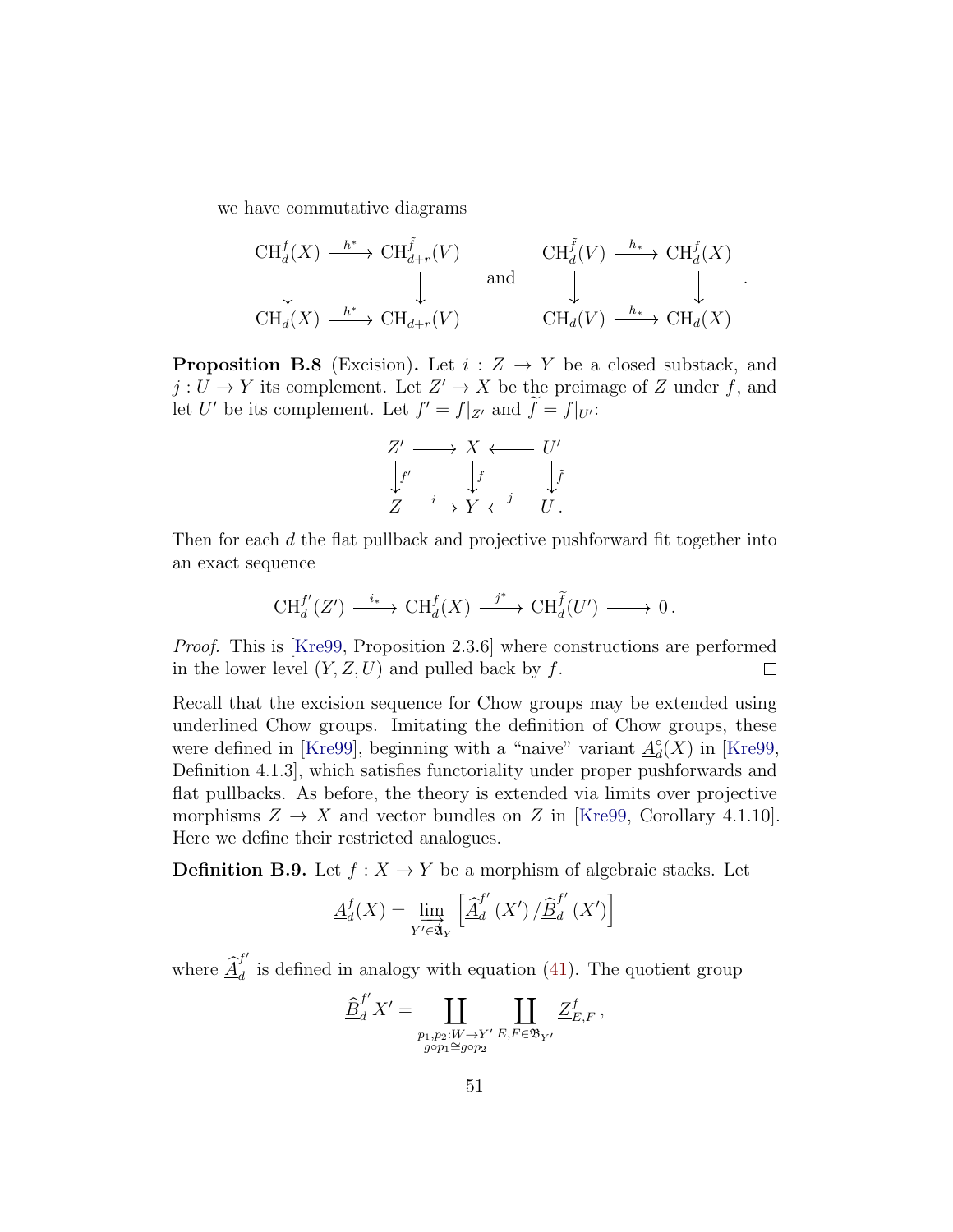we have commutative diagrams

$$\begin{array}{ccc} \mathrm{CH}^f_d(X) & \xrightarrow{h^*} & \mathrm{CH}^{\tilde f}_{d+r}(V) \\ \downarrow & & \downarrow \\ \mathrm{CH}_d(X) & \xrightarrow{h^*} & \mathrm{CH}_{d+r}(V) \end{array} \quad \text{and} \quad \begin{array}{ccc} \mathrm{CH}^{\tilde f}_d(V) & \xrightarrow{h_*} & \mathrm{CH}^f_d(X) \\ \downarrow & & \downarrow \\ \mathrm{CH}_d(V) & \xrightarrow{h_*} & \mathrm{CH}_d(X) \end{array}.$$

**Proposition B.8** (Excision)**.** Let $i : Z \to Y$ be a closed substack, and $j : U \to Y$ its complement. Let $Z' \to X$ be the preimage of $Z$ under $f$, and let $U'$ be its complement. Let $f' = f|_{Z'}$ and $\widetilde{f} = f|_{U'}$:

$$\begin{array}{ccccc} Z' & \longrightarrow & X & \longleftarrow & U' \\ \downarrow{\scriptstyle f'} & & \downarrow{\scriptstyle f} & & \downarrow{\scriptstyle \tilde f} \\ Z & \xrightarrow{i} & Y & \xleftarrow{j} & U\,. \end{array}$$

Then for each $d$ the flat pullback and projective pushforward fit together into an exact sequence

$$\mathrm{CH}^{f'}_d(Z') \xrightarrow{i_*} \mathrm{CH}^f_d(X) \xrightarrow{j^*} \mathrm{CH}^{\widetilde{f}}_d(U') \longrightarrow 0\,.$$

*Proof.* This is [Kre99, Proposition 2.3.6] where constructions are performed in the lower level $(Y, Z, U)$ and pulled back by $f$. □

Recall that the excision sequence for Chow groups may be extended using underlined Chow groups. Imitating the definition of Chow groups, these were defined in [Kre99], beginning with a "naive" variant $\underline{A}^\circ_d(X)$ in [Kre99, Definition 4.1.3], which satisfies functoriality under proper pushforwards and flat pullbacks. As before, the theory is extended via limits over projective morphisms $Z \to X$ and vector bundles on $Z$ in [Kre99, Corollary 4.1.10]. Here we define their restricted analogues.

**Definition B.9.** Let $f : X \to Y$ be a morphism of algebraic stacks. Let

$$\underline{A}^f_d(X) = \varinjlim_{Y' \in \mathfrak{A}_Y} \left[ \widehat{\underline{A}}^{f'}_d(X') / \widehat{\underline{B}}^{f'}_d(X') \right]$$

where $\widehat{\underline{A}}^{f'}_d$ is defined in analogy with equation (41). The quotient group

$$\widehat{\underline{B}}^{f'}_d X' = \coprod_{\substack{p_1,p_2 : W \to Y' \\ g\circ p_1 \cong g \circ p_2}} \coprod_{E,F \in \mathfrak{B}_{Y'}} \underline{Z}^f_{E,F}\,,$$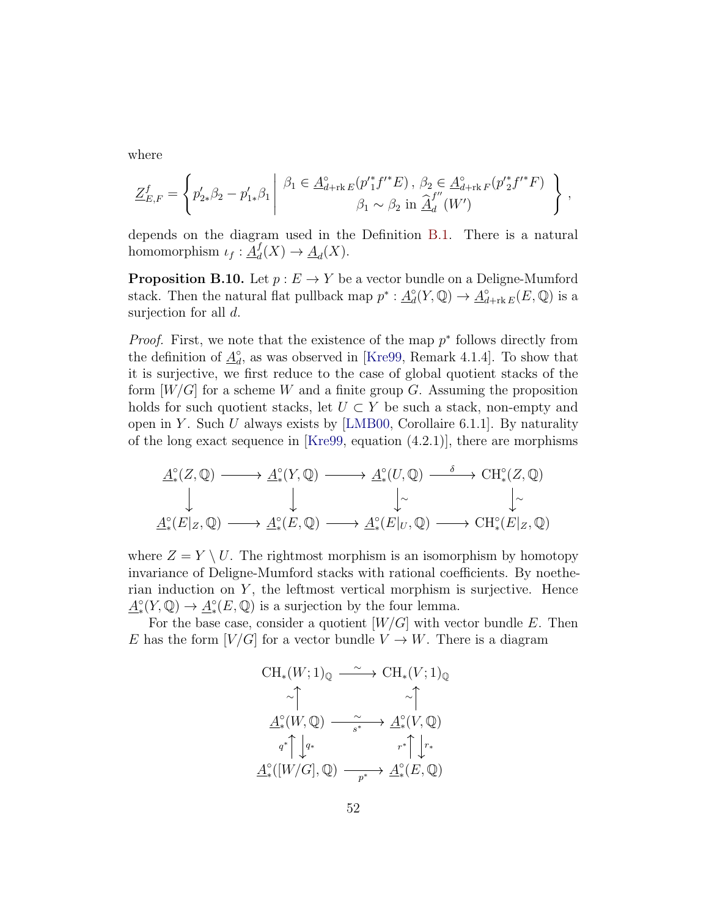where

$$\underline{Z}^f_{E,F} = \left\{ p'_{2*}\beta_2 - p'_{1*}\beta_1 \;\middle|\; \begin{array}{c} \beta_1 \in \underline{A}^\circ_{d+\mathrm{rk}\,E}(p'^*_1 f'^* E)\,,\ \beta_2 \in \underline{A}^\circ_{d+\mathrm{rk}\,F}(p'^*_2 f'^* F) \\ \beta_1 \sim \beta_2 \text{ in } \widehat{\underline{A}}^{f''}_d(W') \end{array} \right\},$$

depends on the diagram used in the Definition B.1. There is a natural homomorphism $\iota_f : \underline{A}^f_d(X) \to \underline{A}_d(X)$.

**Proposition B.10.** Let $p : E \to Y$ be a vector bundle on a Deligne-Mumford stack. Then the natural flat pullback map $p^* : \underline{A}^\circ_d(Y, \mathbb{Q}) \to \underline{A}^\circ_{d+\mathrm{rk}\,E}(E, \mathbb{Q})$ is a surjection for all $d$.

*Proof.* First, we note that the existence of the map $p^*$ follows directly from the definition of $\underline{A}^\circ_d$, as was observed in [Kre99, Remark 4.1.4]. To show that it is surjective, we first reduce to the case of global quotient stacks of the form $[W/G]$ for a scheme $W$ and a finite group $G$. Assuming the proposition holds for such quotient stacks, let $U \subset Y$ be such a stack, non-empty and open in $Y$. Such $U$ always exists by [LMB00, Corollaire 6.1.1]. By naturality of the long exact sequence in [Kre99, equation (4.2.1)], there are morphisms

$$\begin{array}{ccccccc}
\underline{A}^\circ_*(Z,\mathbb{Q}) & \longrightarrow & \underline{A}^\circ_*(Y,\mathbb{Q}) & \longrightarrow & \underline{A}^\circ_*(U,\mathbb{Q}) & \xrightarrow{\delta} & \mathrm{CH}^\circ_*(Z,\mathbb{Q}) \\
\downarrow & & \downarrow & & \downarrow\wr & & \downarrow\wr \\
\underline{A}^\circ_*(E|_Z,\mathbb{Q}) & \longrightarrow & \underline{A}^\circ_*(E,\mathbb{Q}) & \longrightarrow & \underline{A}^\circ_*(E|_U,\mathbb{Q}) & \longrightarrow & \mathrm{CH}^\circ_*(E|_Z,\mathbb{Q})
\end{array}$$

where $Z = Y \setminus U$. The rightmost morphism is an isomorphism by homotopy invariance of Deligne-Mumford stacks with rational coefficients. By noetherian induction on $Y$, the leftmost vertical morphism is surjective. Hence $\underline{A}^\circ_*(Y,\mathbb{Q}) \to \underline{A}^\circ_*(E,\mathbb{Q})$ is a surjection by the four lemma.

For the base case, consider a quotient $[W/G]$ with vector bundle $E$. Then $E$ has the form $[V/G]$ for a vector bundle $V \to W$. There is a diagram

$$\begin{array}{ccc}
\mathrm{CH}_*(W;1)_\mathbb{Q} & \xrightarrow{\sim} & \mathrm{CH}_*(V;1)_\mathbb{Q} \\
\wr\uparrow & & \wr\uparrow \\
\underline{A}^\circ_*(W,\mathbb{Q}) & \xrightarrow[s^*]{\sim} & \underline{A}^\circ_*(V,\mathbb{Q}) \\
{\scriptstyle q^*}\uparrow\downarrow{\scriptstyle q_*} & & {\scriptstyle r^*}\uparrow\downarrow{\scriptstyle r_*} \\
\underline{A}^\circ_*([W/G],\mathbb{Q}) & \xrightarrow[p^*]{} & \underline{A}^\circ_*(E,\mathbb{Q})
\end{array}$$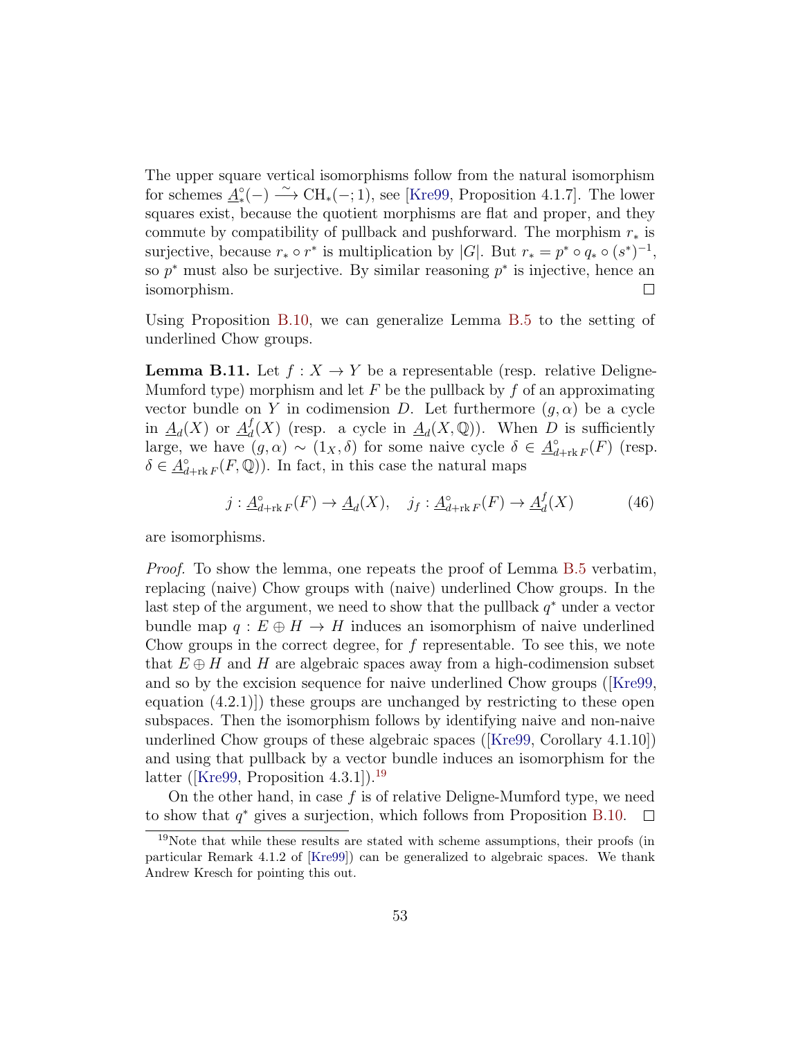The upper square vertical isomorphisms follow from the natural isomorphism for schemes $\underline{A}^\circ_*(-) \xrightarrow{\sim} \mathrm{CH}_*(-;1)$, see [Kre99, Proposition 4.1.7]. The lower squares exist, because the quotient morphisms are flat and proper, and they commute by compatibility of pullback and pushforward. The morphism $r_*$ is surjective, because $r_* \circ r^*$ is multiplication by $|G|$. But $r_* = p^* \circ q_* \circ (s^*)^{-1}$, so $p^*$ must also be surjective. By similar reasoning $p^*$ is injective, hence an isomorphism. □

Using Proposition B.10, we can generalize Lemma B.5 to the setting of underlined Chow groups.

**Lemma B.11.** Let $f : X \to Y$ be a representable (resp. relative Deligne-Mumford type) morphism and let $F$ be the pullback by $f$ of an approximating vector bundle on $Y$ in codimension $D$. Let furthermore $(g, \alpha)$ be a cycle in $\underline{A}_d(X)$ or $\underline{A}^f_d(X)$ (resp. a cycle in $\underline{A}_d(X, \mathbb{Q})$). When $D$ is sufficiently large, we have $(g, \alpha) \sim (1_X, \delta)$ for some naive cycle $\delta \in \underline{A}^\circ_{d+\mathrm{rk}\,F}(F)$ (resp. $\delta \in \underline{A}^\circ_{d+\mathrm{rk}\,F}(F, \mathbb{Q})$). In fact, in this case the natural maps

$$j : \underline{A}^\circ_{d+\mathrm{rk}\,F}(F) \to \underline{A}_d(X), \quad j_f : \underline{A}^\circ_{d+\mathrm{rk}\,F}(F) \to \underline{A}^f_d(X) \tag{46}$$

are isomorphisms.

*Proof.* To show the lemma, one repeats the proof of Lemma B.5 verbatim, replacing (naive) Chow groups with (naive) underlined Chow groups. In the last step of the argument, we need to show that the pullback $q^*$ under a vector bundle map $q : E \oplus H \to H$ induces an isomorphism of naive underlined Chow groups in the correct degree, for $f$ representable. To see this, we note that $E \oplus H$ and $H$ are algebraic spaces away from a high-codimension subset and so by the excision sequence for naive underlined Chow groups ([Kre99, equation (4.2.1)]) these groups are unchanged by restricting to these open subspaces. Then the isomorphism follows by identifying naive and non-naive underlined Chow groups of these algebraic spaces ([Kre99, Corollary 4.1.10]) and using that pullback by a vector bundle induces an isomorphism for the latter ([Kre99, Proposition 4.3.1]).[19]

On the other hand, in case $f$ is of relative Deligne-Mumford type, we need to show that $q^*$ gives a surjection, which follows from Proposition B.10. □

[19] Note that while these results are stated with scheme assumptions, their proofs (in particular Remark 4.1.2 of [Kre99]) can be generalized to algebraic spaces. We thank Andrew Kresch for pointing this out.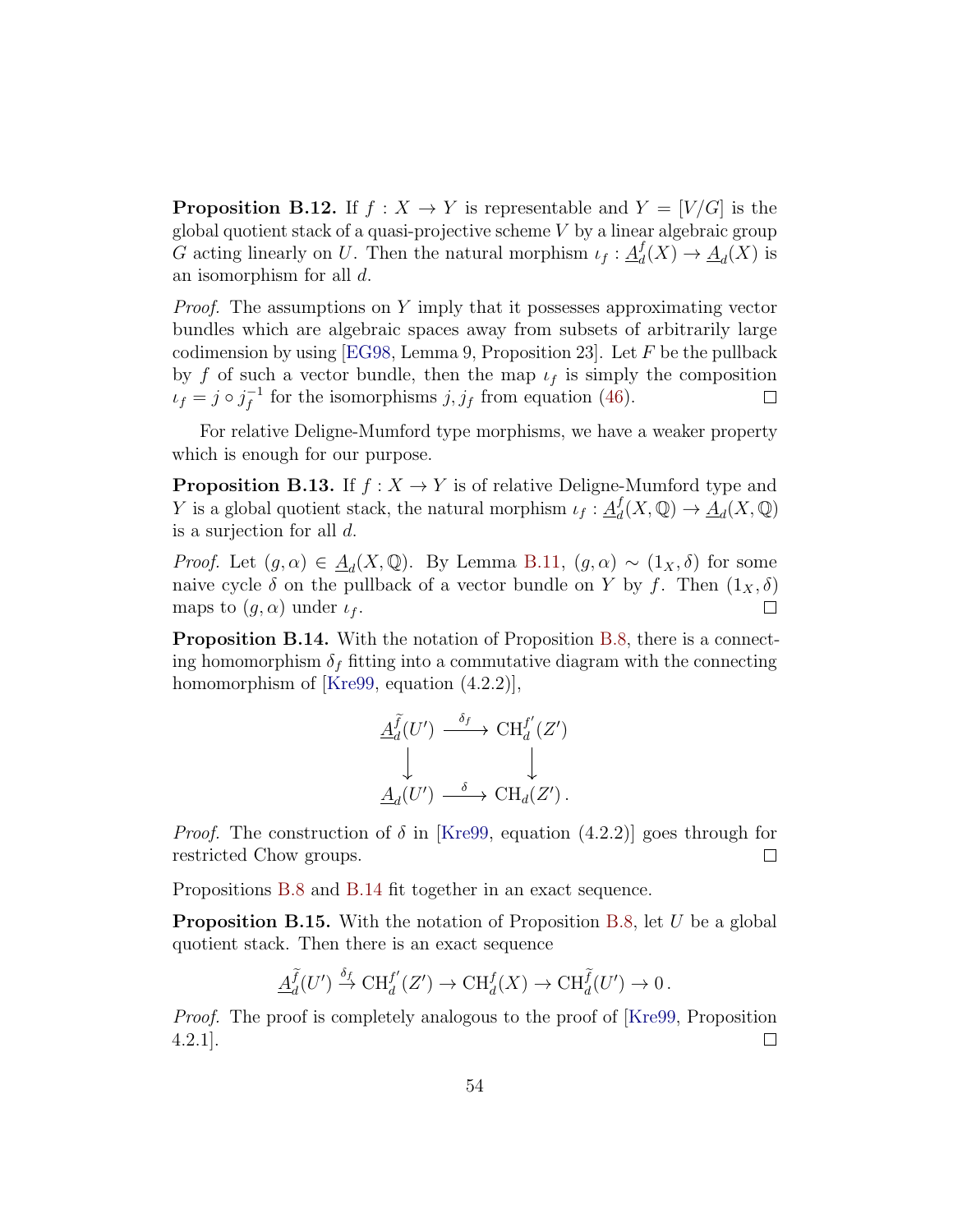**Proposition B.12.** If $f : X \to Y$ is representable and $Y = [V/G]$ is the global quotient stack of a quasi-projective scheme $V$ by a linear algebraic group $G$ acting linearly on $U$. Then the natural morphism $\iota_f : \underline{A}^f_d(X) \to \underline{A}_d(X)$ is an isomorphism for all $d$.

*Proof.* The assumptions on $Y$ imply that it possesses approximating vector bundles which are algebraic spaces away from subsets of arbitrarily large codimension by using [EG98, Lemma 9, Proposition 23]. Let $F$ be the pullback by $f$ of such a vector bundle, then the map $\iota_f$ is simply the composition $\iota_f = j \circ j_f^{-1}$ for the isomorphisms $j, j_f$ from equation (46). □

For relative Deligne-Mumford type morphisms, we have a weaker property which is enough for our purpose.

**Proposition B.13.** If $f : X \to Y$ is of relative Deligne-Mumford type and $Y$ is a global quotient stack, the natural morphism $\iota_f : \underline{A}^f_d(X, \mathbb{Q}) \to \underline{A}_d(X, \mathbb{Q})$ is a surjection for all $d$.

*Proof.* Let $(g, \alpha) \in \underline{A}_d(X, \mathbb{Q})$. By Lemma B.11, $(g, \alpha) \sim (1_X, \delta)$ for some naive cycle $\delta$ on the pullback of a vector bundle on $Y$ by $f$. Then $(1_X, \delta)$ maps to $(g, \alpha)$ under $\iota_f$. □

**Proposition B.14.** With the notation of Proposition B.8, there is a connecting homomorphism $\delta_f$ fitting into a commutative diagram with the connecting homomorphism of [Kre99, equation (4.2.2)],

$$\begin{array}{ccc} \underline{A}^{\tilde{f}}_d(U') & \xrightarrow{\delta_f} & \mathrm{CH}^{f'}_d(Z') \\ \downarrow & & \downarrow \\ \underline{A}_d(U') & \xrightarrow{\delta} & \mathrm{CH}_d(Z') \, . \end{array}$$

*Proof.* The construction of $\delta$ in [Kre99, equation (4.2.2)] goes through for restricted Chow groups. □

Propositions B.8 and B.14 fit together in an exact sequence.

**Proposition B.15.** With the notation of Proposition B.8, let $U$ be a global quotient stack. Then there is an exact sequence

$$\underline{A}^{\tilde{f}}_d(U') \xrightarrow{\delta_f} \mathrm{CH}^{f'}_d(Z') \to \mathrm{CH}^f_d(X) \to \mathrm{CH}^{\tilde{f}}_d(U') \to 0 \, .$$

*Proof.* The proof is completely analogous to the proof of [Kre99, Proposition 4.2.1]. □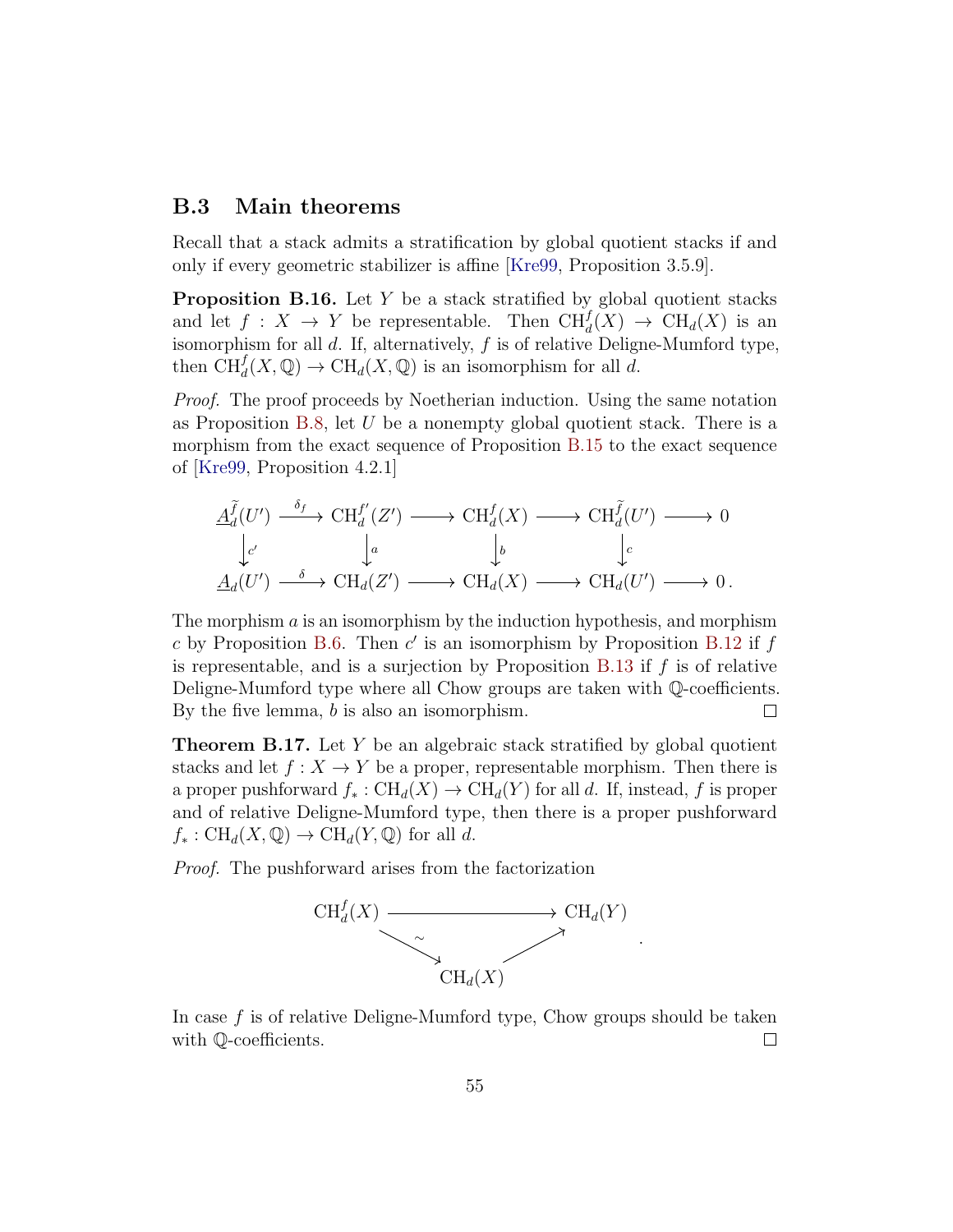## B.3 Main theorems

Recall that a stack admits a stratification by global quotient stacks if and only if every geometric stabilizer is affine [Kre99, Proposition 3.5.9].

**Proposition B.16.** Let $Y$ be a stack stratified by global quotient stacks and let $f : X \to Y$ be representable. Then $\mathrm{CH}_d^f(X) \to \mathrm{CH}_d(X)$ is an isomorphism for all $d$. If, alternatively, $f$ is of relative Deligne-Mumford type, then $\mathrm{CH}_d^f(X, \mathbb{Q}) \to \mathrm{CH}_d(X, \mathbb{Q})$ is an isomorphism for all $d$.

*Proof.* The proof proceeds by Noetherian induction. Using the same notation as Proposition B.8, let $U$ be a nonempty global quotient stack. There is a morphism from the exact sequence of Proposition B.15 to the exact sequence of [Kre99, Proposition 4.2.1]

$$
\begin{array}{ccccccccc}
\underline{A}_d^{\tilde{f}}(U') & \xrightarrow{\delta_f} & \mathrm{CH}_d^{f'}(Z') & \longrightarrow & \mathrm{CH}_d^f(X) & \longrightarrow & \mathrm{CH}_d^{\tilde{f}}(U') & \longrightarrow & 0 \\
\big\downarrow c' & & \big\downarrow a & & \big\downarrow b & & \big\downarrow c & & \\
\underline{A}_d(U') & \xrightarrow{\delta} & \mathrm{CH}_d(Z') & \longrightarrow & \mathrm{CH}_d(X) & \longrightarrow & \mathrm{CH}_d(U') & \longrightarrow & 0\,.
\end{array}
$$

The morphism $a$ is an isomorphism by the induction hypothesis, and morphism $c$ by Proposition B.6. Then $c'$ is an isomorphism by Proposition B.12 if $f$ is representable, and is a surjection by Proposition B.13 if $f$ is of relative Deligne-Mumford type where all Chow groups are taken with $\mathbb{Q}$-coefficients. By the five lemma, $b$ is also an isomorphism. ∎

**Theorem B.17.** Let $Y$ be an algebraic stack stratified by global quotient stacks and let $f : X \to Y$ be a proper, representable morphism. Then there is a proper pushforward $f_* : \mathrm{CH}_d(X) \to \mathrm{CH}_d(Y)$ for all $d$. If, instead, $f$ is proper and of relative Deligne-Mumford type, then there is a proper pushforward $f_* : \mathrm{CH}_d(X, \mathbb{Q}) \to \mathrm{CH}_d(Y, \mathbb{Q})$ for all $d$.

*Proof.* The pushforward arises from the factorization

$$
\begin{array}{ccc}
\mathrm{CH}_d^f(X) & \longrightarrow & \mathrm{CH}_d(Y) \\
 & \searrow^{\sim} \quad \nearrow & \\
 & \mathrm{CH}_d(X) & 
\end{array}
.
$$

In case $f$ is of relative Deligne-Mumford type, Chow groups should be taken with $\mathbb{Q}$-coefficients. ∎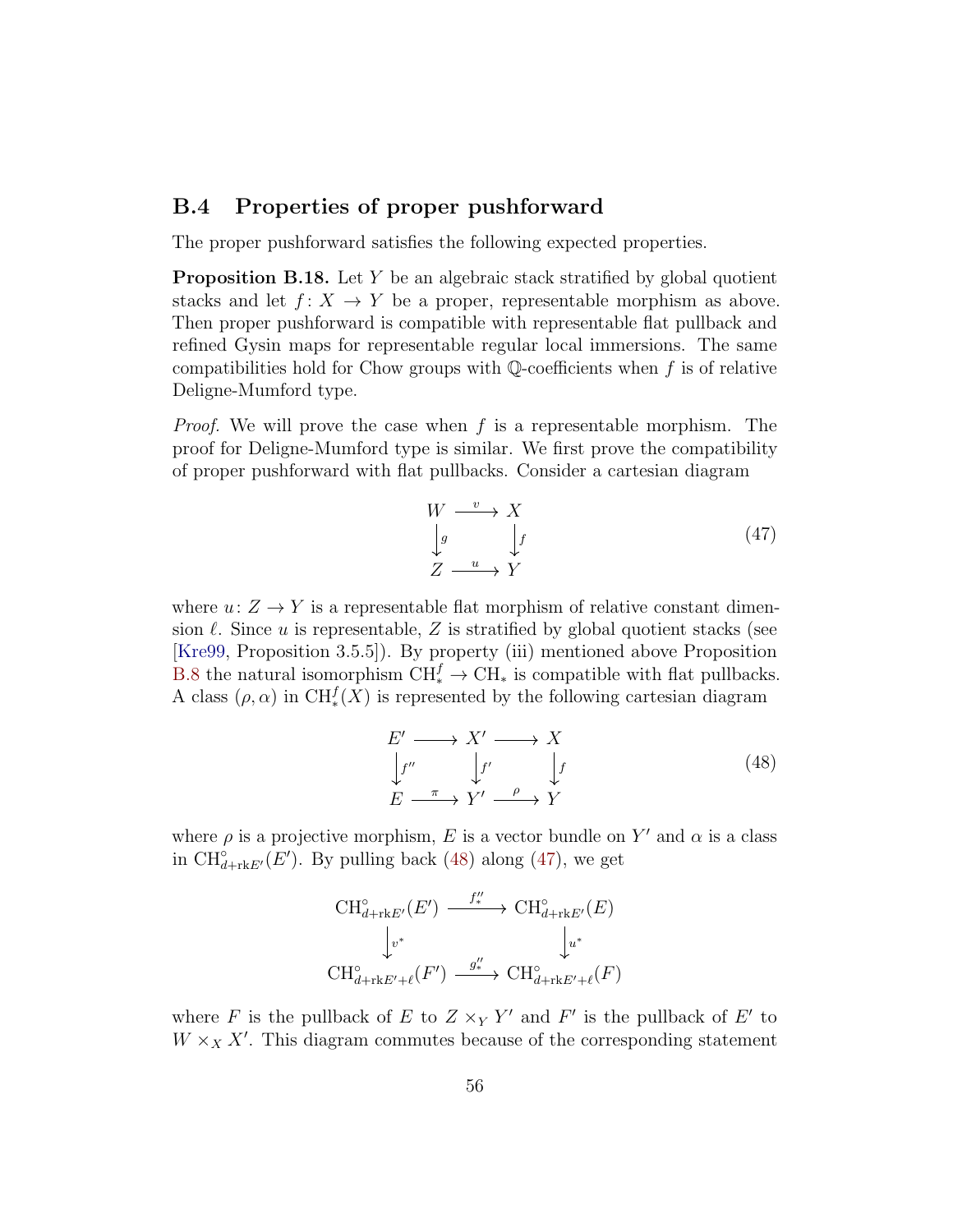## B.4 Properties of proper pushforward

The proper pushforward satisfies the following expected properties.

**Proposition B.18.** Let $Y$ be an algebraic stack stratified by global quotient stacks and let $f\colon X \to Y$ be a proper, representable morphism as above. Then proper pushforward is compatible with representable flat pullback and refined Gysin maps for representable regular local immersions. The same compatibilities hold for Chow groups with $\mathbb{Q}$-coefficients when $f$ is of relative Deligne-Mumford type.

*Proof.* We will prove the case when $f$ is a representable morphism. The proof for Deligne-Mumford type is similar. We first prove the compatibility of proper pushforward with flat pullbacks. Consider a cartesian diagram

$$\begin{array}{ccc} W & \xrightarrow{v} & X \\ \big\downarrow{\scriptstyle g} & & \big\downarrow{\scriptstyle f} \\ Z & \xrightarrow{u} & Y \end{array} \tag{47}$$

where $u\colon Z \to Y$ is a representable flat morphism of relative constant dimension $\ell$. Since $u$ is representable, $Z$ is stratified by global quotient stacks (see [Kre99, Proposition 3.5.5]). By property (iii) mentioned above Proposition B.8 the natural isomorphism $\mathrm{CH}^f_* \to \mathrm{CH}_*$ is compatible with flat pullbacks. A class $(\rho, \alpha)$ in $\mathrm{CH}^f_*(X)$ is represented by the following cartesian diagram

$$\begin{array}{ccccc} E' & \longrightarrow & X' & \longrightarrow & X \\ \big\downarrow{\scriptstyle f''} & & \big\downarrow{\scriptstyle f'} & & \big\downarrow{\scriptstyle f} \\ E & \xrightarrow{\pi} & Y' & \xrightarrow{\rho} & Y \end{array} \tag{48}$$

where $\rho$ is a projective morphism, $E$ is a vector bundle on $Y'$ and $\alpha$ is a class in $\mathrm{CH}^\circ_{d+\mathrm{rk}E'}(E')$. By pulling back (48) along (47), we get

$$\begin{array}{ccc} \mathrm{CH}^\circ_{d+\mathrm{rk}E'}(E') & \xrightarrow{f''_*} & \mathrm{CH}^\circ_{d+\mathrm{rk}E'}(E) \\ \big\downarrow{\scriptstyle v^*} & & \big\downarrow{\scriptstyle u^*} \\ \mathrm{CH}^\circ_{d+\mathrm{rk}E'+\ell}(F') & \xrightarrow{g''_*} & \mathrm{CH}^\circ_{d+\mathrm{rk}E'+\ell}(F) \end{array}$$

where $F$ is the pullback of $E$ to $Z \times_Y Y'$ and $F'$ is the pullback of $E'$ to $W \times_X X'$. This diagram commutes because of the corresponding statement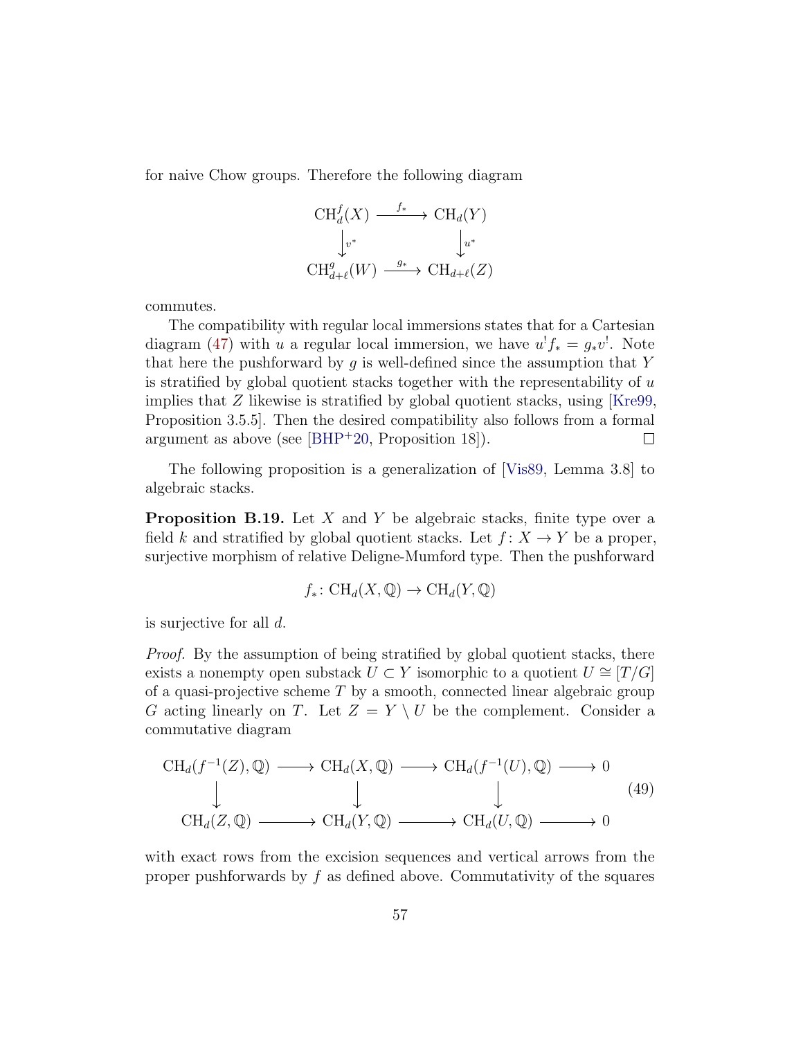for naive Chow groups. Therefore the following diagram

$$
\begin{array}{ccc}
\mathrm{CH}^f_d(X) & \xrightarrow{f_*} & \mathrm{CH}_d(Y) \\
\big\downarrow{\scriptstyle v^*} & & \big\downarrow{\scriptstyle u^*} \\
\mathrm{CH}^g_{d+\ell}(W) & \xrightarrow{g_*} & \mathrm{CH}_{d+\ell}(Z)
\end{array}
$$

commutes.

The compatibility with regular local immersions states that for a Cartesian diagram (47) with $u$ a regular local immersion, we have $u^! f_* = g_* v^!$. Note that here the pushforward by $g$ is well-defined since the assumption that $Y$ is stratified by global quotient stacks together with the representability of $u$ implies that $Z$ likewise is stratified by global quotient stacks, using [Kre99, Proposition 3.5.5]. Then the desired compatibility also follows from a formal argument as above (see [BHP+20, Proposition 18]). □

The following proposition is a generalization of [Vis89, Lemma 3.8] to algebraic stacks.

**Proposition B.19.** Let $X$ and $Y$ be algebraic stacks, finite type over a field $k$ and stratified by global quotient stacks. Let $f\colon X \to Y$ be a proper, surjective morphism of relative Deligne-Mumford type. Then the pushforward

$$f_*\colon \mathrm{CH}_d(X, \mathbb{Q}) \to \mathrm{CH}_d(Y, \mathbb{Q})$$

is surjective for all $d$.

*Proof.* By the assumption of being stratified by global quotient stacks, there exists a nonempty open substack $U \subset Y$ isomorphic to a quotient $U \cong [T/G]$ of a quasi-projective scheme $T$ by a smooth, connected linear algebraic group $G$ acting linearly on $T$. Let $Z = Y \setminus U$ be the complement. Consider a commutative diagram

$$
\begin{array}{ccccccc}
\mathrm{CH}_d(f^{-1}(Z), \mathbb{Q}) & \longrightarrow & \mathrm{CH}_d(X, \mathbb{Q}) & \longrightarrow & \mathrm{CH}_d(f^{-1}(U), \mathbb{Q}) & \longrightarrow & 0 \\
\big\downarrow & & \big\downarrow & & \big\downarrow & & \\
\mathrm{CH}_d(Z, \mathbb{Q}) & \longrightarrow & \mathrm{CH}_d(Y, \mathbb{Q}) & \longrightarrow & \mathrm{CH}_d(U, \mathbb{Q}) & \longrightarrow & 0
\end{array}
\tag{49}
$$

with exact rows from the excision sequences and vertical arrows from the proper pushforwards by $f$ as defined above. Commutativity of the squares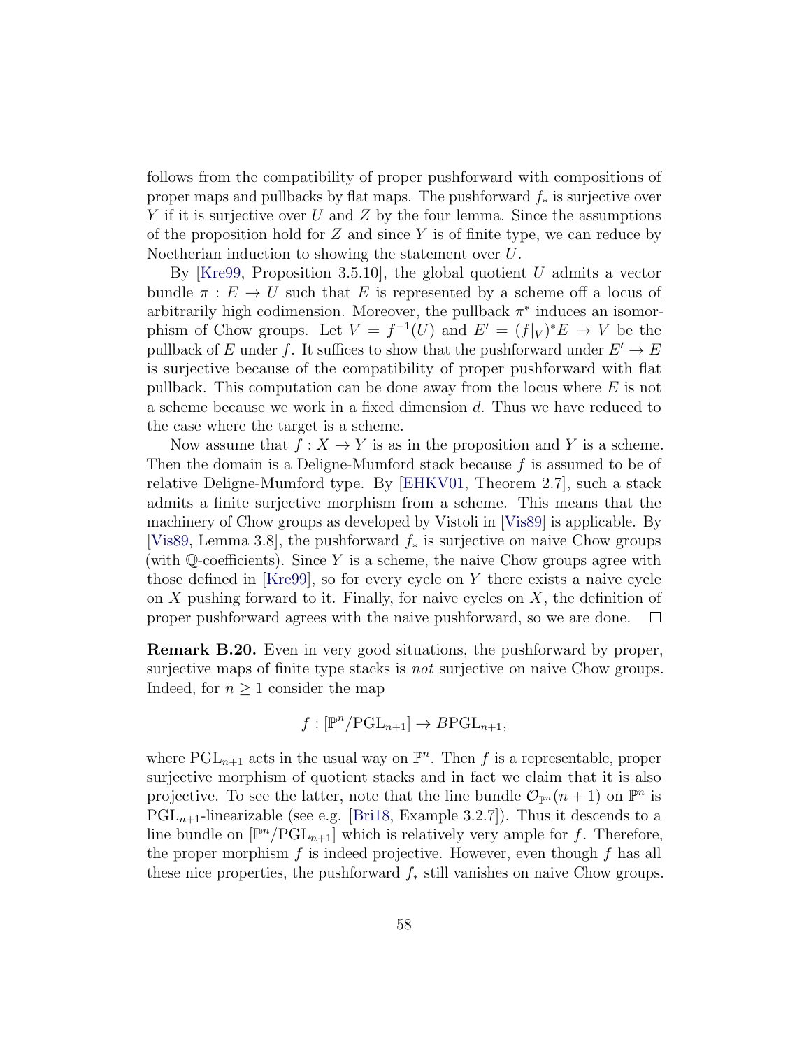follows from the compatibility of proper pushforward with compositions of proper maps and pullbacks by flat maps. The pushforward $f_*$ is surjective over $Y$ if it is surjective over $U$ and $Z$ by the four lemma. Since the assumptions of the proposition hold for $Z$ and since $Y$ is of finite type, we can reduce by Noetherian induction to showing the statement over $U$.

By [Kre99, Proposition 3.5.10], the global quotient $U$ admits a vector bundle $\pi : E \to U$ such that $E$ is represented by a scheme off a locus of arbitrarily high codimension. Moreover, the pullback $\pi^*$ induces an isomorphism of Chow groups. Let $V = f^{-1}(U)$ and $E' = (f|_V)^*E \to V$ be the pullback of $E$ under $f$. It suffices to show that the pushforward under $E' \to E$ is surjective because of the compatibility of proper pushforward with flat pullback. This computation can be done away from the locus where $E$ is not a scheme because we work in a fixed dimension $d$. Thus we have reduced to the case where the target is a scheme.

Now assume that $f : X \to Y$ is as in the proposition and $Y$ is a scheme. Then the domain is a Deligne-Mumford stack because $f$ is assumed to be of relative Deligne-Mumford type. By [EHKV01, Theorem 2.7], such a stack admits a finite surjective morphism from a scheme. This means that the machinery of Chow groups as developed by Vistoli in [Vis89] is applicable. By [Vis89, Lemma 3.8], the pushforward $f_*$ is surjective on naive Chow groups (with $\mathbb{Q}$-coefficients). Since $Y$ is a scheme, the naive Chow groups agree with those defined in [Kre99], so for every cycle on $Y$ there exists a naive cycle on $X$ pushing forward to it. Finally, for naive cycles on $X$, the definition of proper pushforward agrees with the naive pushforward, so we are done. □

**Remark B.20.** Even in very good situations, the pushforward by proper, surjective maps of finite type stacks is *not* surjective on naive Chow groups. Indeed, for $n \geq 1$ consider the map

$$f : [\mathbb{P}^n/\mathrm{PGL}_{n+1}] \to B\mathrm{PGL}_{n+1},$$

where $\mathrm{PGL}_{n+1}$ acts in the usual way on $\mathbb{P}^n$. Then $f$ is a representable, proper surjective morphism of quotient stacks and in fact we claim that it is also projective. To see the latter, note that the line bundle $\mathcal{O}_{\mathbb{P}^n}(n+1)$ on $\mathbb{P}^n$ is $\mathrm{PGL}_{n+1}$-linearizable (see e.g. [Bri18, Example 3.2.7]). Thus it descends to a line bundle on $[\mathbb{P}^n/\mathrm{PGL}_{n+1}]$ which is relatively very ample for $f$. Therefore, the proper morphism $f$ is indeed projective. However, even though $f$ has all these nice properties, the pushforward $f_*$ still vanishes on naive Chow groups.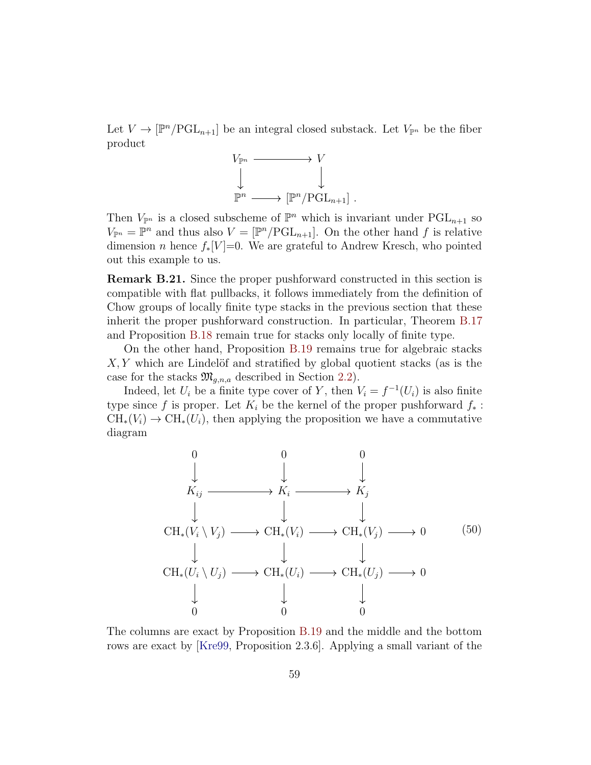Let $V \to [\mathbb{P}^n/\mathrm{PGL}_{n+1}]$ be an integral closed substack. Let $V_{\mathbb{P}^n}$ be the fiber product

$$\begin{array}{ccc} V_{\mathbb{P}^n} & \longrightarrow & V \\ \downarrow & & \downarrow \\ \mathbb{P}^n & \longrightarrow & [\mathbb{P}^n/\mathrm{PGL}_{n+1}] \end{array}.$$

Then $V_{\mathbb{P}^n}$ is a closed subscheme of $\mathbb{P}^n$ which is invariant under $\mathrm{PGL}_{n+1}$ so $V_{\mathbb{P}^n} = \mathbb{P}^n$ and thus also $V = [\mathbb{P}^n/\mathrm{PGL}_{n+1}]$. On the other hand $f$ is relative dimension $n$ hence $f_*[V]=0$. We are grateful to Andrew Kresch, who pointed out this example to us.

**Remark B.21.** Since the proper pushforward constructed in this section is compatible with flat pullbacks, it follows immediately from the definition of Chow groups of locally finite type stacks in the previous section that these inherit the proper pushforward construction. In particular, Theorem B.17 and Proposition B.18 remain true for stacks only locally of finite type.

On the other hand, Proposition B.19 remains true for algebraic stacks $X, Y$ which are Lindelöf and stratified by global quotient stacks (as is the case for the stacks $\mathfrak{M}_{g,n,a}$ described in Section 2.2).

Indeed, let $U_i$ be a finite type cover of $Y$, then $V_i = f^{-1}(U_i)$ is also finite type since $f$ is proper. Let $K_i$ be the kernel of the proper pushforward $f_* : \mathrm{CH}_*(V_i) \to \mathrm{CH}_*(U_i)$, then applying the proposition we have a commutative diagram

$$\begin{array}{ccccccc} 0 & & 0 & & 0 & & \\ \downarrow & & \downarrow & & \downarrow & & \\ K_{ij} & \longrightarrow & K_i & \longrightarrow & K_j & & \\ \downarrow & & \downarrow & & \downarrow & & \\ \mathrm{CH}_*(V_i \setminus V_j) & \longrightarrow & \mathrm{CH}_*(V_i) & \longrightarrow & \mathrm{CH}_*(V_j) & \longrightarrow & 0 \\ \downarrow & & \downarrow & & \downarrow & & \\ \mathrm{CH}_*(U_i \setminus U_j) & \longrightarrow & \mathrm{CH}_*(U_i) & \longrightarrow & \mathrm{CH}_*(U_j) & \longrightarrow & 0 \\ \downarrow & & \downarrow & & \downarrow & & \\ 0 & & 0 & & 0 & & \end{array} \tag{50}$$

The columns are exact by Proposition B.19 and the middle and the bottom rows are exact by [Kre99, Proposition 2.3.6]. Applying a small variant of the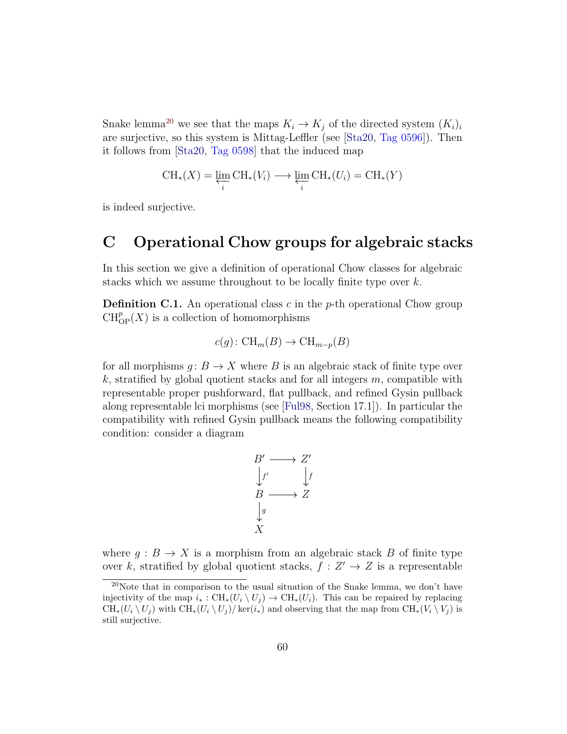Snake lemma[20] we see that the maps $K_i \to K_j$ of the directed system $(K_i)_i$ are surjective, so this system is Mittag-Leffler (see [Sta20, Tag 0596]). Then it follows from [Sta20, Tag 0598] that the induced map

$$\mathrm{CH}_*(X) = \varprojlim_i \mathrm{CH}_*(V_i) \longrightarrow \varprojlim_i \mathrm{CH}_*(U_i) = \mathrm{CH}_*(Y)$$

is indeed surjective.

# C Operational Chow groups for algebraic stacks

In this section we give a definition of operational Chow classes for algebraic stacks which we assume throughout to be locally finite type over $k$.

**Definition C.1.** An operational class $c$ in the $p$-th operational Chow group $\mathrm{CH}^p_{\mathrm{OP}}(X)$ is a collection of homomorphisms

$$c(g) \colon \mathrm{CH}_m(B) \to \mathrm{CH}_{m-p}(B)$$

for all morphisms $g \colon B \to X$ where $B$ is an algebraic stack of finite type over $k$, stratified by global quotient stacks and for all integers $m$, compatible with representable proper pushforward, flat pullback, and refined Gysin pullback along representable lci morphisms (see [Ful98, Section 17.1]). In particular the compatibility with refined Gysin pullback means the following compatibility condition: consider a diagram

$$\begin{array}{ccc}
B' & \longrightarrow & Z' \\
\downarrow{\scriptstyle f'} & & \downarrow{\scriptstyle f} \\
B & \longrightarrow & Z \\
\downarrow{\scriptstyle g} & & \\
X & &
\end{array}$$

where $g : B \to X$ is a morphism from an algebraic stack $B$ of finite type over $k$, stratified by global quotient stacks, $f : Z' \to Z$ is a representable

[20] Note that in comparison to the usual situation of the Snake lemma, we don't have injectivity of the map $i_* : \mathrm{CH}_*(U_i \setminus U_j) \to \mathrm{CH}_*(U_i)$. This can be repaired by replacing $\mathrm{CH}_*(U_i \setminus U_j)$ with $\mathrm{CH}_*(U_i \setminus U_j)/\ker(i_*)$ and observing that the map from $\mathrm{CH}_*(V_i \setminus V_j)$ is still surjective.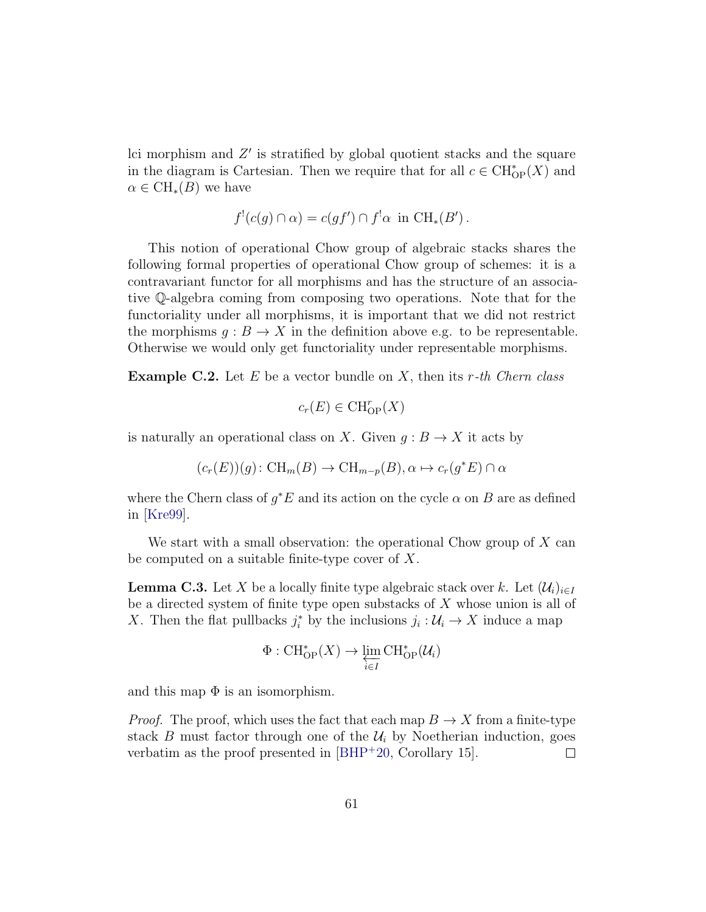lci morphism and $Z'$ is stratified by global quotient stacks and the square in the diagram is Cartesian. Then we require that for all $c \in \mathrm{CH}^*_{\mathrm{OP}}(X)$ and $\alpha \in \mathrm{CH}_*(B)$ we have

$$f^!(c(g) \cap \alpha) = c(gf') \cap f^!\alpha \text{ in } \mathrm{CH}_*(B')\,.$$

This notion of operational Chow group of algebraic stacks shares the following formal properties of operational Chow group of schemes: it is a contravariant functor for all morphisms and has the structure of an associative $\mathbb{Q}$-algebra coming from composing two operations. Note that for the functoriality under all morphisms, it is important that we did not restrict the morphisms $g : B \to X$ in the definition above e.g. to be representable. Otherwise we would only get functoriality under representable morphisms.

**Example C.2.** Let $E$ be a vector bundle on $X$, then its *$r$-th Chern class*

$$c_r(E) \in \mathrm{CH}^r_{\mathrm{OP}}(X)$$

is naturally an operational class on $X$. Given $g : B \to X$ it acts by

$$(c_r(E))(g)\colon \mathrm{CH}_m(B) \to \mathrm{CH}_{m-p}(B), \alpha \mapsto c_r(g^*E) \cap \alpha$$

where the Chern class of $g^*E$ and its action on the cycle $\alpha$ on $B$ are as defined in [Kre99].

We start with a small observation: the operational Chow group of $X$ can be computed on a suitable finite-type cover of $X$.

**Lemma C.3.** *Let $X$ be a locally finite type algebraic stack over $k$. Let $(\mathcal{U}_i)_{i\in I}$ be a directed system of finite type open substacks of $X$ whose union is all of $X$. Then the flat pullbacks $j_i^*$ by the inclusions $j_i : \mathcal{U}_i \to X$ induce a map*

$$\Phi : \mathrm{CH}^*_{\mathrm{OP}}(X) \to \varprojlim_{i\in I} \mathrm{CH}^*_{\mathrm{OP}}(\mathcal{U}_i)$$

*and this map $\Phi$ is an isomorphism.*

*Proof.* The proof, which uses the fact that each map $B \to X$ from a finite-type stack $B$ must factor through one of the $\mathcal{U}_i$ by Noetherian induction, goes verbatim as the proof presented in [BHP+20, Corollary 15]. □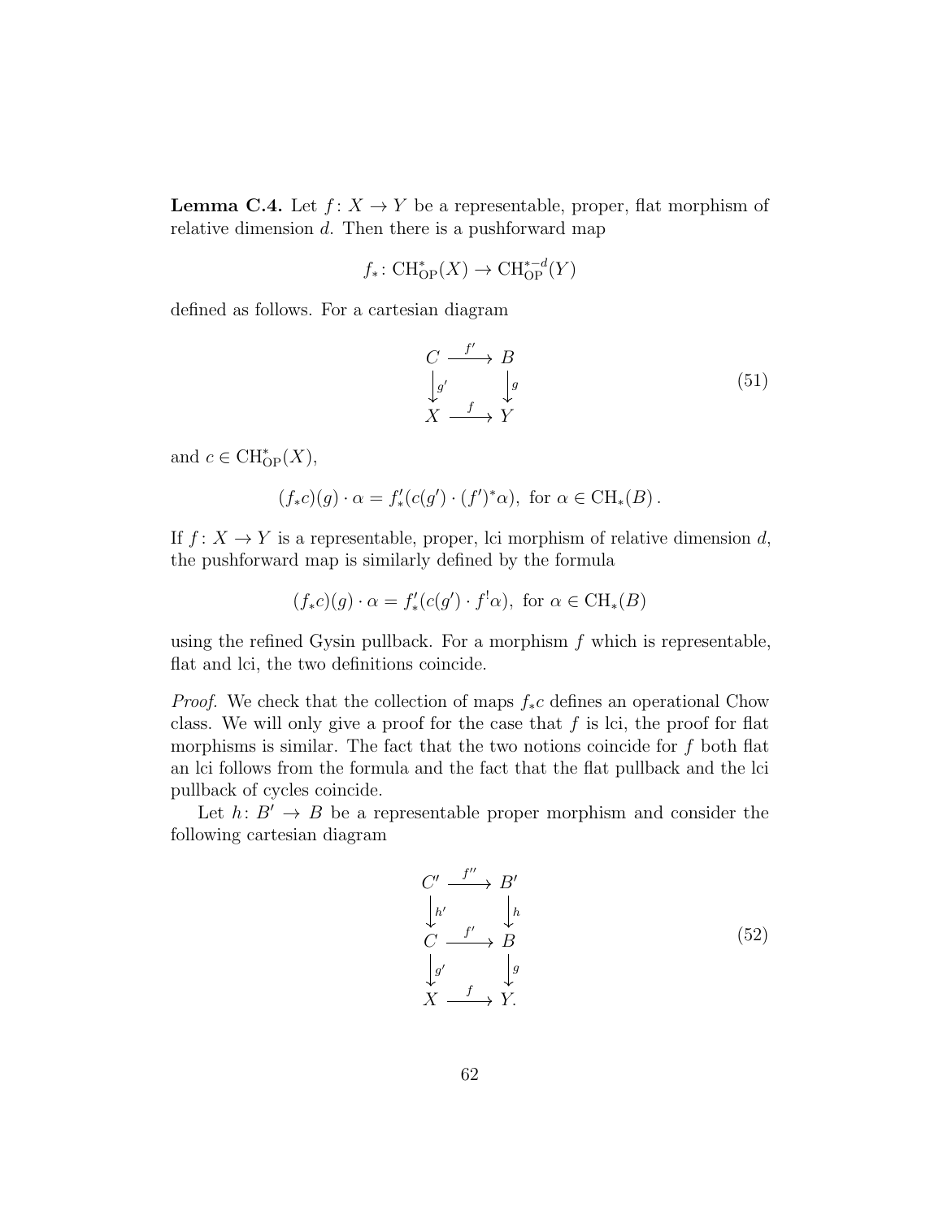**Lemma C.4.** Let $f\colon X \to Y$ be a representable, proper, flat morphism of relative dimension $d$. Then there is a pushforward map

$$f_*\colon \mathrm{CH}^*_{\mathrm{OP}}(X) \to \mathrm{CH}^{*-d}_{\mathrm{OP}}(Y)$$

defined as follows. For a cartesian diagram

$$\begin{array}{ccc} C & \xrightarrow{f'} & B \\ \downarrow{\scriptstyle g'} & & \downarrow{\scriptstyle g} \\ X & \xrightarrow{f} & Y \end{array} \tag{51}$$

and $c \in \mathrm{CH}^*_{\mathrm{OP}}(X)$,

$$(f_*c)(g)\cdot \alpha = f'_*(c(g')\cdot (f')^*\alpha),\ \text{for } \alpha \in \mathrm{CH}_*(B)\,.$$

If $f\colon X \to Y$ is a representable, proper, lci morphism of relative dimension $d$, the pushforward map is similarly defined by the formula

$$(f_*c)(g)\cdot \alpha = f'_*(c(g')\cdot f^!\alpha),\ \text{for } \alpha \in \mathrm{CH}_*(B)$$

using the refined Gysin pullback. For a morphism $f$ which is representable, flat and lci, the two definitions coincide.

*Proof.* We check that the collection of maps $f_*c$ defines an operational Chow class. We will only give a proof for the case that $f$ is lci, the proof for flat morphisms is similar. The fact that the two notions coincide for $f$ both flat an lci follows from the formula and the fact that the flat pullback and the lci pullback of cycles coincide.

Let $h\colon B' \to B$ be a representable proper morphism and consider the following cartesian diagram

$$\begin{array}{ccc} C' & \xrightarrow{f''} & B' \\ \downarrow{\scriptstyle h'} & & \downarrow{\scriptstyle h} \\ C & \xrightarrow{f'} & B \\ \downarrow{\scriptstyle g'} & & \downarrow{\scriptstyle g} \\ X & \xrightarrow{f} & Y. \end{array} \tag{52}$$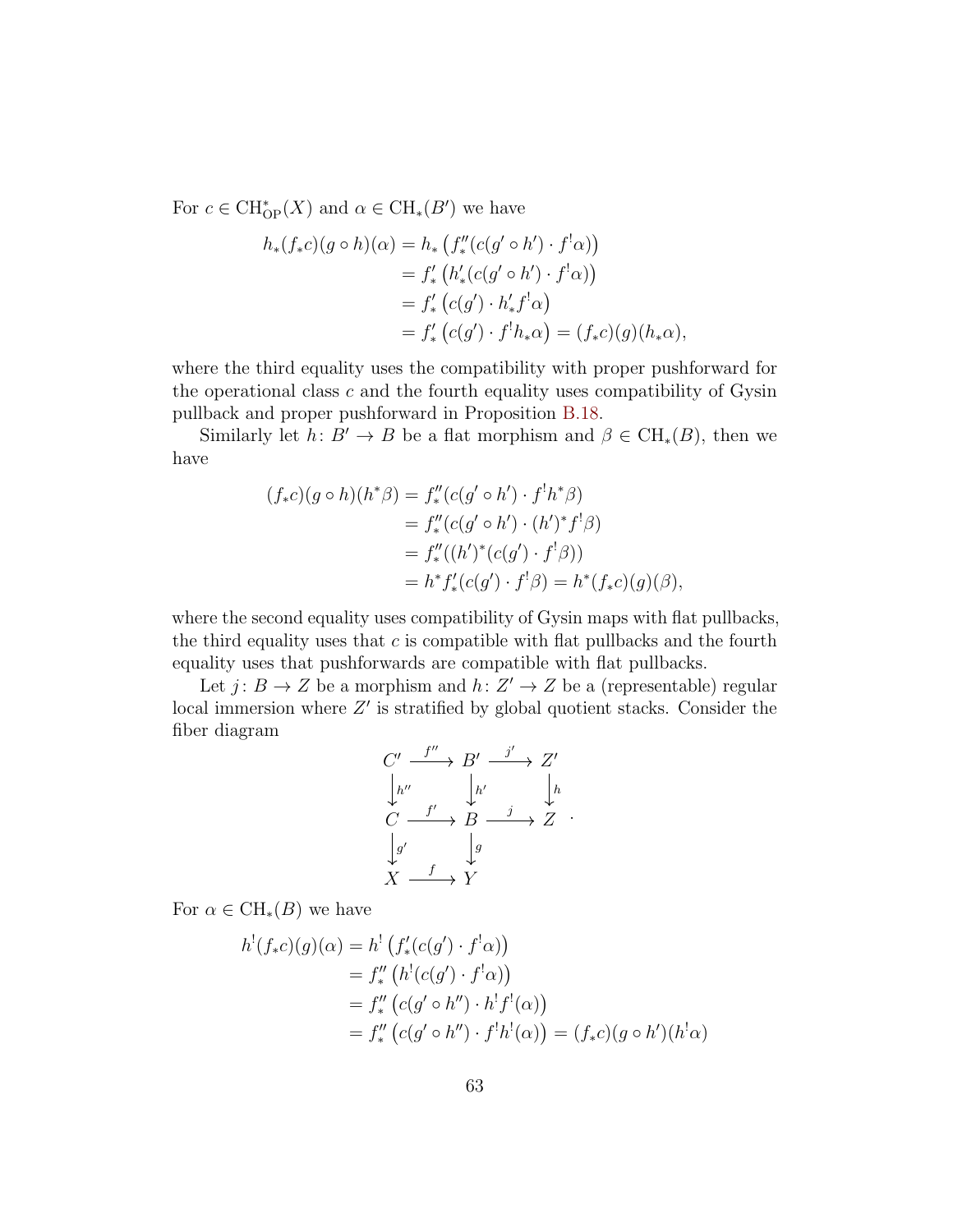For $c \in \mathrm{CH}^*_{\mathrm{OP}}(X)$ and $\alpha \in \mathrm{CH}_*(B')$ we have

$$
\begin{aligned}
h_*(f_*c)(g \circ h)(\alpha) &= h_*\left(f''_*(c(g' \circ h') \cdot f^!\alpha)\right) \\
&= f'_*\left(h'_*(c(g' \circ h') \cdot f^!\alpha)\right) \\
&= f'_*\left(c(g') \cdot h'_* f^! \alpha\right) \\
&= f'_*\left(c(g') \cdot f^! h_* \alpha\right) = (f_*c)(g)(h_*\alpha),
\end{aligned}
$$

where the third equality uses the compatibility with proper pushforward for the operational class $c$ and the fourth equality uses compatibility of Gysin pullback and proper pushforward in Proposition B.18.

Similarly let $h\colon B' \to B$ be a flat morphism and $\beta \in \mathrm{CH}_*(B)$, then we have

$$
\begin{aligned}
(f_*c)(g \circ h)(h^*\beta) &= f''_*(c(g' \circ h') \cdot f^! h^* \beta) \\
&= f''_*(c(g' \circ h') \cdot (h')^* f^! \beta) \\
&= f''_*((h')^*(c(g') \cdot f^! \beta)) \\
&= h^* f'_*(c(g') \cdot f^! \beta) = h^*(f_*c)(g)(\beta),
\end{aligned}
$$

where the second equality uses compatibility of Gysin maps with flat pullbacks, the third equality uses that $c$ is compatible with flat pullbacks and the fourth equality uses that pushforwards are compatible with flat pullbacks.

Let $j\colon B \to Z$ be a morphism and $h\colon Z' \to Z$ be a (representable) regular local immersion where $Z'$ is stratified by global quotient stacks. Consider the fiber diagram

$$
\begin{array}{ccccc}
C' & \xrightarrow{f''} & B' & \xrightarrow{j'} & Z' \\
\downarrow{\scriptstyle h''} & & \downarrow{\scriptstyle h'} & & \downarrow{\scriptstyle h} \\
C & \xrightarrow{f'} & B & \xrightarrow{j} & Z \\
\downarrow{\scriptstyle g'} & & \downarrow{\scriptstyle g} & & \\
X & \xrightarrow{f} & Y & &
\end{array}
.
$$

For $\alpha \in \mathrm{CH}_*(B)$ we have

$$
\begin{aligned}
h^!(f_*c)(g)(\alpha) &= h^!\left(f'_*(c(g') \cdot f^!\alpha)\right) \\
&= f''_*\left(h^!(c(g') \cdot f^!\alpha)\right) \\
&= f''_*\left(c(g' \circ h'') \cdot h^! f^!(\alpha)\right) \\
&= f''_*\left(c(g' \circ h'') \cdot f^! h^!(\alpha)\right) = (f_*c)(g \circ h')(h^!\alpha)
\end{aligned}
$$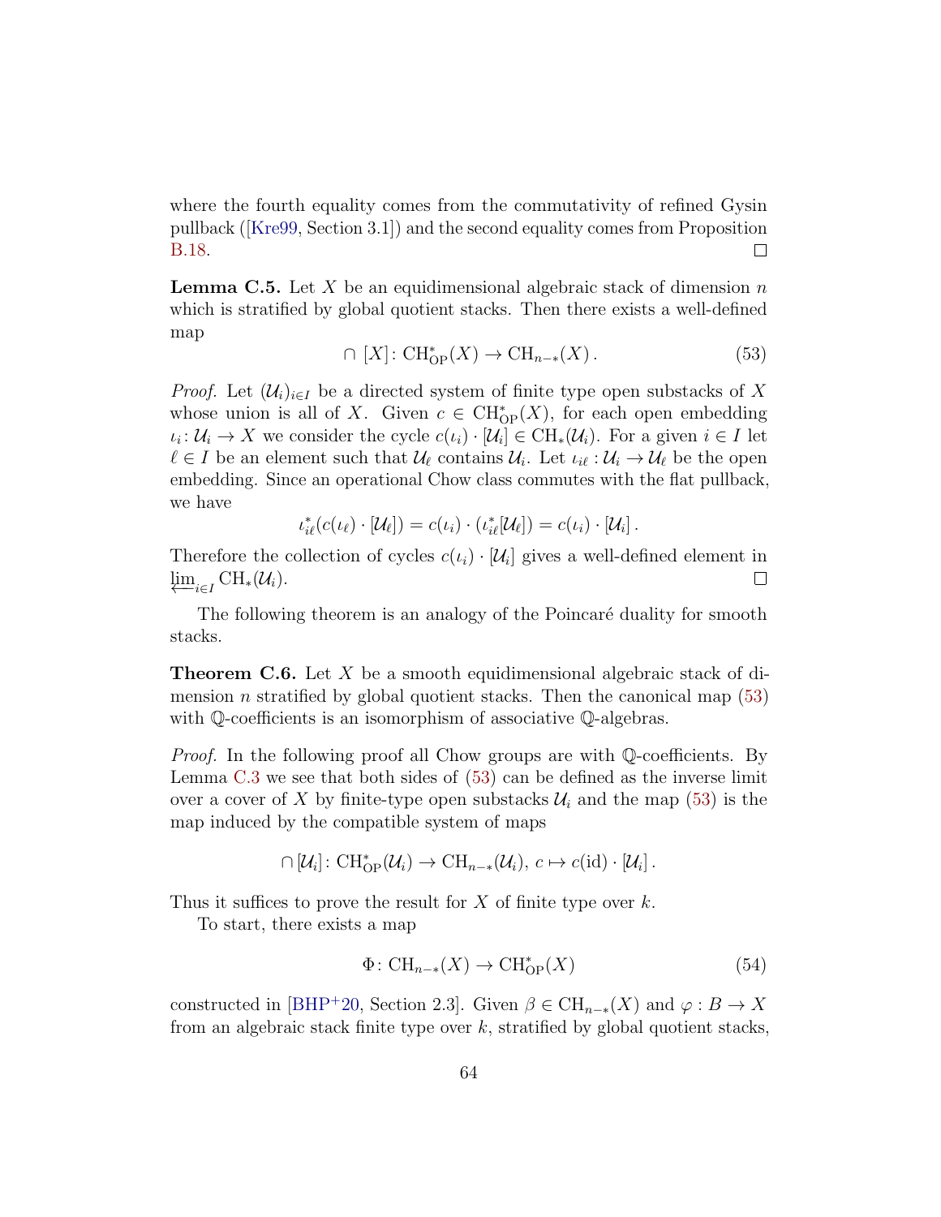where the fourth equality comes from the commutativity of refined Gysin pullback ([Kre99, Section 3.1]) and the second equality comes from Proposition B.18. ☐

**Lemma C.5.** Let $X$ be an equidimensional algebraic stack of dimension $n$ which is stratified by global quotient stacks. Then there exists a well-defined map

$$\cap\ [X]\colon \mathrm{CH}^*_{\mathrm{OP}}(X) \to \mathrm{CH}_{n-*}(X)\,. \tag{53}$$

*Proof.* Let $(\mathcal{U}_i)_{i\in I}$ be a directed system of finite type open substacks of $X$ whose union is all of $X$. Given $c \in \mathrm{CH}^*_{\mathrm{OP}}(X)$, for each open embedding $\iota_i\colon \mathcal{U}_i \to X$ we consider the cycle $c(\iota_i)\cdot[\mathcal{U}_i] \in \mathrm{CH}_*(\mathcal{U}_i)$. For a given $i \in I$ let $\ell \in I$ be an element such that $\mathcal{U}_\ell$ contains $\mathcal{U}_i$. Let $\iota_{i\ell} : \mathcal{U}_i \to \mathcal{U}_\ell$ be the open embedding. Since an operational Chow class commutes with the flat pullback, we have

$$\iota_{i\ell}^*(c(\iota_\ell)\cdot[\mathcal{U}_\ell]) = c(\iota_i)\cdot(\iota_{i\ell}^*[\mathcal{U}_\ell]) = c(\iota_i)\cdot[\mathcal{U}_i]\,.$$

Therefore the collection of cycles $c(\iota_i)\cdot[\mathcal{U}_i]$ gives a well-defined element in $\varprojlim_{i\in I}\mathrm{CH}_*(\mathcal{U}_i)$. ☐

The following theorem is an analogy of the Poincaré duality for smooth stacks.

**Theorem C.6.** Let $X$ be a smooth equidimensional algebraic stack of dimension $n$ stratified by global quotient stacks. Then the canonical map (53) with $\mathbb{Q}$-coefficients is an isomorphism of associative $\mathbb{Q}$-algebras.

*Proof.* In the following proof all Chow groups are with $\mathbb{Q}$-coefficients. By Lemma C.3 we see that both sides of (53) can be defined as the inverse limit over a cover of $X$ by finite-type open substacks $\mathcal{U}_i$ and the map (53) is the map induced by the compatible system of maps

$$\cap[\mathcal{U}_i]\colon \mathrm{CH}^*_{\mathrm{OP}}(\mathcal{U}_i) \to \mathrm{CH}_{n-*}(\mathcal{U}_i),\ c \mapsto c(\mathrm{id})\cdot[\mathcal{U}_i]\,.$$

Thus it suffices to prove the result for $X$ of finite type over $k$.

To start, there exists a map

$$\Phi\colon \mathrm{CH}_{n-*}(X) \to \mathrm{CH}^*_{\mathrm{OP}}(X) \tag{54}$$

constructed in [BHP+20, Section 2.3]. Given $\beta \in \mathrm{CH}_{n-*}(X)$ and $\varphi : B \to X$ from an algebraic stack finite type over $k$, stratified by global quotient stacks,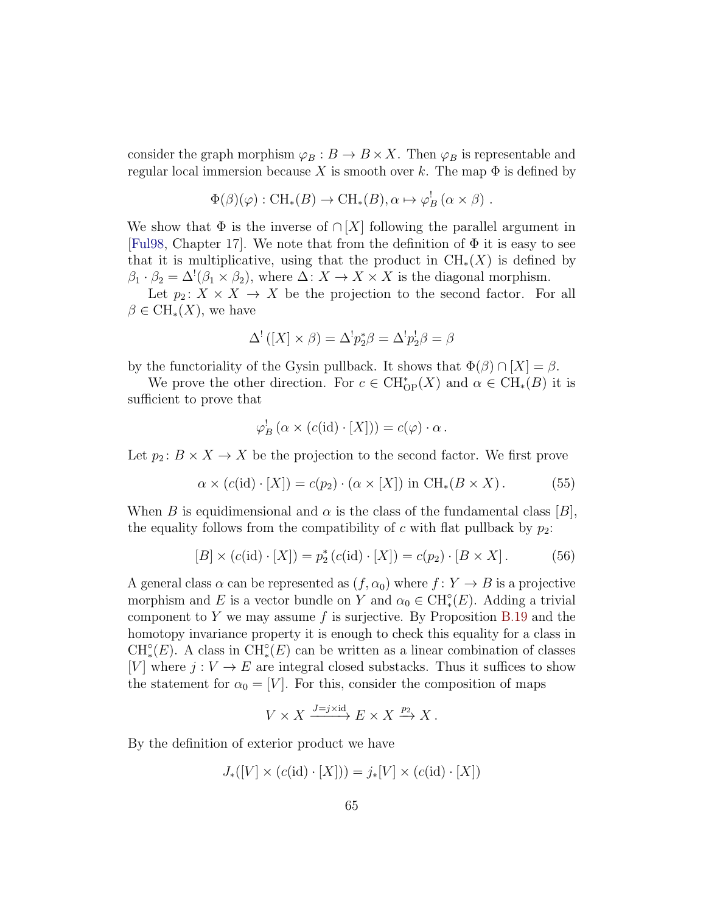consider the graph morphism $\varphi_B : B \to B \times X$. Then $\varphi_B$ is representable and regular local immersion because $X$ is smooth over $k$. The map $\Phi$ is defined by

$$\Phi(\beta)(\varphi) : \mathrm{CH}_*(B) \to \mathrm{CH}_*(B), \alpha \mapsto \varphi_B^!\left(\alpha \times \beta\right).$$

We show that $\Phi$ is the inverse of $\cap [X]$ following the parallel argument in [Ful98, Chapter 17]. We note that from the definition of $\Phi$ it is easy to see that it is multiplicative, using that the product in $\mathrm{CH}_*(X)$ is defined by $\beta_1 \cdot \beta_2 = \Delta^!(\beta_1 \times \beta_2)$, where $\Delta \colon X \to X \times X$ is the diagonal morphism.

Let $p_2 \colon X \times X \to X$ be the projection to the second factor. For all $\beta \in \mathrm{CH}_*(X)$, we have

$$\Delta^!\left([X] \times \beta\right) = \Delta^! p_2^* \beta = \Delta^! p_2^! \beta = \beta$$

by the functoriality of the Gysin pullback. It shows that $\Phi(\beta) \cap [X] = \beta$.

We prove the other direction. For $c \in \mathrm{CH}^*_{\mathrm{OP}}(X)$ and $\alpha \in \mathrm{CH}_*(B)$ it is sufficient to prove that

$$\varphi_B^!\left(\alpha \times (c(\mathrm{id}) \cdot [X])\right) = c(\varphi) \cdot \alpha\,.$$

Let $p_2 \colon B \times X \to X$ be the projection to the second factor. We first prove

$$\alpha \times (c(\mathrm{id}) \cdot [X]) = c(p_2) \cdot (\alpha \times [X]) \text{ in } \mathrm{CH}_*(B \times X)\,. \tag{55}$$

When $B$ is equidimensional and $\alpha$ is the class of the fundamental class $[B]$, the equality follows from the compatibility of $c$ with flat pullback by $p_2$:

$$[B] \times (c(\mathrm{id}) \cdot [X]) = p_2^*\left(c(\mathrm{id}) \cdot [X]\right) = c(p_2) \cdot [B \times X]\,. \tag{56}$$

A general class $\alpha$ can be represented as $(f, \alpha_0)$ where $f \colon Y \to B$ is a projective morphism and $E$ is a vector bundle on $Y$ and $\alpha_0 \in \mathrm{CH}^\circ_*(E)$. Adding a trivial component to $Y$ we may assume $f$ is surjective. By Proposition B.19 and the homotopy invariance property it is enough to check this equality for a class in $\mathrm{CH}^\circ_*(E)$. A class in $\mathrm{CH}^\circ_*(E)$ can be written as a linear combination of classes $[V]$ where $j : V \to E$ are integral closed substacks. Thus it suffices to show the statement for $\alpha_0 = [V]$. For this, consider the composition of maps

$$V \times X \xrightarrow{J = j \times \mathrm{id}} E \times X \xrightarrow{p_2} X\,.$$

By the definition of exterior product we have

$$J_*([V] \times (c(\mathrm{id}) \cdot [X])) = j_*[V] \times (c(\mathrm{id}) \cdot [X])$$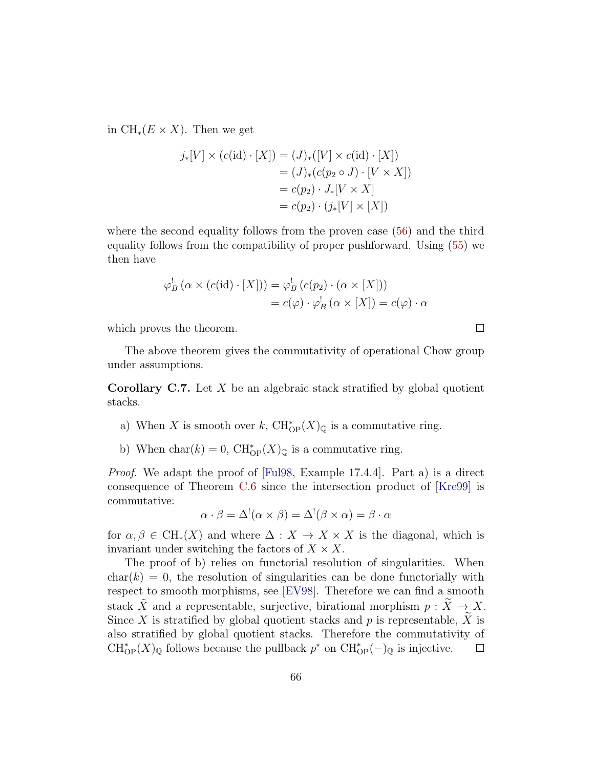in $\mathrm{CH}_*(E \times X)$. Then we get

$$\begin{aligned}
j_*[V] \times (c(\mathrm{id}) \cdot [X]) &= (J)_*([V] \times c(\mathrm{id}) \cdot [X]) \\
&= (J)_*(c(p_2 \circ J) \cdot [V \times X]) \\
&= c(p_2) \cdot J_*[V \times X] \\
&= c(p_2) \cdot (j_*[V] \times [X])
\end{aligned}$$

where the second equality follows from the proven case (56) and the third equality follows from the compatibility of proper pushforward. Using (55) we then have

$$\begin{aligned}
\varphi_B^! \left(\alpha \times (c(\mathrm{id}) \cdot [X])\right) &= \varphi_B^! \left(c(p_2) \cdot (\alpha \times [X])\right) \\
&= c(\varphi) \cdot \varphi_B^! \left(\alpha \times [X]\right) = c(\varphi) \cdot \alpha
\end{aligned}$$

which proves the theorem. □

The above theorem gives the commutativity of operational Chow group under assumptions.

**Corollary C.7.** Let $X$ be an algebraic stack stratified by global quotient stacks.

a) When $X$ is smooth over $k$, $\mathrm{CH}^*_{\mathrm{OP}}(X)_{\mathbb{Q}}$ is a commutative ring.

b) When $\mathrm{char}(k) = 0$, $\mathrm{CH}^*_{\mathrm{OP}}(X)_{\mathbb{Q}}$ is a commutative ring.

*Proof.* We adapt the proof of [Ful98, Example 17.4.4]. Part a) is a direct consequence of Theorem C.6 since the intersection product of [Kre99] is commutative:

$$\alpha \cdot \beta = \Delta^!(\alpha \times \beta) = \Delta^!(\beta \times \alpha) = \beta \cdot \alpha$$

for $\alpha, \beta \in \mathrm{CH}_*(X)$ and where $\Delta : X \to X \times X$ is the diagonal, which is invariant under switching the factors of $X \times X$.

The proof of b) relies on functorial resolution of singularities. When $\mathrm{char}(k) = 0$, the resolution of singularities can be done functorially with respect to smooth morphisms, see [EV98]. Therefore we can find a smooth stack $\tilde{X}$ and a representable, surjective, birational morphism $p : \widetilde{X} \to X$. Since $X$ is stratified by global quotient stacks and $p$ is representable, $\widetilde{X}$ is also stratified by global quotient stacks. Therefore the commutativity of $\mathrm{CH}^*_{\mathrm{OP}}(X)_{\mathbb{Q}}$ follows because the pullback $p^*$ on $\mathrm{CH}^*_{\mathrm{OP}}(-)_{\mathbb{Q}}$ is injective. □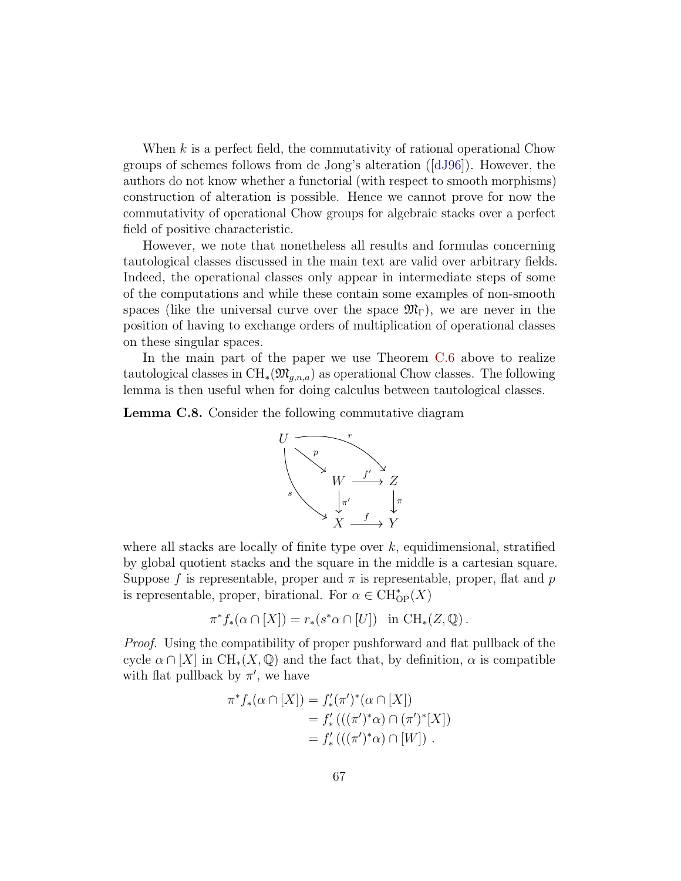When $k$ is a perfect field, the commutativity of rational operational Chow groups of schemes follows from de Jong's alteration ([dJ96]). However, the authors do not know whether a functorial (with respect to smooth morphisms) construction of alteration is possible. Hence we cannot prove for now the commutativity of operational Chow groups for algebraic stacks over a perfect field of positive characteristic.

However, we note that nonetheless all results and formulas concerning tautological classes discussed in the main text are valid over arbitrary fields. Indeed, the operational classes only appear in intermediate steps of some of the computations and while these contain some examples of non-smooth spaces (like the universal curve over the space $\mathfrak{M}_\Gamma$), we are never in the position of having to exchange orders of multiplication of operational classes on these singular spaces.

In the main part of the paper we use Theorem C.6 above to realize tautological classes in $\mathrm{CH}_*(\mathfrak{M}_{g,n,a})$ as operational Chow classes. The following lemma is then useful when for doing calculus between tautological classes.

**Lemma C.8.** Consider the following commutative diagram

$$\begin{array}{ccccc} U & & \xrightarrow{\quad r \quad} & & Z \\ & \searrow^{p} & & & \\ & & W & \xrightarrow{f'} & Z \\ & {}_{s}\searrow & \downarrow{\scriptstyle \pi'} & & \downarrow{\scriptstyle \pi} \\ & & X & \xrightarrow{f} & Y \end{array}$$

where all stacks are locally of finite type over $k$, equidimensional, stratified by global quotient stacks and the square in the middle is a cartesian square. Suppose $f$ is representable, proper and $\pi$ is representable, proper, flat and $p$ is representable, proper, birational. For $\alpha \in \mathrm{CH}^*_{\mathrm{OP}}(X)$

$$\pi^* f_*(\alpha \cap [X]) = r_*(s^*\alpha \cap [U]) \quad \text{in } \mathrm{CH}_*(Z, \mathbb{Q})\,.$$

*Proof.* Using the compatibility of proper pushforward and flat pullback of the cycle $\alpha \cap [X]$ in $\mathrm{CH}_*(X, \mathbb{Q})$ and the fact that, by definition, $\alpha$ is compatible with flat pullback by $\pi'$, we have

$$\begin{aligned} \pi^* f_*(\alpha \cap [X]) &= f'_*(\pi')^*(\alpha \cap [X]) \\ &= f'_*\left(((\pi')^*\alpha) \cap (\pi')^*[X]\right) \\ &= f'_*\left(((\pi')^*\alpha) \cap [W]\right)\,. \end{aligned}$$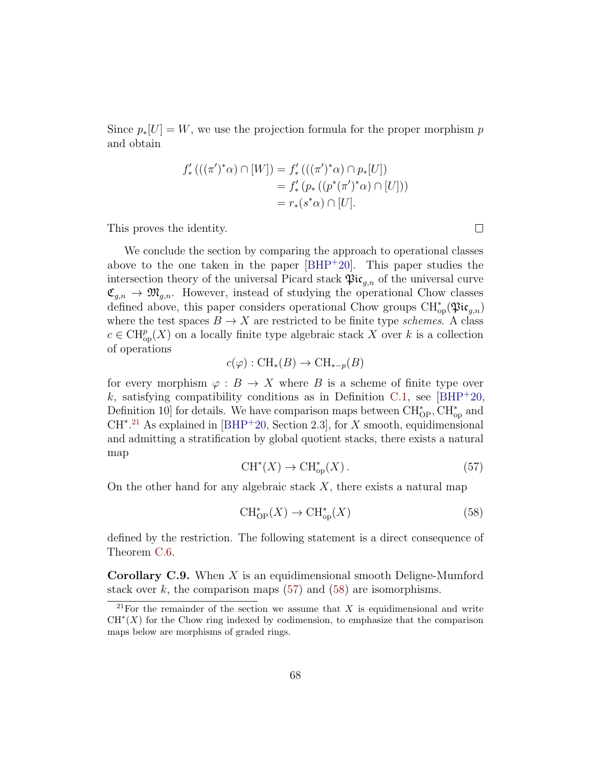Since $p_*[U] = W$, we use the projection formula for the proper morphism $p$ and obtain

$$
\begin{aligned}
f'_*\left(((\pi')^*\alpha) \cap [W]\right) &= f'_*\left(((\pi')^*\alpha) \cap p_*[U]\right) \\
&= f'_*\left(p_*\left((p^*(\pi')^*\alpha) \cap [U]\right)\right) \\
&= r_*(s^*\alpha) \cap [U].
\end{aligned}
$$

This proves the identity. $\square$

We conclude the section by comparing the approach to operational classes above to the one taken in the paper [BHP+20]. This paper studies the intersection theory of the universal Picard stack $\mathfrak{Pic}_{g,n}$ of the universal curve $\mathfrak{C}_{g,n} \to \mathfrak{M}_{g,n}$. However, instead of studying the operational Chow classes defined above, this paper considers operational Chow groups $\mathrm{CH}^*_{\mathrm{op}}(\mathfrak{Pic}_{g,n})$ where the test spaces $B \to X$ are restricted to be finite type *schemes*. A class $c \in \mathrm{CH}^p_{\mathrm{op}}(X)$ on a locally finite type algebraic stack $X$ over $k$ is a collection of operations

$$
c(\varphi) : \mathrm{CH}_*(B) \to \mathrm{CH}_{*-p}(B)
$$

for every morphism $\varphi : B \to X$ where $B$ is a scheme of finite type over $k$, satisfying compatibility conditions as in Definition C.1, see [BHP+20, Definition 10] for details. We have comparison maps between $\mathrm{CH}^*_{\mathrm{OP}}, \mathrm{CH}^*_{\mathrm{op}}$ and $\mathrm{CH}^*$.[21] As explained in [BHP+20, Section 2.3], for $X$ smooth, equidimensional and admitting a stratification by global quotient stacks, there exists a natural map

$$
\mathrm{CH}^*(X) \to \mathrm{CH}^*_{\mathrm{op}}(X)\,. \tag{57}
$$

On the other hand for any algebraic stack $X$, there exists a natural map

$$
\mathrm{CH}^*_{\mathrm{OP}}(X) \to \mathrm{CH}^*_{\mathrm{op}}(X) \tag{58}
$$

defined by the restriction. The following statement is a direct consequence of Theorem C.6.

**Corollary C.9.** When $X$ is an equidimensional smooth Deligne-Mumford stack over $k$, the comparison maps (57) and (58) are isomorphisms.

[21] For the remainder of the section we assume that $X$ is equidimensional and write $\mathrm{CH}^*(X)$ for the Chow ring indexed by codimension, to emphasize that the comparison maps below are morphisms of graded rings.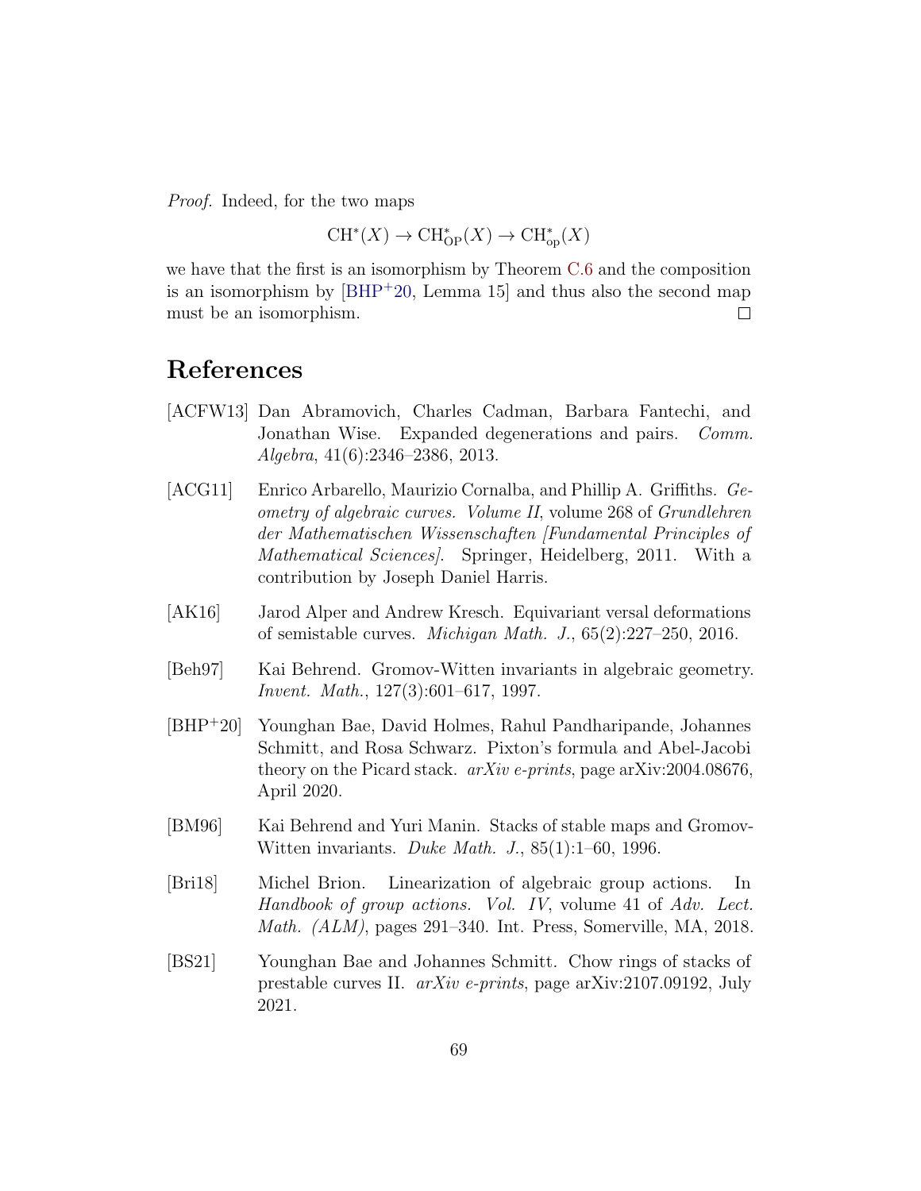*Proof.* Indeed, for the two maps

$$\mathrm{CH}^*(X) \to \mathrm{CH}^*_{\mathrm{OP}}(X) \to \mathrm{CH}^*_{\mathrm{op}}(X)$$

we have that the first is an isomorphism by Theorem C.6 and the composition is an isomorphism by [BHP+20, Lemma 15] and thus also the second map must be an isomorphism. □

# References

[ACFW13] Dan Abramovich, Charles Cadman, Barbara Fantechi, and Jonathan Wise. Expanded degenerations and pairs. *Comm. Algebra*, 41(6):2346–2386, 2013.

[ACG11] Enrico Arbarello, Maurizio Cornalba, and Phillip A. Griffiths. *Geometry of algebraic curves. Volume II*, volume 268 of *Grundlehren der Mathematischen Wissenschaften [Fundamental Principles of Mathematical Sciences]*. Springer, Heidelberg, 2011. With a contribution by Joseph Daniel Harris.

[AK16] Jarod Alper and Andrew Kresch. Equivariant versal deformations of semistable curves. *Michigan Math. J.*, 65(2):227–250, 2016.

[Beh97] Kai Behrend. Gromov-Witten invariants in algebraic geometry. *Invent. Math.*, 127(3):601–617, 1997.

[BHP+20] Younghan Bae, David Holmes, Rahul Pandharipande, Johannes Schmitt, and Rosa Schwarz. Pixton's formula and Abel-Jacobi theory on the Picard stack. *arXiv e-prints*, page arXiv:2004.08676, April 2020.

[BM96] Kai Behrend and Yuri Manin. Stacks of stable maps and Gromov-Witten invariants. *Duke Math. J.*, 85(1):1–60, 1996.

[Bri18] Michel Brion. Linearization of algebraic group actions. In *Handbook of group actions. Vol. IV*, volume 41 of *Adv. Lect. Math. (ALM)*, pages 291–340. Int. Press, Somerville, MA, 2018.

[BS21] Younghan Bae and Johannes Schmitt. Chow rings of stacks of prestable curves II. *arXiv e-prints*, page arXiv:2107.09192, July 2021.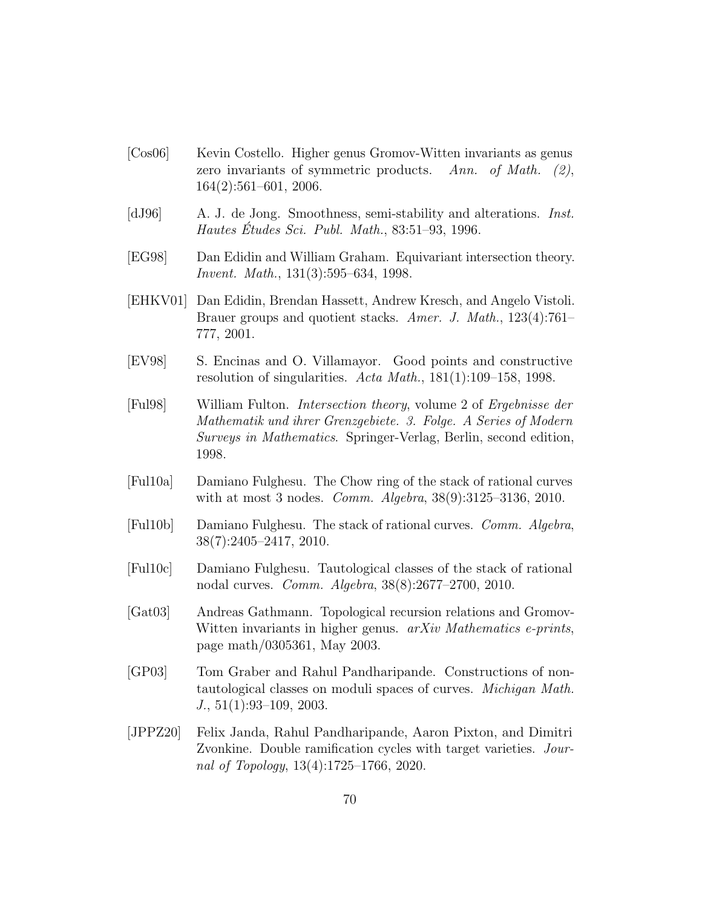[Cos06] Kevin Costello. Higher genus Gromov-Witten invariants as genus zero invariants of symmetric products. *Ann. of Math. (2)*, 164(2):561–601, 2006.

[dJ96] A. J. de Jong. Smoothness, semi-stability and alterations. *Inst. Hautes Études Sci. Publ. Math.*, 83:51–93, 1996.

[EG98] Dan Edidin and William Graham. Equivariant intersection theory. *Invent. Math.*, 131(3):595–634, 1998.

[EHKV01] Dan Edidin, Brendan Hassett, Andrew Kresch, and Angelo Vistoli. Brauer groups and quotient stacks. *Amer. J. Math.*, 123(4):761–777, 2001.

[EV98] S. Encinas and O. Villamayor. Good points and constructive resolution of singularities. *Acta Math.*, 181(1):109–158, 1998.

[Ful98] William Fulton. *Intersection theory*, volume 2 of *Ergebnisse der Mathematik und ihrer Grenzgebiete. 3. Folge. A Series of Modern Surveys in Mathematics*. Springer-Verlag, Berlin, second edition, 1998.

[Ful10a] Damiano Fulghesu. The Chow ring of the stack of rational curves with at most 3 nodes. *Comm. Algebra*, 38(9):3125–3136, 2010.

[Ful10b] Damiano Fulghesu. The stack of rational curves. *Comm. Algebra*, 38(7):2405–2417, 2010.

[Ful10c] Damiano Fulghesu. Tautological classes of the stack of rational nodal curves. *Comm. Algebra*, 38(8):2677–2700, 2010.

[Gat03] Andreas Gathmann. Topological recursion relations and Gromov-Witten invariants in higher genus. *arXiv Mathematics e-prints*, page math/0305361, May 2003.

[GP03] Tom Graber and Rahul Pandharipande. Constructions of nontautological classes on moduli spaces of curves. *Michigan Math. J.*, 51(1):93–109, 2003.

[JPPZ20] Felix Janda, Rahul Pandharipande, Aaron Pixton, and Dimitri Zvonkine. Double ramification cycles with target varieties. *Journal of Topology*, 13(4):1725–1766, 2020.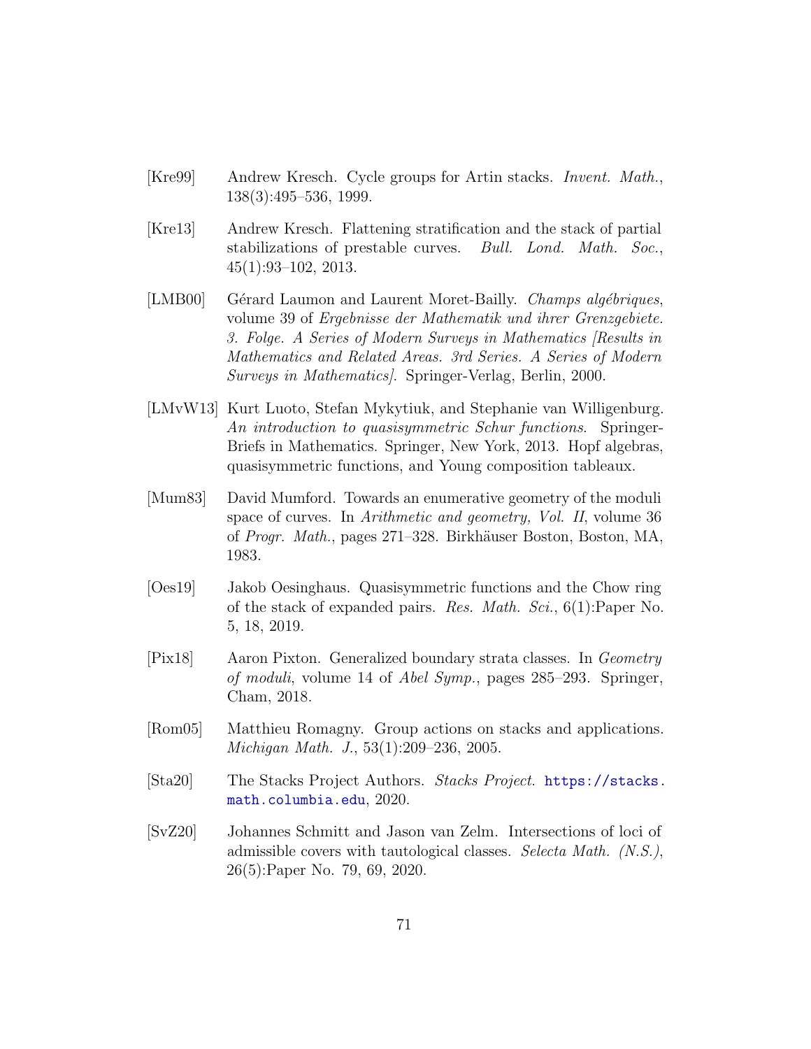[Kre99] Andrew Kresch. Cycle groups for Artin stacks. *Invent. Math.*, 138(3):495–536, 1999.

[Kre13] Andrew Kresch. Flattening stratification and the stack of partial stabilizations of prestable curves. *Bull. Lond. Math. Soc.*, 45(1):93–102, 2013.

[LMB00] Gérard Laumon and Laurent Moret-Bailly. *Champs algébriques*, volume 39 of *Ergebnisse der Mathematik und ihrer Grenzgebiete. 3. Folge. A Series of Modern Surveys in Mathematics [Results in Mathematics and Related Areas. 3rd Series. A Series of Modern Surveys in Mathematics]*. Springer-Verlag, Berlin, 2000.

[LMvW13] Kurt Luoto, Stefan Mykytiuk, and Stephanie van Willigenburg. *An introduction to quasisymmetric Schur functions*. SpringerBriefs in Mathematics. Springer, New York, 2013. Hopf algebras, quasisymmetric functions, and Young composition tableaux.

[Mum83] David Mumford. Towards an enumerative geometry of the moduli space of curves. In *Arithmetic and geometry, Vol. II*, volume 36 of *Progr. Math.*, pages 271–328. Birkhäuser Boston, Boston, MA, 1983.

[Oes19] Jakob Oesinghaus. Quasisymmetric functions and the Chow ring of the stack of expanded pairs. *Res. Math. Sci.*, 6(1):Paper No. 5, 18, 2019.

[Pix18] Aaron Pixton. Generalized boundary strata classes. In *Geometry of moduli*, volume 14 of *Abel Symp.*, pages 285–293. Springer, Cham, 2018.

[Rom05] Matthieu Romagny. Group actions on stacks and applications. *Michigan Math. J.*, 53(1):209–236, 2005.

[Sta20] The Stacks Project Authors. *Stacks Project*. https://stacks.math.columbia.edu, 2020.

[SvZ20] Johannes Schmitt and Jason van Zelm. Intersections of loci of admissible covers with tautological classes. *Selecta Math. (N.S.)*, 26(5):Paper No. 79, 69, 2020.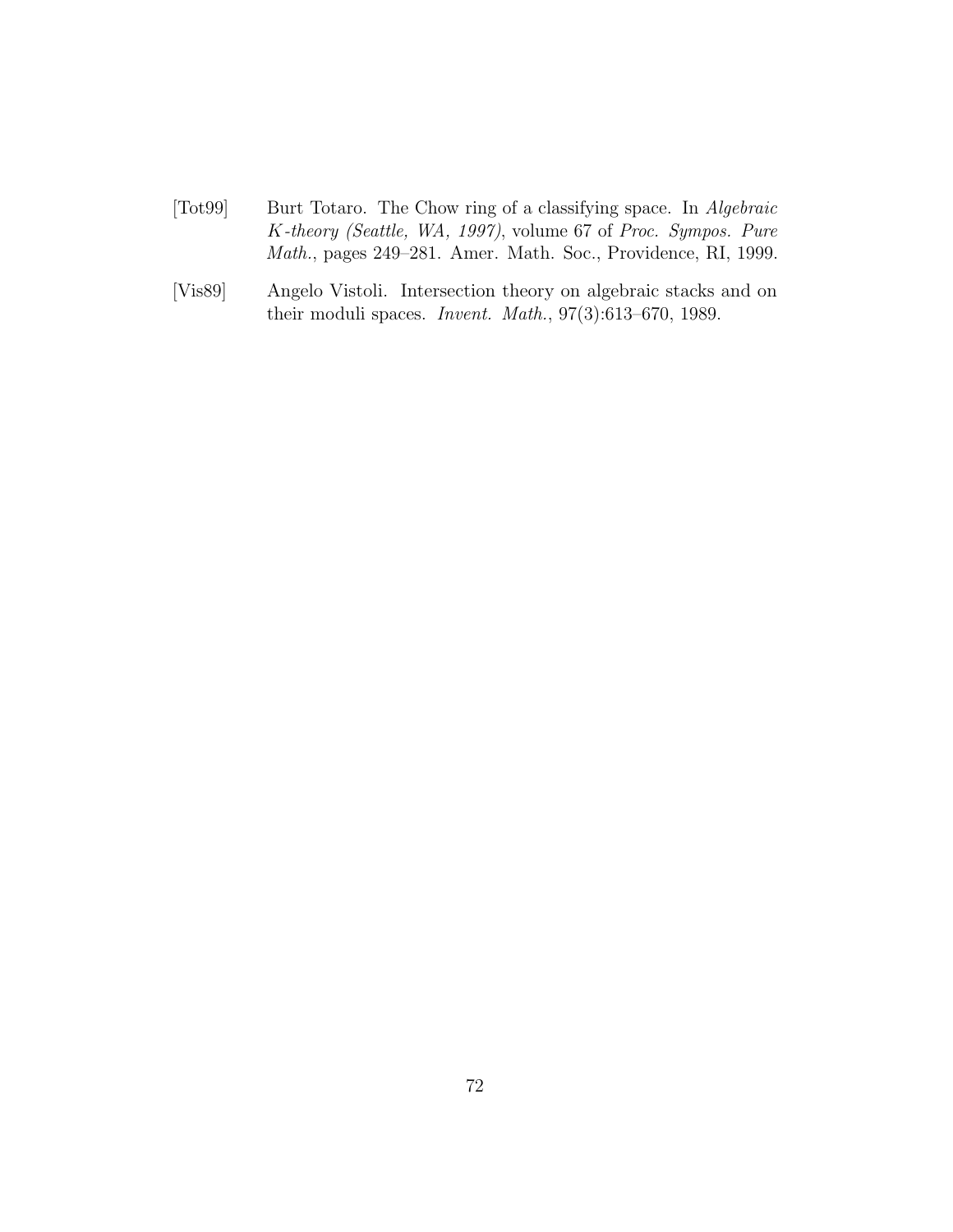[Tot99] Burt Totaro. The Chow ring of a classifying space. In *Algebraic K-theory (Seattle, WA, 1997)*, volume 67 of *Proc. Sympos. Pure Math.*, pages 249–281. Amer. Math. Soc., Providence, RI, 1999.

[Vis89] Angelo Vistoli. Intersection theory on algebraic stacks and on their moduli spaces. *Invent. Math.*, 97(3):613–670, 1989.